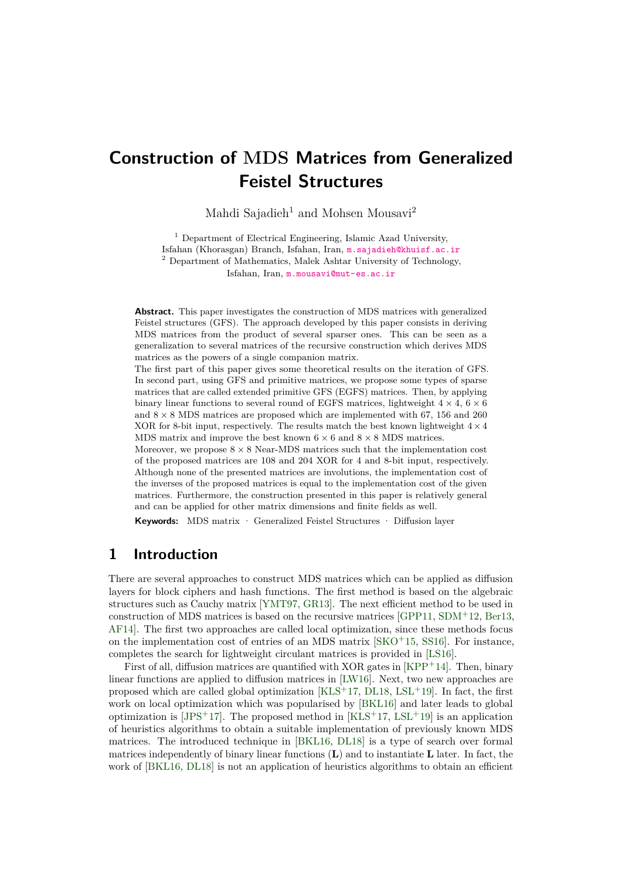# Construction of MDS Matrices from Generalized Feistel Structures

Mahdi Sajadieh[1] and Mohsen Mousavi[2]

[1] Department of Electrical Engineering, Islamic Azad University, Isfahan (Khorasgan) Branch, Isfahan, Iran, m.sajadieh@khuisf.ac.ir

[2] Department of Mathematics, Malek Ashtar University of Technology, Isfahan, Iran, m.mousavi@mut-es.ac.ir

**Abstract.** This paper investigates the construction of MDS matrices with generalized Feistel structures (GFS). The approach developed by this paper consists in deriving MDS matrices from the product of several sparser ones. This can be seen as a generalization to several matrices of the recursive construction which derives MDS matrices as the powers of a single companion matrix.

The first part of this paper gives some theoretical results on the iteration of GFS. In second part, using GFS and primitive matrices, we propose some types of sparse matrices that are called extended primitive GFS (EGFS) matrices. Then, by applying binary linear functions to several round of EGFS matrices, lightweight $4 \times 4$, $6 \times 6$ and $8 \times 8$ MDS matrices are proposed which are implemented with 67, 156 and 260 XOR for 8-bit input, respectively. The results match the best known lightweight $4 \times 4$ MDS matrix and improve the best known $6 \times 6$ and $8 \times 8$ MDS matrices.

Moreover, we propose $8 \times 8$ Near-MDS matrices such that the implementation cost of the proposed matrices are 108 and 204 XOR for 4 and 8-bit input, respectively. Although none of the presented matrices are involutions, the implementation cost of the inverses of the proposed matrices is equal to the implementation cost of the given matrices. Furthermore, the construction presented in this paper is relatively general and can be applied for other matrix dimensions and finite fields as well.

**Keywords:** MDS matrix · Generalized Feistel Structures · Diffusion layer

## 1 Introduction

There are several approaches to construct MDS matrices which can be applied as diffusion layers for block ciphers and hash functions. The first method is based on the algebraic structures such as Cauchy matrix [YMT97, GR13]. The next efficient method to be used in construction of MDS matrices is based on the recursive matrices [GPP11, SDM+12, Ber13, AF14]. The first two approaches are called local optimization, since these methods focus on the implementation cost of entries of an MDS matrix [SKO+15, SS16]. For instance, completes the search for lightweight circulant matrices is provided in [LS16].

First of all, diffusion matrices are quantified with XOR gates in [KPP+14]. Then, binary linear functions are applied to diffusion matrices in [LW16]. Next, two new approaches are proposed which are called global optimization [KLS+17, DL18, LSL+19]. In fact, the first work on local optimization which was popularised by [BKL16] and later leads to global optimization is [JPS+17]. The proposed method in [KLS+17, LSL+19] is an application of heuristics algorithms to obtain a suitable implementation of previously known MDS matrices. The introduced technique in [BKL16, DL18] is a type of search over formal matrices independently of binary linear functions (**L**) and to instantiate **L** later. In fact, the work of [BKL16, DL18] is not an application of heuristics algorithms to obtain an efficient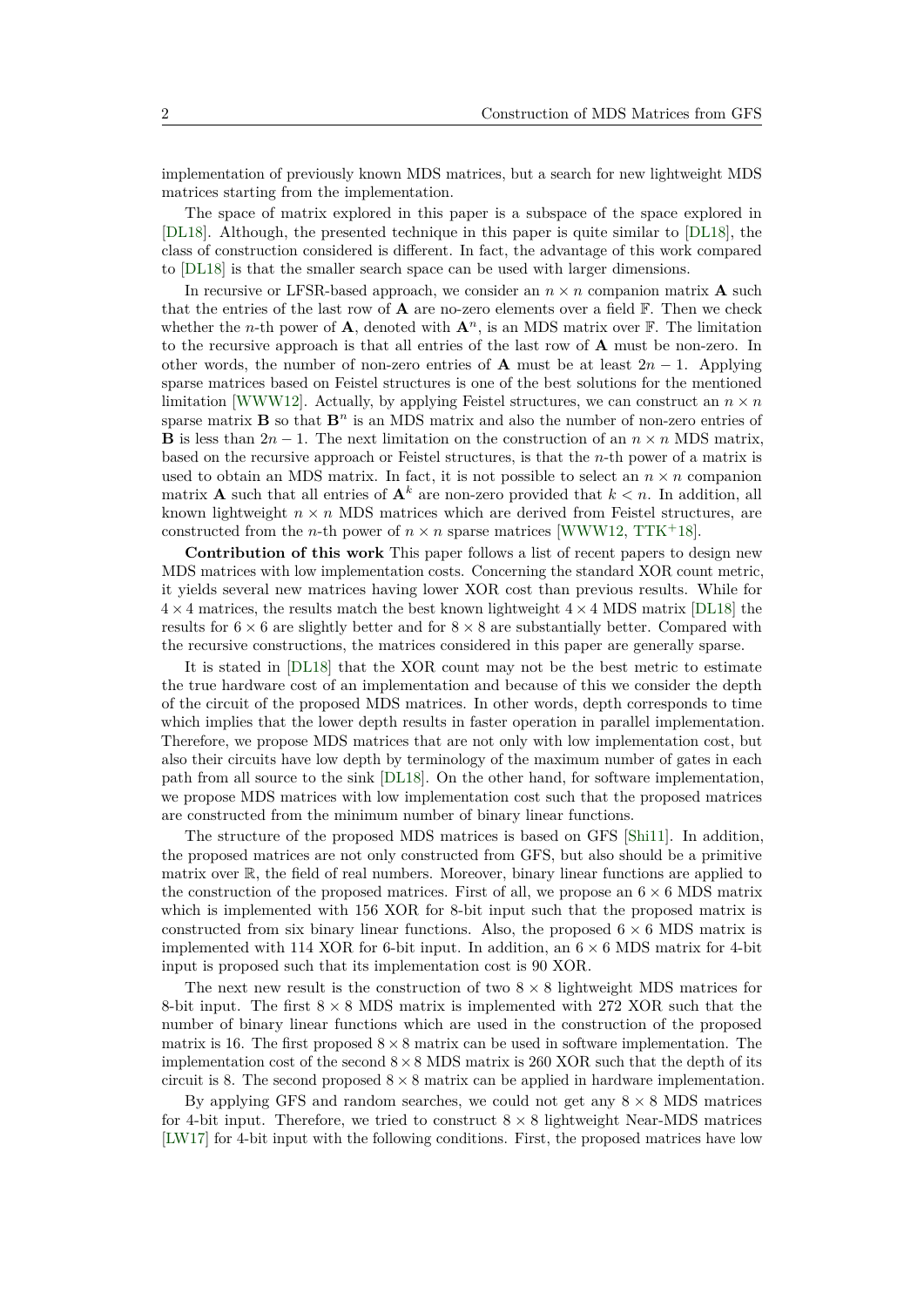implementation of previously known MDS matrices, but a search for new lightweight MDS matrices starting from the implementation.

The space of matrix explored in this paper is a subspace of the space explored in [DL18]. Although, the presented technique in this paper is quite similar to [DL18], the class of construction considered is different. In fact, the advantage of this work compared to [DL18] is that the smaller search space can be used with larger dimensions.

In recursive or LFSR-based approach, we consider an $n \times n$ companion matrix $\mathbf{A}$ such that the entries of the last row of $\mathbf{A}$ are no-zero elements over a field $\mathbb{F}$. Then we check whether the $n$-th power of $\mathbf{A}$, denoted with $\mathbf{A}^n$, is an MDS matrix over $\mathbb{F}$. The limitation to the recursive approach is that all entries of the last row of $\mathbf{A}$ must be non-zero. In other words, the number of non-zero entries of $\mathbf{A}$ must be at least $2n - 1$. Applying sparse matrices based on Feistel structures is one of the best solutions for the mentioned limitation [WWW12]. Actually, by applying Feistel structures, we can construct an $n \times n$ sparse matrix $\mathbf{B}$ so that $\mathbf{B}^n$ is an MDS matrix and also the number of non-zero entries of $\mathbf{B}$ is less than $2n - 1$. The next limitation on the construction of an $n \times n$ MDS matrix, based on the recursive approach or Feistel structures, is that the $n$-th power of a matrix is used to obtain an MDS matrix. In fact, it is not possible to select an $n \times n$ companion matrix $\mathbf{A}$ such that all entries of $\mathbf{A}^k$ are non-zero provided that $k < n$. In addition, all known lightweight $n \times n$ MDS matrices which are derived from Feistel structures, are constructed from the $n$-th power of $n \times n$ sparse matrices [WWW12, TTK+18].

**Contribution of this work** This paper follows a list of recent papers to design new MDS matrices with low implementation costs. Concerning the standard XOR count metric, it yields several new matrices having lower XOR cost than previous results. While for $4 \times 4$ matrices, the results match the best known lightweight $4 \times 4$ MDS matrix [DL18] the results for $6 \times 6$ are slightly better and for $8 \times 8$ are substantially better. Compared with the recursive constructions, the matrices considered in this paper are generally sparse.

It is stated in [DL18] that the XOR count may not be the best metric to estimate the true hardware cost of an implementation and because of this we consider the depth of the circuit of the proposed MDS matrices. In other words, depth corresponds to time which implies that the lower depth results in faster operation in parallel implementation. Therefore, we propose MDS matrices that are not only with low implementation cost, but also their circuits have low depth by terminology of the maximum number of gates in each path from all source to the sink [DL18]. On the other hand, for software implementation, we propose MDS matrices with low implementation cost such that the proposed matrices are constructed from the minimum number of binary linear functions.

The structure of the proposed MDS matrices is based on GFS [Shi11]. In addition, the proposed matrices are not only constructed from GFS, but also should be a primitive matrix over $\mathbb{R}$, the field of real numbers. Moreover, binary linear functions are applied to the construction of the proposed matrices. First of all, we propose an $6 \times 6$ MDS matrix which is implemented with 156 XOR for 8-bit input such that the proposed matrix is constructed from six binary linear functions. Also, the proposed $6 \times 6$ MDS matrix is implemented with 114 XOR for 6-bit input. In addition, an $6 \times 6$ MDS matrix for 4-bit input is proposed such that its implementation cost is 90 XOR.

The next new result is the construction of two $8 \times 8$ lightweight MDS matrices for 8-bit input. The first $8 \times 8$ MDS matrix is implemented with 272 XOR such that the number of binary linear functions which are used in the construction of the proposed matrix is 16. The first proposed $8 \times 8$ matrix can be used in software implementation. The implementation cost of the second $8 \times 8$ MDS matrix is 260 XOR such that the depth of its circuit is 8. The second proposed $8 \times 8$ matrix can be applied in hardware implementation.

By applying GFS and random searches, we could not get any $8 \times 8$ MDS matrices for 4-bit input. Therefore, we tried to construct $8 \times 8$ lightweight Near-MDS matrices [LW17] for 4-bit input with the following conditions. First, the proposed matrices have low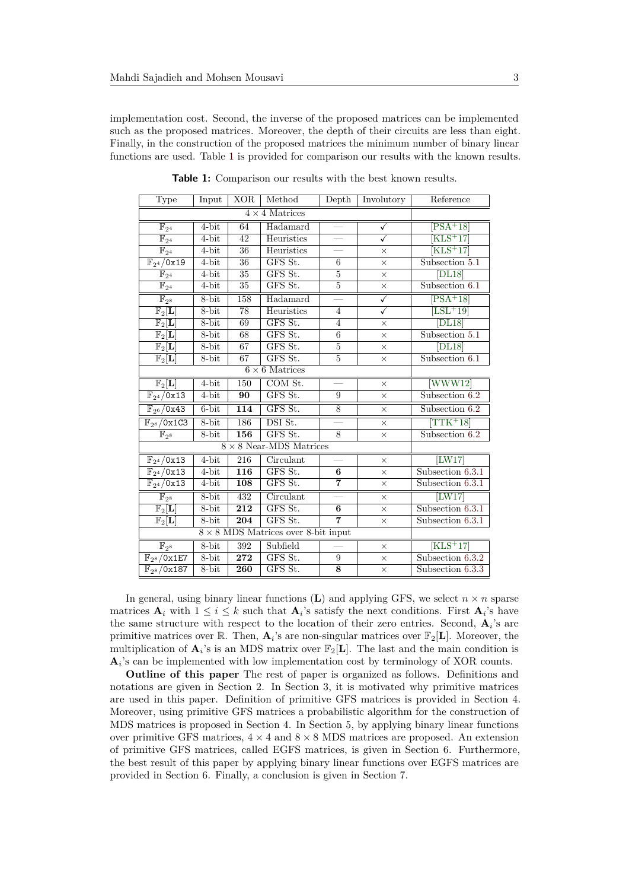implementation cost. Second, the inverse of the proposed matrices can be implemented such as the proposed matrices. Moreover, the depth of their circuits are less than eight. Finally, in the construction of the proposed matrices the minimum number of binary linear functions are used. Table 1 is provided for comparison our results with the known results.

**Table 1:** Comparison our results with the best known results.

| Type | Input | XOR | Method | Depth | Involutory | Reference |
|---|---|---|---|---|---|---|
| $4 \times 4$ Matrices | | | | | | |
| $\mathbb{F}_{2^4}$ | 4-bit | 64 | Hadamard | — | ✓ | [PSA+18] |
| $\mathbb{F}_{2^4}$ | 4-bit | 42 | Heuristics | — | ✓ | [KLS+17] |
| $\mathbb{F}_{2^4}$ | 4-bit | 36 | Heuristics | — | × | [KLS+17] |
| $\mathbb{F}_{2^4}$/0x19 | 4-bit | 36 | GFS St. | 6 | × | Subsection 5.1 |
| $\mathbb{F}_{2^4}$ | 4-bit | 35 | GFS St. | 5 | × | [DL18] |
| $\mathbb{F}_{2^4}$ | 4-bit | 35 | GFS St. | 5 | × | Subsection 6.1 |
| $\mathbb{F}_{2^8}$ | 8-bit | 158 | Hadamard | — | ✓ | [PSA+18] |
| $\mathbb{F}_2[\mathbf{L}]$ | 8-bit | 78 | Heuristics | 4 | ✓ | [LSL+19] |
| $\mathbb{F}_2[\mathbf{L}]$ | 8-bit | 69 | GFS St. | 4 | × | [DL18] |
| $\mathbb{F}_2[\mathbf{L}]$ | 8-bit | 68 | GFS St. | 6 | × | Subsection 5.1 |
| $\mathbb{F}_2[\mathbf{L}]$ | 8-bit | 67 | GFS St. | 5 | × | [DL18] |
| $\mathbb{F}_2[\mathbf{L}]$ | 8-bit | 67 | GFS St. | 5 | × | Subsection 6.1 |
| $6 \times 6$ Matrices | | | | | | |
| $\mathbb{F}_2[\mathbf{L}]$ | 4-bit | 150 | COM St. | — | × | [WWW12] |
| $\mathbb{F}_{2^4}$/0x13 | 4-bit | **90** | GFS St. | 9 | × | Subsection 6.2 |
| $\mathbb{F}_{2^6}$/0x43 | 6-bit | **114** | GFS St. | 8 | × | Subsection 6.2 |
| $\mathbb{F}_{2^8}$/0x1C3 | 8-bit | 186 | DSI St. | — | × | [TTK+18] |
| $\mathbb{F}_{2^8}$ | 8-bit | **156** | GFS St. | 8 | × | Subsection 6.2 |
| $8 \times 8$ Near-MDS Matrices | | | | | | |
| $\mathbb{F}_{2^4}$/0x13 | 4-bit | 216 | Circulant | — | × | [LW17] |
| $\mathbb{F}_{2^4}$/0x13 | 4-bit | **116** | GFS St. | **6** | × | Subsection 6.3.1 |
| $\mathbb{F}_{2^4}$/0x13 | 4-bit | **108** | GFS St. | **7** | × | Subsection 6.3.1 |
| $\mathbb{F}_{2^8}$ | 8-bit | 432 | Circulant | — | × | [LW17] |
| $\mathbb{F}_2[\mathbf{L}]$ | 8-bit | **212** | GFS St. | **6** | × | Subsection 6.3.1 |
| $\mathbb{F}_2[\mathbf{L}]$ | 8-bit | **204** | GFS St. | **7** | × | Subsection 6.3.1 |
| $8 \times 8$ MDS Matrices over 8-bit input | | | | | | |
| $\mathbb{F}_{2^8}$ | 8-bit | 392 | Subfield | — | × | [KLS+17] |
| $\mathbb{F}_{2^8}$/0x1E7 | 8-bit | **272** | GFS St. | 9 | × | Subsection 6.3.2 |
| $\mathbb{F}_{2^8}$/0x187 | 8-bit | **260** | GFS St. | **8** | × | Subsection 6.3.3 |

In general, using binary linear functions ($\mathbf{L}$) and applying GFS, we select $n \times n$ sparse matrices $\mathbf{A}_i$ with $1 \leq i \leq k$ such that $\mathbf{A}_i$'s satisfy the next conditions. First $\mathbf{A}_i$'s have the same structure with respect to the location of their zero entries. Second, $\mathbf{A}_i$'s are primitive matrices over $\mathbb{R}$. Then, $\mathbf{A}_i$'s are non-singular matrices over $\mathbb{F}_2[\mathbf{L}]$. Moreover, the multiplication of $\mathbf{A}_i$'s is an MDS matrix over $\mathbb{F}_2[\mathbf{L}]$. The last and the main condition is $\mathbf{A}_i$'s can be implemented with low implementation cost by terminology of XOR counts.

**Outline of this paper** The rest of paper is organized as follows. Definitions and notations are given in Section 2. In Section 3, it is motivated why primitive matrices are used in this paper. Definition of primitive GFS matrices is provided in Section 4. Moreover, using primitive GFS matrices a probabilistic algorithm for the construction of MDS matrices is proposed in Section 4. In Section 5, by applying binary linear functions over primitive GFS matrices, $4 \times 4$ and $8 \times 8$ MDS matrices are proposed. An extension of primitive GFS matrices, called EGFS matrices, is given in Section 6. Furthermore, the best result of this paper by applying binary linear functions over EGFS matrices are provided in Section 6. Finally, a conclusion is given in Section 7.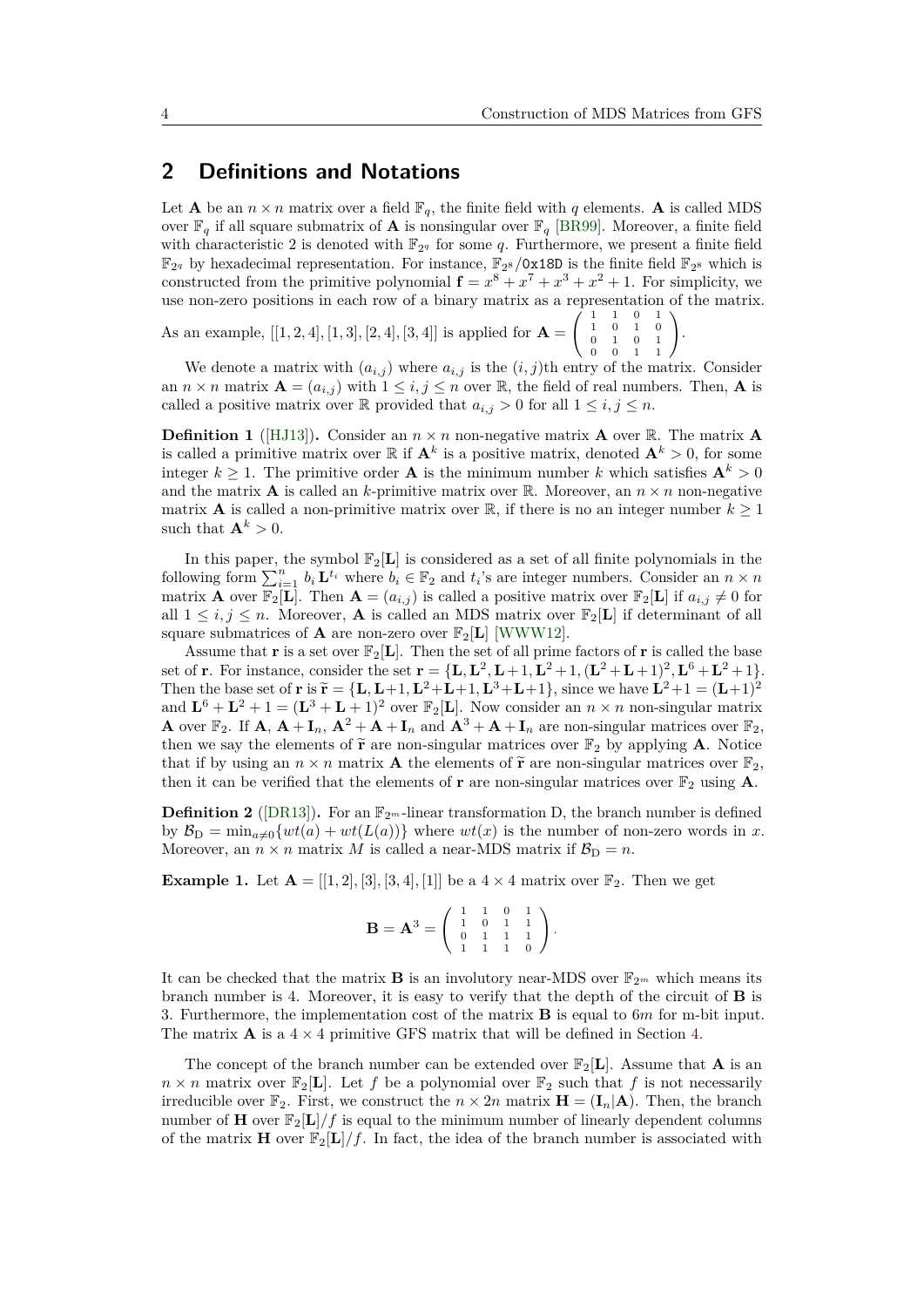## 2 Definitions and Notations

Let $\mathbf{A}$ be an $n \times n$ matrix over a field $\mathbb{F}_q$, the finite field with $q$ elements. $\mathbf{A}$ is called MDS over $\mathbb{F}_q$ if all square submatrix of $\mathbf{A}$ is nonsingular over $\mathbb{F}_q$ [BR99]. Moreover, a finite field with characteristic 2 is denoted with $\mathbb{F}_{2^q}$ for some $q$. Furthermore, we present a finite field $\mathbb{F}_{2^q}$ by hexadecimal representation. For instance, $\mathbb{F}_{2^8}/\texttt{0x18D}$ is the finite field $\mathbb{F}_{2^8}$ which is constructed from the primitive polynomial $\mathbf{f} = x^8 + x^7 + x^3 + x^2 + 1$. For simplicity, we use non-zero positions in each row of a binary matrix as a representation of the matrix. As an example, $[[1, 2, 4], [1, 3], [2, 4], [3, 4]]$ is applied for $\mathbf{A} = \begin{pmatrix} 1 & 1 & 0 & 1 \\ 1 & 0 & 1 & 0 \\ 0 & 1 & 0 & 1 \\ 0 & 0 & 1 & 1 \end{pmatrix}$.

We denote a matrix with $(a_{i,j})$ where $a_{i,j}$ is the $(i, j)$th entry of the matrix. Consider an $n \times n$ matrix $\mathbf{A} = (a_{i,j})$ with $1 \leq i, j \leq n$ over $\mathbb{R}$, the field of real numbers. Then, $\mathbf{A}$ is called a positive matrix over $\mathbb{R}$ provided that $a_{i,j} > 0$ for all $1 \leq i, j \leq n$.

**Definition 1** ([HJ13])**.** Consider an $n \times n$ non-negative matrix $\mathbf{A}$ over $\mathbb{R}$. The matrix $\mathbf{A}$ is called a primitive matrix over $\mathbb{R}$ if $\mathbf{A}^k$ is a positive matrix, denoted $\mathbf{A}^k > 0$, for some integer $k \geq 1$. The primitive order $\mathbf{A}$ is the minimum number $k$ which satisfies $\mathbf{A}^k > 0$ and the matrix $\mathbf{A}$ is called an $k$-primitive matrix over $\mathbb{R}$. Moreover, an $n \times n$ non-negative matrix $\mathbf{A}$ is called a non-primitive matrix over $\mathbb{R}$, if there is no an integer number $k \geq 1$ such that $\mathbf{A}^k > 0$.

In this paper, the symbol $\mathbb{F}_2[\mathbf{L}]$ is considered as a set of all finite polynomials in the following form $\sum_{i=1}^{n} b_i \mathbf{L}^{t_i}$ where $b_i \in \mathbb{F}_2$ and $t_i$'s are integer numbers. Consider an $n \times n$ matrix $\mathbf{A}$ over $\mathbb{F}_2[\mathbf{L}]$. Then $\mathbf{A} = (a_{i,j})$ is called a positive matrix over $\mathbb{F}_2[\mathbf{L}]$ if $a_{i,j} \neq 0$ for all $1 \leq i, j \leq n$. Moreover, $\mathbf{A}$ is called an MDS matrix over $\mathbb{F}_2[\mathbf{L}]$ if determinant of all square submatrices of $\mathbf{A}$ are non-zero over $\mathbb{F}_2[\mathbf{L}]$ [WWW12].

Assume that $\mathbf{r}$ is a set over $\mathbb{F}_2[\mathbf{L}]$. Then the set of all prime factors of $\mathbf{r}$ is called the base set of $\mathbf{r}$. For instance, consider the set $\mathbf{r} = \{\mathbf{L}, \mathbf{L}^2, \mathbf{L}+1, \mathbf{L}^2+1, (\mathbf{L}^2+\mathbf{L}+1)^2, \mathbf{L}^6+\mathbf{L}^2+1\}$. Then the base set of $\mathbf{r}$ is $\widetilde{\mathbf{r}} = \{\mathbf{L}, \mathbf{L}+1, \mathbf{L}^2+\mathbf{L}+1, \mathbf{L}^3+\mathbf{L}+1\}$, since we have $\mathbf{L}^2+1 = (\mathbf{L}+1)^2$ and $\mathbf{L}^6 + \mathbf{L}^2 + 1 = (\mathbf{L}^3 + \mathbf{L} + 1)^2$ over $\mathbb{F}_2[\mathbf{L}]$. Now consider an $n \times n$ non-singular matrix $\mathbf{A}$ over $\mathbb{F}_2$. If $\mathbf{A}$, $\mathbf{A} + \mathbf{I}_n$, $\mathbf{A}^2 + \mathbf{A} + \mathbf{I}_n$ and $\mathbf{A}^3 + \mathbf{A} + \mathbf{I}_n$ are non-singular matrices over $\mathbb{F}_2$, then we say the elements of $\widetilde{\mathbf{r}}$ are non-singular matrices over $\mathbb{F}_2$ by applying $\mathbf{A}$. Notice that if by using an $n \times n$ matrix $\mathbf{A}$ the elements of $\widetilde{\mathbf{r}}$ are non-singular matrices over $\mathbb{F}_2$, then it can be verified that the elements of $\mathbf{r}$ are non-singular matrices over $\mathbb{F}_2$ using $\mathbf{A}$.

**Definition 2** ([DR13])**.** For an $\mathbb{F}_{2^m}$-linear transformation D, the branch number is defined by $\mathcal{B}_{\mathrm{D}} = \min_{a \neq 0}\{wt(a) + wt(L(a))\}$ where $wt(x)$ is the number of non-zero words in $x$. Moreover, an $n \times n$ matrix $M$ is called a near-MDS matrix if $\mathcal{B}_{\mathrm{D}} = n$.

**Example 1.** Let $\mathbf{A} = [[1, 2], [3], [3, 4], [1]]$ be a $4 \times 4$ matrix over $\mathbb{F}_2$. Then we get

$$\mathbf{B} = \mathbf{A}^3 = \begin{pmatrix} 1 & 1 & 0 & 1 \\ 1 & 0 & 1 & 1 \\ 0 & 1 & 1 & 1 \\ 1 & 1 & 1 & 0 \end{pmatrix}.$$

It can be checked that the matrix $\mathbf{B}$ is an involutory near-MDS over $\mathbb{F}_{2^m}$ which means its branch number is 4. Moreover, it is easy to verify that the depth of the circuit of $\mathbf{B}$ is 3. Furthermore, the implementation cost of the matrix $\mathbf{B}$ is equal to $6m$ for m-bit input. The matrix $\mathbf{A}$ is a $4 \times 4$ primitive GFS matrix that will be defined in Section 4.

The concept of the branch number can be extended over $\mathbb{F}_2[\mathbf{L}]$. Assume that $\mathbf{A}$ is an $n \times n$ matrix over $\mathbb{F}_2[\mathbf{L}]$. Let $f$ be a polynomial over $\mathbb{F}_2$ such that $f$ is not necessarily irreducible over $\mathbb{F}_2$. First, we construct the $n \times 2n$ matrix $\mathbf{H} = (\mathbf{I}_n|\mathbf{A})$. Then, the branch number of $\mathbf{H}$ over $\mathbb{F}_2[\mathbf{L}]/f$ is equal to the minimum number of linearly dependent columns of the matrix $\mathbf{H}$ over $\mathbb{F}_2[\mathbf{L}]/f$. In fact, the idea of the branch number is associated with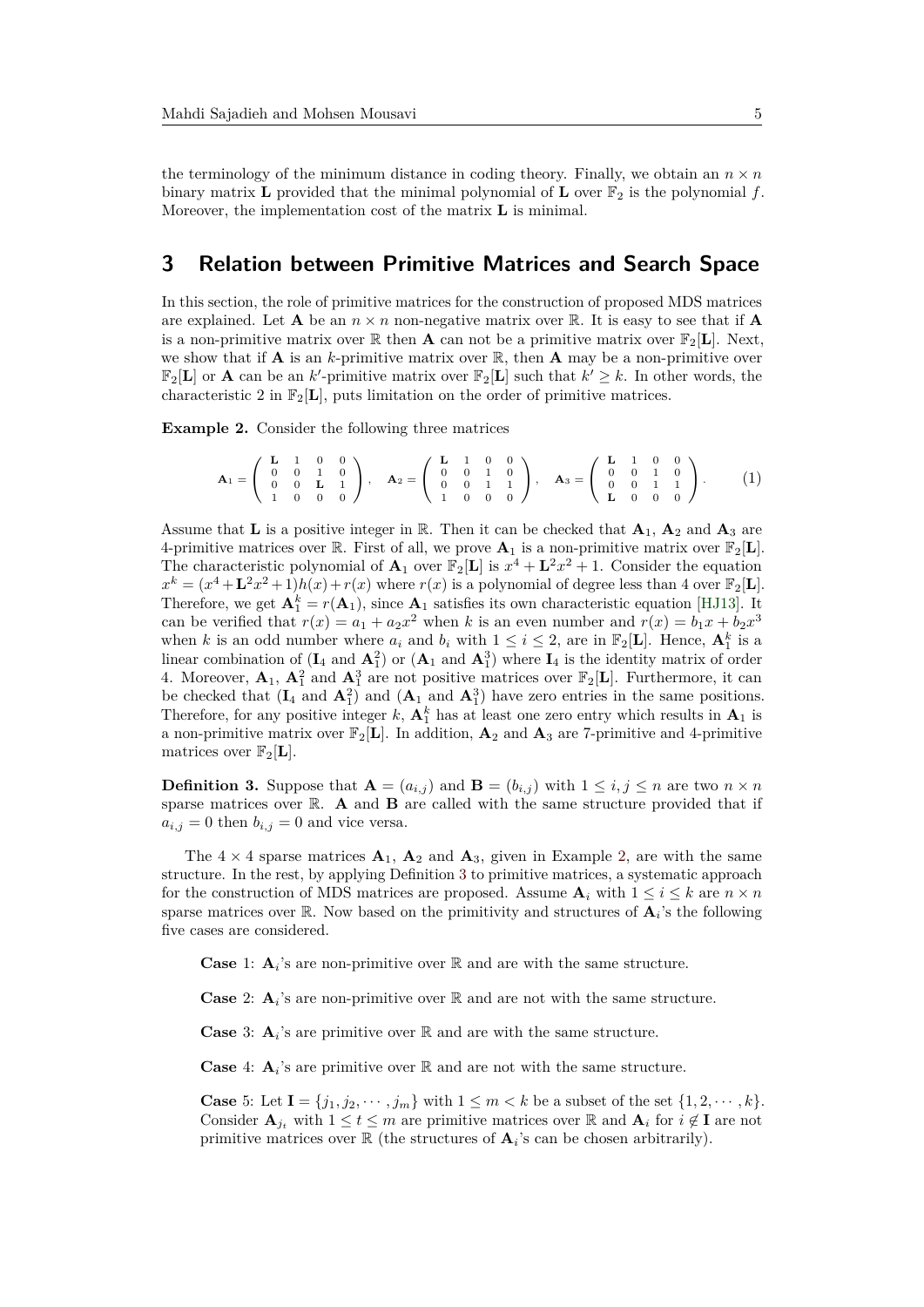the terminology of the minimum distance in coding theory. Finally, we obtain an $n \times n$ binary matrix $\mathbf{L}$ provided that the minimal polynomial of $\mathbf{L}$ over $\mathbb{F}_2$ is the polynomial $f$. Moreover, the implementation cost of the matrix $\mathbf{L}$ is minimal.

## 3 Relation between Primitive Matrices and Search Space

In this section, the role of primitive matrices for the construction of proposed MDS matrices are explained. Let $\mathbf{A}$ be an $n \times n$ non-negative matrix over $\mathbb{R}$. It is easy to see that if $\mathbf{A}$ is a non-primitive matrix over $\mathbb{R}$ then $\mathbf{A}$ can not be a primitive matrix over $\mathbb{F}_2[\mathbf{L}]$. Next, we show that if $\mathbf{A}$ is an $k$-primitive matrix over $\mathbb{R}$, then $\mathbf{A}$ may be a non-primitive over $\mathbb{F}_2[\mathbf{L}]$ or $\mathbf{A}$ can be an $k'$-primitive matrix over $\mathbb{F}_2[\mathbf{L}]$ such that $k' \geq k$. In other words, the characteristic 2 in $\mathbb{F}_2[\mathbf{L}]$, puts limitation on the order of primitive matrices.

**Example 2.** Consider the following three matrices

$$\mathbf{A}_1 = \begin{pmatrix} \mathbf{L} & 1 & 0 & 0 \\ 0 & 0 & 1 & 0 \\ 0 & 0 & \mathbf{L} & 1 \\ 1 & 0 & 0 & 0 \end{pmatrix}, \quad \mathbf{A}_2 = \begin{pmatrix} \mathbf{L} & 1 & 0 & 0 \\ 0 & 0 & 1 & 0 \\ 0 & 0 & 1 & 1 \\ 1 & 0 & 0 & 0 \end{pmatrix}, \quad \mathbf{A}_3 = \begin{pmatrix} \mathbf{L} & 1 & 0 & 0 \\ 0 & 0 & 1 & 0 \\ 0 & 0 & 1 & 1 \\ \mathbf{L} & 0 & 0 & 0 \end{pmatrix}. \tag{1}$$

Assume that $\mathbf{L}$ is a positive integer in $\mathbb{R}$. Then it can be checked that $\mathbf{A}_1$, $\mathbf{A}_2$ and $\mathbf{A}_3$ are 4-primitive matrices over $\mathbb{R}$. First of all, we prove $\mathbf{A}_1$ is a non-primitive matrix over $\mathbb{F}_2[\mathbf{L}]$. The characteristic polynomial of $\mathbf{A}_1$ over $\mathbb{F}_2[\mathbf{L}]$ is $x^4 + \mathbf{L}^2 x^2 + 1$. Consider the equation $x^k = (x^4 + \mathbf{L}^2 x^2 + 1)h(x) + r(x)$ where $r(x)$ is a polynomial of degree less than 4 over $\mathbb{F}_2[\mathbf{L}]$. Therefore, we get $\mathbf{A}_1^k = r(\mathbf{A}_1)$, since $\mathbf{A}_1$ satisfies its own characteristic equation [HJ13]. It can be verified that $r(x) = a_1 + a_2 x^2$ when $k$ is an even number and $r(x) = b_1 x + b_2 x^3$ when $k$ is an odd number where $a_i$ and $b_i$ with $1 \leq i \leq 2$, are in $\mathbb{F}_2[\mathbf{L}]$. Hence, $\mathbf{A}_1^k$ is a linear combination of ($\mathbf{I}_4$ and $\mathbf{A}_1^2$) or ($\mathbf{A}_1$ and $\mathbf{A}_1^3$) where $\mathbf{I}_4$ is the identity matrix of order 4. Moreover, $\mathbf{A}_1$, $\mathbf{A}_1^2$ and $\mathbf{A}_1^3$ are not positive matrices over $\mathbb{F}_2[\mathbf{L}]$. Furthermore, it can be checked that ($\mathbf{I}_4$ and $\mathbf{A}_1^2$) and ($\mathbf{A}_1$ and $\mathbf{A}_1^3$) have zero entries in the same positions. Therefore, for any positive integer $k$, $\mathbf{A}_1^k$ has at least one zero entry which results in $\mathbf{A}_1$ is a non-primitive matrix over $\mathbb{F}_2[\mathbf{L}]$. In addition, $\mathbf{A}_2$ and $\mathbf{A}_3$ are 7-primitive and 4-primitive matrices over $\mathbb{F}_2[\mathbf{L}]$.

**Definition 3.** Suppose that $\mathbf{A} = (a_{i,j})$ and $\mathbf{B} = (b_{i,j})$ with $1 \leq i, j \leq n$ are two $n \times n$ sparse matrices over $\mathbb{R}$. $\mathbf{A}$ and $\mathbf{B}$ are called with the same structure provided that if $a_{i,j} = 0$ then $b_{i,j} = 0$ and vice versa.

The $4 \times 4$ sparse matrices $\mathbf{A}_1$, $\mathbf{A}_2$ and $\mathbf{A}_3$, given in Example 2, are with the same structure. In the rest, by applying Definition 3 to primitive matrices, a systematic approach for the construction of MDS matrices are proposed. Assume $\mathbf{A}_i$ with $1 \leq i \leq k$ are $n \times n$ sparse matrices over $\mathbb{R}$. Now based on the primitivity and structures of $\mathbf{A}_i$'s the following five cases are considered.

**Case** 1: $\mathbf{A}_i$'s are non-primitive over $\mathbb{R}$ and are with the same structure.

**Case** 2: $\mathbf{A}_i$'s are non-primitive over $\mathbb{R}$ and are not with the same structure.

**Case** 3: $\mathbf{A}_i$'s are primitive over $\mathbb{R}$ and are with the same structure.

**Case** 4: $\mathbf{A}_i$'s are primitive over $\mathbb{R}$ and are not with the same structure.

**Case** 5: Let $\mathbf{I} = \{j_1, j_2, \cdots, j_m\}$ with $1 \leq m < k$ be a subset of the set $\{1, 2, \cdots, k\}$. Consider $\mathbf{A}_{j_t}$ with $1 \leq t \leq m$ are primitive matrices over $\mathbb{R}$ and $\mathbf{A}_i$ for $i \notin \mathbf{I}$ are not primitive matrices over $\mathbb{R}$ (the structures of $\mathbf{A}_i$'s can be chosen arbitrarily).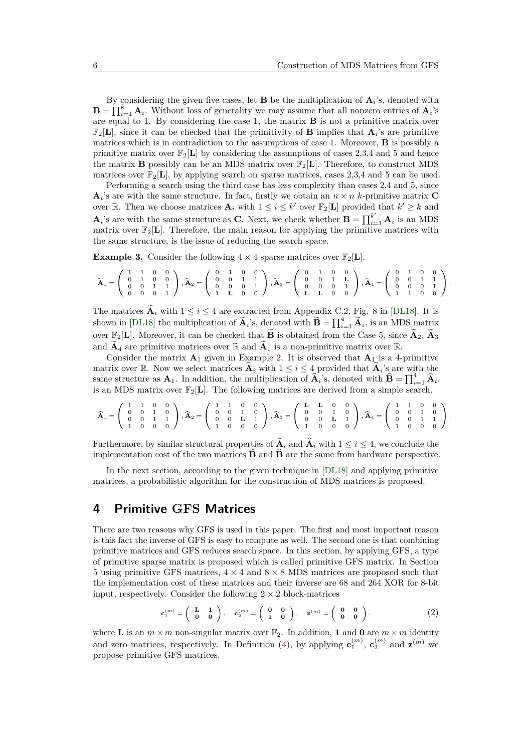By considering the given five cases, let $\mathbf{B}$ be the multiplication of $\mathbf{A}_i$'s, denoted with $\mathbf{B} = \prod_{i=1}^{k} \mathbf{A}_i$. Without loss of generality we may assume that all nonzero entries of $\mathbf{A}_i$'s are equal to 1. By considering the case 1, the matrix $\mathbf{B}$ is not a primitive matrix over $\mathbb{F}_2[\mathbf{L}]$, since it can be checked that the primitivity of $\mathbf{B}$ implies that $\mathbf{A}_i$'s are primitive matrices which is in contradiction to the assumptions of case 1. Moreover, $\mathbf{B}$ is possibly a primitive matrix over $\mathbb{F}_2[\mathbf{L}]$ by considering the assumptions of cases 2,3,4 and 5 and hence the matrix $\mathbf{B}$ possibly can be an MDS matrix over $\mathbb{F}_2[\mathbf{L}]$. Therefore, to construct MDS matrices over $\mathbb{F}_2[\mathbf{L}]$, by applying search on sparse matrices, cases 2,3,4 and 5 can be used.

Performing a search using the third case has less complexity than cases 2,4 and 5, since $\mathbf{A}_i$'s are with the same structure. In fact, firstly we obtain an $n \times n$ $k$-primitive matrix $\mathbf{C}$ over $\mathbb{R}$. Then we choose matrices $\mathbf{A}_i$ with $1 \le i \le k'$ over $\mathbb{F}_2[\mathbf{L}]$ provided that $k' \ge k$ and $\mathbf{A}_i$'s are with the same structure as $\mathbf{C}$. Next, we check whether $\mathbf{B} = \prod_{i=1}^{k'} \mathbf{A}_i$ is an MDS matrix over $\mathbb{F}_2[\mathbf{L}]$. Therefore, the main reason for applying the primitive matrices with the same structure, is the issue of reducing the search space.

**Example 3.** Consider the following $4 \times 4$ sparse matrices over $\mathbb{F}_2[\mathbf{L}]$.

$$\widetilde{\mathbf{A}}_1 = \begin{pmatrix} 1 & 1 & 0 & 0 \\ 0 & 1 & 0 & 0 \\ 0 & 0 & 1 & 1 \\ 0 & 0 & 0 & 1 \end{pmatrix}, \widetilde{\mathbf{A}}_2 = \begin{pmatrix} 0 & 1 & 0 & 0 \\ 0 & 0 & 1 & 1 \\ 0 & 0 & 0 & 1 \\ 1 & \mathbf{L} & 0 & 0 \end{pmatrix}, \widetilde{\mathbf{A}}_3 = \begin{pmatrix} 0 & 1 & 0 & 0 \\ 0 & 0 & 1 & \mathbf{L} \\ 0 & 0 & 0 & 1 \\ \mathbf{L} & \mathbf{L} & 0 & 0 \end{pmatrix}, \widetilde{\mathbf{A}}_4 = \begin{pmatrix} 0 & 1 & 0 & 0 \\ 0 & 0 & 1 & 1 \\ 0 & 0 & 0 & 1 \\ 1 & 1 & 0 & 0 \end{pmatrix}.$$

The matrices $\widetilde{\mathbf{A}}_i$ with $1 \le i \le 4$ are extracted from Appendix C.2, Fig. 8 in [DL18]. It is shown in [DL18] the multiplication of $\widetilde{\mathbf{A}}_i$'s, denoted with $\widetilde{\mathbf{B}} = \prod_{i=1}^{4} \widetilde{\mathbf{A}}_i$, is an MDS matrix over $\mathbb{F}_2[\mathbf{L}]$. Moreover, it can be checked that $\widetilde{\mathbf{B}}$ is obtained from the Case 5, since $\widetilde{\mathbf{A}}_2$, $\widetilde{\mathbf{A}}_3$ and $\widetilde{\mathbf{A}}_4$ are primitive matrices over $\mathbb{R}$ and $\widetilde{\mathbf{A}}_1$ is a non-primitive matrix over $\mathbb{R}$.

Consider the matrix $\mathbf{A}_1$ given in Example 2. It is observed that $\mathbf{A}_1$ is a 4-primitive matrix over $\mathbb{R}$. Now we select matrices $\widehat{\mathbf{A}}_i$ with $1 \le i \le 4$ provided that $\widehat{\mathbf{A}}_i$'s are with the same structure as $\mathbf{A}_1$. In addition, the multiplication of $\widehat{\mathbf{A}}_i$'s, denoted with $\widehat{\mathbf{B}} = \prod_{i=1}^{4} \widehat{\mathbf{A}}_i$, is an MDS matrix over $\mathbb{F}_2[\mathbf{L}]$. The following matrices are derived from a simple search.

$$\widehat{\mathbf{A}}_1 = \begin{pmatrix} 1 & 1 & 0 & 0 \\ 0 & 0 & 1 & 0 \\ 0 & 0 & 1 & 1 \\ 1 & 0 & 0 & 0 \end{pmatrix}, \widehat{\mathbf{A}}_2 = \begin{pmatrix} 1 & 1 & 0 & 0 \\ 0 & 0 & 1 & 0 \\ 0 & 0 & \mathbf{L} & 1 \\ 1 & 0 & 0 & 0 \end{pmatrix}, \widehat{\mathbf{A}}_3 = \begin{pmatrix} \mathbf{L} & \mathbf{L} & 0 & 0 \\ 0 & 0 & 1 & 0 \\ 0 & 0 & \mathbf{L} & 1 \\ 1 & 0 & 0 & 0 \end{pmatrix}, \widehat{\mathbf{A}}_4 = \begin{pmatrix} 1 & 1 & 0 & 0 \\ 0 & 0 & 1 & 0 \\ 0 & 0 & 1 & 1 \\ 1 & 0 & 0 & 0 \end{pmatrix}.$$

Furthermore, by similar structural properties of $\widetilde{\mathbf{A}}_i$ and $\widehat{\mathbf{A}}_i$ with $1 \le i \le 4$, we conclude the implementation cost of the two matrices $\widetilde{\mathbf{B}}$ and $\widehat{\mathbf{B}}$ are the same from hardware perspective.

In the next section, according to the given technique in [DL18] and applying primitive matrices, a probabilistic algorithm for the construction of MDS matrices is proposed.

## 4 Primitive GFS Matrices

There are two reasons why GFS is used in this paper. The first and most important reason is this fact the inverse of GFS is easy to compute as well. The second one is that combining primitive matrices and GFS reduces search space. In this section, by applying GFS, a type of primitive sparse matrix is proposed which is called primitive GFS matrix. In Section 5 using primitive GFS matrices, $4 \times 4$ and $8 \times 8$ MDS matrices are proposed such that the implementation cost of these matrices and their inverse are 68 and 264 XOR for 8-bit input, respectively. Consider the following $2 \times 2$ block-matrices

$$\mathbf{c}_1^{(m)} = \begin{pmatrix} \mathbf{L} & \mathbf{1} \\ \mathbf{0} & \mathbf{0} \end{pmatrix}, \quad \mathbf{c}_2^{(m)} = \begin{pmatrix} \mathbf{0} & \mathbf{0} \\ \mathbf{1} & \mathbf{0} \end{pmatrix}, \quad \mathbf{z}^{(m)} = \begin{pmatrix} \mathbf{0} & \mathbf{0} \\ \mathbf{0} & \mathbf{0} \end{pmatrix}. \tag{2}$$

where $\mathbf{L}$ is an $m \times m$ non-singular matrix over $\mathbb{F}_2$. In addition, $\mathbf{1}$ and $\mathbf{0}$ are $m \times m$ identity and zero matrices, respectively. In Definition (4), by applying $\mathbf{c}_1^{(m)}$, $\mathbf{c}_2^{(m)}$ and $\mathbf{z}^{(m)}$ we propose primitive GFS matrices.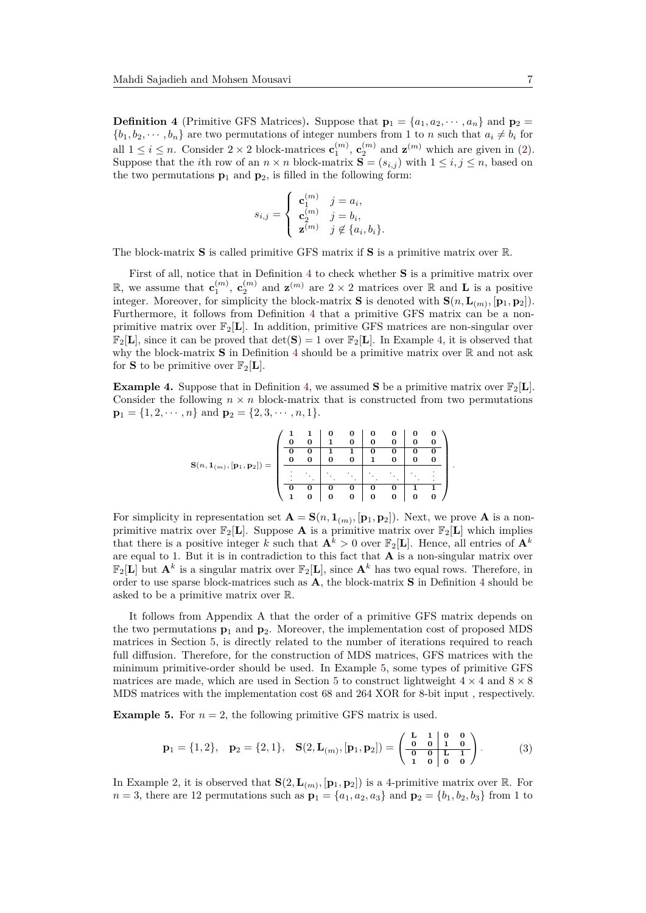**Definition 4** (Primitive GFS Matrices)**.** Suppose that $\mathbf{p}_1 = \{a_1, a_2, \cdots, a_n\}$ and $\mathbf{p}_2 = \{b_1, b_2, \cdots, b_n\}$ are two permutations of integer numbers from 1 to $n$ such that $a_i \neq b_i$ for all $1 \leq i \leq n$. Consider $2 \times 2$ block-matrices $\mathbf{c}_1^{(m)}$, $\mathbf{c}_2^{(m)}$ and $\mathbf{z}^{(m)}$ which are given in (2). Suppose that the $i$th row of an $n \times n$ block-matrix $\mathbf{S} = (s_{i,j})$ with $1 \leq i, j \leq n$, based on the two permutations $\mathbf{p}_1$ and $\mathbf{p}_2$, is filled in the following form:

$$s_{i,j} = \begin{cases} \mathbf{c}_1^{(m)} & j = a_i, \\ \mathbf{c}_2^{(m)} & j = b_i, \\ \mathbf{z}^{(m)} & j \notin \{a_i, b_i\}. \end{cases}$$

The block-matrix $\mathbf{S}$ is called primitive GFS matrix if $\mathbf{S}$ is a primitive matrix over $\mathbb{R}$.

First of all, notice that in Definition 4 to check whether $\mathbf{S}$ is a primitive matrix over $\mathbb{R}$, we assume that $\mathbf{c}_1^{(m)}$, $\mathbf{c}_2^{(m)}$ and $\mathbf{z}^{(m)}$ are $2 \times 2$ matrices over $\mathbb{R}$ and $\mathbf{L}$ is a positive integer. Moreover, for simplicity the block-matrix $\mathbf{S}$ is denoted with $\mathbf{S}(n, \mathbf{L}_{(m)}, [\mathbf{p}_1, \mathbf{p}_2])$. Furthermore, it follows from Definition 4 that a primitive GFS matrix can be a non-primitive matrix over $\mathbb{F}_2[\mathbf{L}]$. In addition, primitive GFS matrices are non-singular over $\mathbb{F}_2[\mathbf{L}]$, since it can be proved that $\det(\mathbf{S}) = 1$ over $\mathbb{F}_2[\mathbf{L}]$. In Example 4, it is observed that why the block-matrix $\mathbf{S}$ in Definition 4 should be a primitive matrix over $\mathbb{R}$ and not ask for $\mathbf{S}$ to be primitive over $\mathbb{F}_2[\mathbf{L}]$.

**Example 4.** Suppose that in Definition 4, we assumed $\mathbf{S}$ be a primitive matrix over $\mathbb{F}_2[\mathbf{L}]$. Consider the following $n \times n$ block-matrix that is constructed from two permutations $\mathbf{p}_1 = \{1, 2, \cdots, n\}$ and $\mathbf{p}_2 = \{2, 3, \cdots, n, 1\}$.

$$\mathbf{S}(n, \mathbf{1}_{(m)}, [\mathbf{p}_1, \mathbf{p}_2]) = \left(\begin{array}{cc|cc|cc|cc} \mathbf{1} & \mathbf{1} & \mathbf{0} & \mathbf{0} & \mathbf{0} & \mathbf{0} & \mathbf{0} & \mathbf{0} \\ \mathbf{0} & \mathbf{0} & \mathbf{1} & \mathbf{0} & \mathbf{0} & \mathbf{0} & \mathbf{0} & \mathbf{0} \\ \hline \mathbf{0} & \mathbf{0} & \mathbf{1} & \mathbf{1} & \mathbf{0} & \mathbf{0} & \mathbf{0} & \mathbf{0} \\ \mathbf{0} & \mathbf{0} & \mathbf{0} & \mathbf{0} & \mathbf{1} & \mathbf{0} & \mathbf{0} & \mathbf{0} \\ \hline \vdots & \ddots & \ddots & \ddots & \ddots & \ddots & \ddots & \vdots \\ \hline \mathbf{0} & \mathbf{0} & \mathbf{0} & \mathbf{0} & \mathbf{0} & \mathbf{0} & \mathbf{1} & \mathbf{1} \\ \mathbf{1} & \mathbf{0} & \mathbf{0} & \mathbf{0} & \mathbf{0} & \mathbf{0} & \mathbf{0} & \mathbf{0} \end{array}\right).$$

For simplicity in representation set $\mathbf{A} = \mathbf{S}(n, \mathbf{1}_{(m)}, [\mathbf{p}_1, \mathbf{p}_2])$. Next, we prove $\mathbf{A}$ is a non-primitive matrix over $\mathbb{F}_2[\mathbf{L}]$. Suppose $\mathbf{A}$ is a primitive matrix over $\mathbb{F}_2[\mathbf{L}]$ which implies that there is a positive integer $k$ such that $\mathbf{A}^k > 0$ over $\mathbb{F}_2[\mathbf{L}]$. Hence, all entries of $\mathbf{A}^k$ are equal to 1. But it is in contradiction to this fact that $\mathbf{A}$ is a non-singular matrix over $\mathbb{F}_2[\mathbf{L}]$ but $\mathbf{A}^k$ is a singular matrix over $\mathbb{F}_2[\mathbf{L}]$, since $\mathbf{A}^k$ has two equal rows. Therefore, in order to use sparse block-matrices such as $\mathbf{A}$, the block-matrix $\mathbf{S}$ in Definition 4 should be asked to be a primitive matrix over $\mathbb{R}$.

It follows from Appendix A that the order of a primitive GFS matrix depends on the two permutations $\mathbf{p}_1$ and $\mathbf{p}_2$. Moreover, the implementation cost of proposed MDS matrices in Section 5, is directly related to the number of iterations required to reach full diffusion. Therefore, for the construction of MDS matrices, GFS matrices with the minimum primitive-order should be used. In Example 5, some types of primitive GFS matrices are made, which are used in Section 5 to construct lightweight $4 \times 4$ and $8 \times 8$ MDS matrices with the implementation cost 68 and 264 XOR for 8-bit input , respectively.

**Example 5.** For $n = 2$, the following primitive GFS matrix is used.

$$\mathbf{p}_1 = \{1, 2\}, \quad \mathbf{p}_2 = \{2, 1\}, \quad \mathbf{S}(2, \mathbf{L}_{(m)}, [\mathbf{p}_1, \mathbf{p}_2]) = \left(\begin{array}{cc|cc} \mathbf{L} & \mathbf{1} & \mathbf{0} & \mathbf{0} \\ \mathbf{0} & \mathbf{0} & \mathbf{1} & \mathbf{0} \\ \hline \mathbf{0} & \mathbf{0} & \mathbf{L} & \mathbf{1} \\ \mathbf{1} & \mathbf{0} & \mathbf{0} & \mathbf{0} \end{array}\right). \tag{3}$$

In Example 2, it is observed that $\mathbf{S}(2, \mathbf{L}_{(m)}, [\mathbf{p}_1, \mathbf{p}_2])$ is a 4-primitive matrix over $\mathbb{R}$. For $n = 3$, there are 12 permutations such as $\mathbf{p}_1 = \{a_1, a_2, a_3\}$ and $\mathbf{p}_2 = \{b_1, b_2, b_3\}$ from 1 to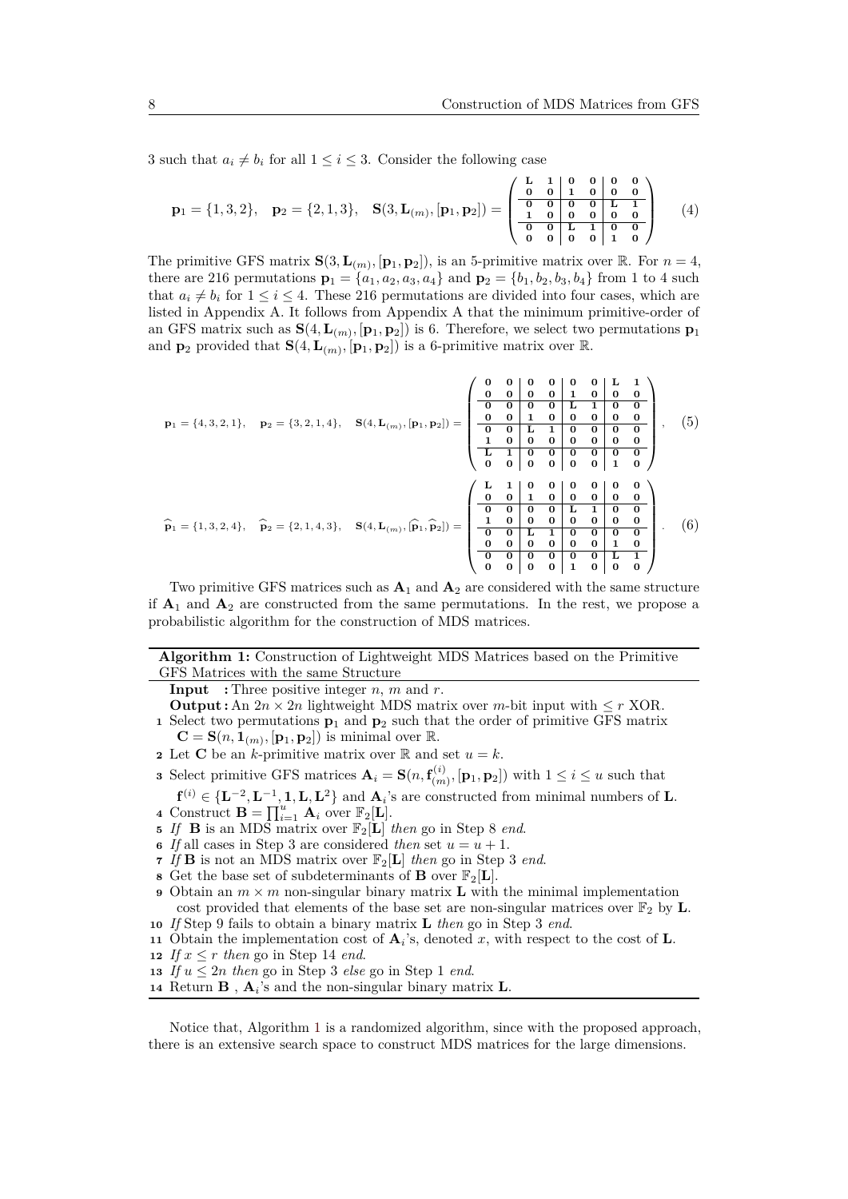3 such that $a_i \neq b_i$ for all $1 \leq i \leq 3$. Consider the following case

$$\mathbf{p}_1 = \{1,3,2\}, \quad \mathbf{p}_2 = \{2,1,3\}, \quad \mathbf{S}(3, \mathbf{L}_{(m)}, [\mathbf{p}_1, \mathbf{p}_2]) = \left(\begin{array}{cc|cc|cc} \mathbf{L} & \mathbf{1} & \mathbf{0} & \mathbf{0} & \mathbf{0} & \mathbf{0} \\ \mathbf{0} & \mathbf{0} & \mathbf{1} & \mathbf{0} & \mathbf{0} & \mathbf{0} \\ \hline \mathbf{0} & \mathbf{0} & \mathbf{0} & \mathbf{0} & \mathbf{L} & \mathbf{1} \\ \mathbf{1} & \mathbf{0} & \mathbf{0} & \mathbf{0} & \mathbf{0} & \mathbf{0} \\ \hline \mathbf{0} & \mathbf{0} & \mathbf{L} & \mathbf{1} & \mathbf{0} & \mathbf{0} \\ \mathbf{0} & \mathbf{0} & \mathbf{0} & \mathbf{0} & \mathbf{1} & \mathbf{0} \end{array}\right) \quad (4)$$

The primitive GFS matrix $\mathbf{S}(3, \mathbf{L}_{(m)}, [\mathbf{p}_1, \mathbf{p}_2])$, is an 5-primitive matrix over $\mathbb{R}$. For $n = 4$, there are 216 permutations $\mathbf{p}_1 = \{a_1, a_2, a_3, a_4\}$ and $\mathbf{p}_2 = \{b_1, b_2, b_3, b_4\}$ from 1 to 4 such that $a_i \neq b_i$ for $1 \leq i \leq 4$. These 216 permutations are divided into four cases, which are listed in Appendix A. It follows from Appendix A that the minimum primitive-order of an GFS matrix such as $\mathbf{S}(4, \mathbf{L}_{(m)}, [\mathbf{p}_1, \mathbf{p}_2])$ is 6. Therefore, we select two permutations $\mathbf{p}_1$ and $\mathbf{p}_2$ provided that $\mathbf{S}(4, \mathbf{L}_{(m)}, [\mathbf{p}_1, \mathbf{p}_2])$ is a 6-primitive matrix over $\mathbb{R}$.

$$\mathbf{p}_1 = \{4,3,2,1\}, \quad \mathbf{p}_2 = \{3,2,1,4\}, \quad \mathbf{S}(4, \mathbf{L}_{(m)}, [\mathbf{p}_1, \mathbf{p}_2]) = \left(\begin{array}{cc|cc|cc|cc} \mathbf{0} & \mathbf{0} & \mathbf{0} & \mathbf{0} & \mathbf{0} & \mathbf{0} & \mathbf{L} & \mathbf{1} \\ \mathbf{0} & \mathbf{0} & \mathbf{0} & \mathbf{0} & \mathbf{1} & \mathbf{0} & \mathbf{0} & \mathbf{0} \\ \hline \mathbf{0} & \mathbf{0} & \mathbf{0} & \mathbf{0} & \mathbf{L} & \mathbf{1} & \mathbf{0} & \mathbf{0} \\ \mathbf{0} & \mathbf{0} & \mathbf{1} & \mathbf{0} & \mathbf{0} & \mathbf{0} & \mathbf{0} & \mathbf{0} \\ \hline \mathbf{0} & \mathbf{0} & \mathbf{L} & \mathbf{1} & \mathbf{0} & \mathbf{0} & \mathbf{0} & \mathbf{0} \\ \mathbf{1} & \mathbf{0} & \mathbf{0} & \mathbf{0} & \mathbf{0} & \mathbf{0} & \mathbf{0} & \mathbf{0} \\ \hline \mathbf{L} & \mathbf{1} & \mathbf{0} & \mathbf{0} & \mathbf{0} & \mathbf{0} & \mathbf{0} & \mathbf{0} \\ \mathbf{0} & \mathbf{0} & \mathbf{0} & \mathbf{0} & \mathbf{0} & \mathbf{0} & \mathbf{1} & \mathbf{0} \end{array}\right), \quad (5)$$

$$\widehat{\mathbf{p}}_1 = \{1,3,2,4\}, \quad \widehat{\mathbf{p}}_2 = \{2,1,4,3\}, \quad \mathbf{S}(4, \mathbf{L}_{(m)}, [\widehat{\mathbf{p}}_1, \widehat{\mathbf{p}}_2]) = \left(\begin{array}{cc|cc|cc|cc} \mathbf{L} & \mathbf{1} & \mathbf{0} & \mathbf{0} & \mathbf{0} & \mathbf{0} & \mathbf{0} & \mathbf{0} \\ \mathbf{0} & \mathbf{0} & \mathbf{1} & \mathbf{0} & \mathbf{0} & \mathbf{0} & \mathbf{0} & \mathbf{0} \\ \hline \mathbf{0} & \mathbf{0} & \mathbf{0} & \mathbf{0} & \mathbf{L} & \mathbf{1} & \mathbf{0} & \mathbf{0} \\ \mathbf{1} & \mathbf{0} & \mathbf{0} & \mathbf{0} & \mathbf{0} & \mathbf{0} & \mathbf{0} & \mathbf{0} \\ \hline \mathbf{0} & \mathbf{0} & \mathbf{L} & \mathbf{1} & \mathbf{0} & \mathbf{0} & \mathbf{0} & \mathbf{0} \\ \mathbf{0} & \mathbf{0} & \mathbf{0} & \mathbf{0} & \mathbf{0} & \mathbf{0} & \mathbf{1} & \mathbf{0} \\ \hline \mathbf{0} & \mathbf{0} & \mathbf{0} & \mathbf{0} & \mathbf{0} & \mathbf{0} & \mathbf{L} & \mathbf{1} \\ \mathbf{0} & \mathbf{0} & \mathbf{0} & \mathbf{0} & \mathbf{1} & \mathbf{0} & \mathbf{0} & \mathbf{0} \end{array}\right). \quad (6)$$

Two primitive GFS matrices such as $\mathbf{A}_1$ and $\mathbf{A}_2$ are considered with the same structure if $\mathbf{A}_1$ and $\mathbf{A}_2$ are constructed from the same permutations. In the rest, we propose a probabilistic algorithm for the construction of MDS matrices.

---

**Algorithm 1:** Construction of Lightweight MDS Matrices based on the Primitive GFS Matrices with the same Structure

---

**Input :** Three positive integer $n$, $m$ and $r$.

**Output :** An $2n \times 2n$ lightweight MDS matrix over $m$-bit input with $\leq r$ XOR.

1. Select two permutations $\mathbf{p}_1$ and $\mathbf{p}_2$ such that the order of primitive GFS matrix $\mathbf{C} = \mathbf{S}(n, \mathbf{1}_{(m)}, [\mathbf{p}_1, \mathbf{p}_2])$ is minimal over $\mathbb{R}$.
2. Let $\mathbf{C}$ be an $k$-primitive matrix over $\mathbb{R}$ and set $u = k$.
3. Select primitive GFS matrices $\mathbf{A}_i = \mathbf{S}(n, \mathbf{f}^{(i)}_{(m)}, [\mathbf{p}_1, \mathbf{p}_2])$ with $1 \leq i \leq u$ such that $\mathbf{f}^{(i)} \in \{\mathbf{L}^{-2}, \mathbf{L}^{-1}, \mathbf{1}, \mathbf{L}, \mathbf{L}^2\}$ and $\mathbf{A}_i$'s are constructed from minimal numbers of $\mathbf{L}$.
4. Construct $\mathbf{B} = \prod_{i=1}^{u} \mathbf{A}_i$ over $\mathbb{F}_2[\mathbf{L}]$.
5. *If* $\mathbf{B}$ is an MDS matrix over $\mathbb{F}_2[\mathbf{L}]$ *then* go in Step 8 *end*.
6. *If* all cases in Step 3 are considered *then* set $u = u + 1$.
7. *If* $\mathbf{B}$ is not an MDS matrix over $\mathbb{F}_2[\mathbf{L}]$ *then* go in Step 3 *end*.
8. Get the base set of subdeterminants of $\mathbf{B}$ over $\mathbb{F}_2[\mathbf{L}]$.
9. Obtain an $m \times m$ non-singular binary matrix $\mathbf{L}$ with the minimal implementation cost provided that elements of the base set are non-singular matrices over $\mathbb{F}_2$ by $\mathbf{L}$.
10. *If* Step 9 fails to obtain a binary matrix $\mathbf{L}$ *then* go in Step 3 *end*.
11. Obtain the implementation cost of $\mathbf{A}_i$'s, denoted $x$, with respect to the cost of $\mathbf{L}$.
12. *If* $x \leq r$ *then* go in Step 14 *end*.
13. *If* $u \leq 2n$ *then* go in Step 3 *else* go in Step 1 *end*.
14. Return $\mathbf{B}$ , $\mathbf{A}_i$'s and the non-singular binary matrix $\mathbf{L}$.

---

Notice that, Algorithm 1 is a randomized algorithm, since with the proposed approach, there is an extensive search space to construct MDS matrices for the large dimensions.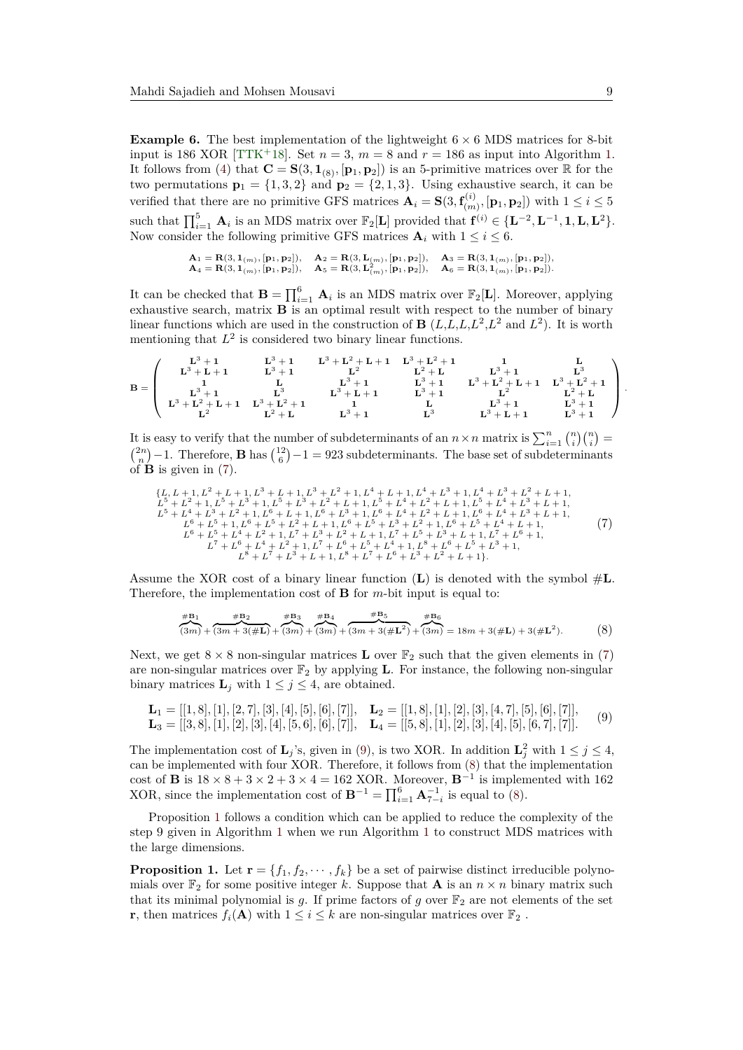**Example 6.** The best implementation of the lightweight $6 \times 6$ MDS matrices for 8-bit input is 186 XOR [TTK+18]. Set $n = 3$, $m = 8$ and $r = 186$ as input into Algorithm 1. It follows from (4) that $\mathbf{C} = \mathbf{S}(3, \mathbf{1}_{(8)}, [\mathbf{p}_1, \mathbf{p}_2])$ is an 5-primitive matrices over $\mathbb{R}$ for the two permutations $\mathbf{p}_1 = \{1, 3, 2\}$ and $\mathbf{p}_2 = \{2, 1, 3\}$. Using exhaustive search, it can be verified that there are no primitive GFS matrices $\mathbf{A}_i = \mathbf{S}(3, \mathbf{f}^{(i)}_{(m)}, [\mathbf{p}_1, \mathbf{p}_2])$ with $1 \le i \le 5$ such that $\prod_{i=1}^{5} \mathbf{A}_i$ is an MDS matrix over $\mathbb{F}_2[\mathbf{L}]$ provided that $\mathbf{f}^{(i)} \in \{\mathbf{L}^{-2}, \mathbf{L}^{-1}, \mathbf{1}, \mathbf{L}, \mathbf{L}^2\}$. Now consider the following primitive GFS matrices $\mathbf{A}_i$ with $1 \le i \le 6$.

$$
\begin{array}{lll}
\mathbf{A}_1 = \mathbf{R}(3, \mathbf{1}_{(m)}, [\mathbf{p}_1, \mathbf{p}_2]), & \mathbf{A}_2 = \mathbf{R}(3, \mathbf{L}_{(m)}, [\mathbf{p}_1, \mathbf{p}_2]), & \mathbf{A}_3 = \mathbf{R}(3, \mathbf{1}_{(m)}, [\mathbf{p}_1, \mathbf{p}_2]), \\
\mathbf{A}_4 = \mathbf{R}(3, \mathbf{1}_{(m)}, [\mathbf{p}_1, \mathbf{p}_2]), & \mathbf{A}_5 = \mathbf{R}(3, \mathbf{L}^2_{(m)}, [\mathbf{p}_1, \mathbf{p}_2]), & \mathbf{A}_6 = \mathbf{R}(3, \mathbf{1}_{(m)}, [\mathbf{p}_1, \mathbf{p}_2]).
\end{array}
$$

It can be checked that $\mathbf{B} = \prod_{i=1}^{6} \mathbf{A}_i$ is an MDS matrix over $\mathbb{F}_2[\mathbf{L}]$. Moreover, applying exhaustive search, matrix $\mathbf{B}$ is an optimal result with respect to the number of binary linear functions which are used in the construction of $\mathbf{B}$ ($L$,$L$,$L$,$L^2$,$L^2$ and $L^2$). It is worth mentioning that $L^2$ is considered two binary linear functions.

$$
\mathbf{B} = \begin{pmatrix}
\mathbf{L}^3+\mathbf{1} & \mathbf{L}^3+\mathbf{1} & \mathbf{L}^3+\mathbf{L}^2+\mathbf{L}+\mathbf{1} & \mathbf{L}^3+\mathbf{L}^2+\mathbf{1} & \mathbf{1} & \mathbf{L} \\
\mathbf{L}^3+\mathbf{L}+\mathbf{1} & \mathbf{L}^3+\mathbf{1} & \mathbf{L}^2 & \mathbf{L}^2+\mathbf{L} & \mathbf{L}^3+\mathbf{1} & \mathbf{L}^3 \\
\mathbf{1} & \mathbf{L} & \mathbf{L}^3+\mathbf{1} & \mathbf{L}^3+\mathbf{1} & \mathbf{L}^3+\mathbf{L}^2+\mathbf{L}+\mathbf{1} & \mathbf{L}^3+\mathbf{L}^2+\mathbf{1} \\
\mathbf{L}^3+\mathbf{1} & \mathbf{L}^3 & \mathbf{L}^3+\mathbf{L}+\mathbf{1} & \mathbf{L}^3+\mathbf{1} & \mathbf{L}^2 & \mathbf{L}^2+\mathbf{L} \\
\mathbf{L}^3+\mathbf{L}^2+\mathbf{L}+\mathbf{1} & \mathbf{L}^3+\mathbf{L}^2+\mathbf{1} & \mathbf{1} & \mathbf{L} & \mathbf{L}^3+\mathbf{1} & \mathbf{L}^3+\mathbf{1} \\
\mathbf{L}^2 & \mathbf{L}^2+\mathbf{L} & \mathbf{L}^3+\mathbf{1} & \mathbf{L}^3 & \mathbf{L}^3+\mathbf{L}+\mathbf{1} & \mathbf{L}^3+\mathbf{1}
\end{pmatrix}.
$$

It is easy to verify that the number of subdeterminants of an $n \times n$ matrix is $\sum_{i=1}^{n} \binom{n}{i}\binom{n}{i} = \binom{2n}{n} - 1$. Therefore, $\mathbf{B}$ has $\binom{12}{6} - 1 = 923$ subdeterminants. The base set of subdeterminants of $\mathbf{B}$ is given in (7).

$$
\begin{gathered}
\{L, L+1, L^2+L+1, L^3+L+1, L^3+L^2+1, L^4+L+1, L^4+L^3+1, L^4+L^3+L^2+L+1, \\
L^5+L^2+1, L^5+L^3+1, L^5+L^3+L^2+L+1, L^5+L^4+L^2+L+1, L^5+L^4+L^3+L+1, \\
L^5+L^4+L^3+L^2+1, L^6+L+1, L^6+L^3+1, L^6+L^4+L^2+L+1, L^6+L^4+L^3+L+1, \\
L^6+L^5+1, L^6+L^5+L^2+L+1, L^6+L^5+L^3+L^2+1, L^6+L^5+L^4+L+1, \\
L^6+L^5+L^4+L^2+1, L^7+L^3+L^2+L+1, L^7+L^5+L^3+L+1, L^7+L^6+1, \\
L^7+L^6+L^4+L^2+1, L^7+L^6+L^5+L^4+1, L^8+L^6+L^5+L^3+1, \\
L^8+L^7+L^3+L+1, L^8+L^7+L^6+L^3+L^2+L+1\}.
\end{gathered} \tag{7}
$$

Assume the XOR cost of a binary linear function ($\mathbf{L}$) is denoted with the symbol $\#\mathbf{L}$. Therefore, the implementation cost of $\mathbf{B}$ for $m$-bit input is equal to:

$$
\overbrace{(3m)}^{\#\mathbf{B}_1} + \overbrace{(3m+3(\#\mathbf{L}))}^{\#\mathbf{B}_2} + \overbrace{(3m)}^{\#\mathbf{B}_3} + \overbrace{(3m)}^{\#\mathbf{B}_4} + \overbrace{(3m+3(\#\mathbf{L}^2))}^{\#\mathbf{B}_5} + \overbrace{(3m)}^{\#\mathbf{B}_6} = 18m + 3(\#\mathbf{L}) + 3(\#\mathbf{L}^2). \tag{8}
$$

Next, we get $8 \times 8$ non-singular matrices $\mathbf{L}$ over $\mathbb{F}_2$ such that the given elements in (7) are non-singular matrices over $\mathbb{F}_2$ by applying $\mathbf{L}$. For instance, the following non-singular binary matrices $\mathbf{L}_j$ with $1 \le j \le 4$, are obtained.

$$
\begin{array}{ll}
\mathbf{L}_1 = [[1,8],[1],[2,7],[3],[4],[5],[6],[7]], & \mathbf{L}_2 = [[1,8],[1],[2],[3],[4,7],[5],[6],[7]], \\
\mathbf{L}_3 = [[3,8],[1],[2],[3],[4],[5,6],[6],[7]], & \mathbf{L}_4 = [[5,8],[1],[2],[3],[4],[5],[6,7],[7]].
\end{array} \tag{9}
$$

The implementation cost of $\mathbf{L}_j$'s, given in (9), is two XOR. In addition $\mathbf{L}_j^2$ with $1 \le j \le 4$, can be implemented with four XOR. Therefore, it follows from (8) that the implementation cost of $\mathbf{B}$ is $18 \times 8 + 3 \times 2 + 3 \times 4 = 162$ XOR. Moreover, $\mathbf{B}^{-1}$ is implemented with 162 XOR, since the implementation cost of $\mathbf{B}^{-1} = \prod_{i=1}^{6} \mathbf{A}_{7-i}^{-1}$ is equal to (8).

Proposition 1 follows a condition which can be applied to reduce the complexity of the step 9 given in Algorithm 1 when we run Algorithm 1 to construct MDS matrices with the large dimensions.

**Proposition 1.** *Let $\mathbf{r} = \{f_1, f_2, \cdots, f_k\}$ be a set of pairwise distinct irreducible polynomials over $\mathbb{F}_2$ for some positive integer $k$. Suppose that $\mathbf{A}$ is an $n \times n$ binary matrix such that its minimal polynomial is $g$. If prime factors of $g$ over $\mathbb{F}_2$ are not elements of the set $\mathbf{r}$, then matrices $f_i(\mathbf{A})$ with $1 \le i \le k$ are non-singular matrices over $\mathbb{F}_2$ .*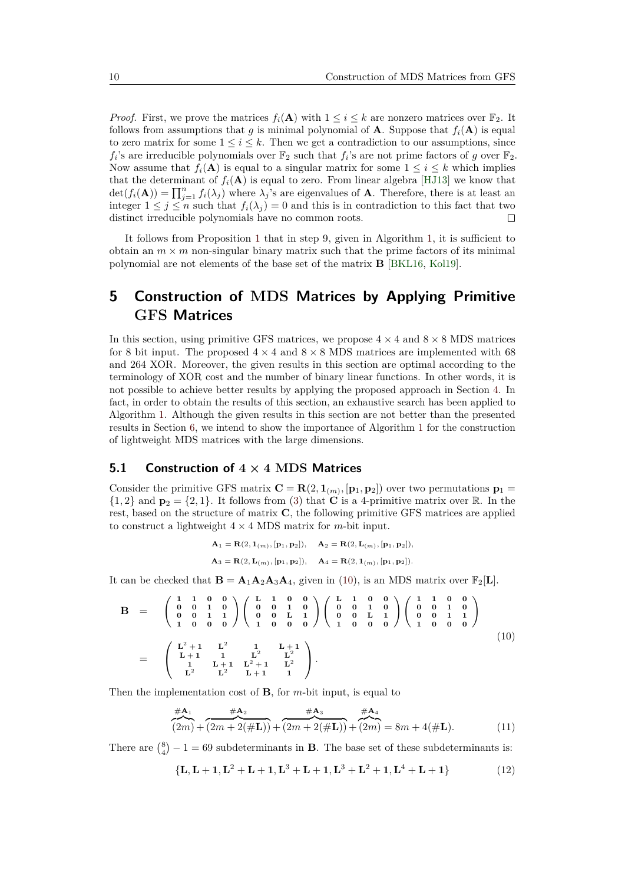*Proof.* First, we prove the matrices $f_i(\mathbf{A})$ with $1 \leq i \leq k$ are nonzero matrices over $\mathbb{F}_2$. It follows from assumptions that $g$ is minimal polynomial of $\mathbf{A}$. Suppose that $f_i(\mathbf{A})$ is equal to zero matrix for some $1 \leq i \leq k$. Then we get a contradiction to our assumptions, since $f_i$'s are irreducible polynomials over $\mathbb{F}_2$ such that $f_i$'s are not prime factors of $g$ over $\mathbb{F}_2$. Now assume that $f_i(\mathbf{A})$ is equal to a singular matrix for some $1 \leq i \leq k$ which implies that the determinant of $f_i(\mathbf{A})$ is equal to zero. From linear algebra [HJ13] we know that $\det(f_i(\mathbf{A})) = \prod_{j=1}^{n} f_i(\lambda_j)$ where $\lambda_j$'s are eigenvalues of $\mathbf{A}$. Therefore, there is at least an integer $1 \leq j \leq n$ such that $f_i(\lambda_j) = 0$ and this is in contradiction to this fact that two distinct irreducible polynomials have no common roots. $\square$

It follows from Proposition 1 that in step 9, given in Algorithm 1, it is sufficient to obtain an $m \times m$ non-singular binary matrix such that the prime factors of its minimal polynomial are not elements of the base set of the matrix $\mathbf{B}$ [BKL16, Kol19].

# 5 Construction of MDS Matrices by Applying Primitive GFS Matrices

In this section, using primitive GFS matrices, we propose $4 \times 4$ and $8 \times 8$ MDS matrices for 8 bit input. The proposed $4 \times 4$ and $8 \times 8$ MDS matrices are implemented with 68 and 264 XOR. Moreover, the given results in this section are optimal according to the terminology of XOR cost and the number of binary linear functions. In other words, it is not possible to achieve better results by applying the proposed approach in Section 4. In fact, in order to obtain the results of this section, an exhaustive search has been applied to Algorithm 1. Although the given results in this section are not better than the presented results in Section 6, we intend to show the importance of Algorithm 1 for the construction of lightweight MDS matrices with the large dimensions.

## 5.1 Construction of $4 \times 4$ MDS Matrices

Consider the primitive GFS matrix $\mathbf{C} = \mathbf{R}(2, \mathbf{1}_{(m)}, [\mathbf{p}_1, \mathbf{p}_2])$ over two permutations $\mathbf{p}_1 = \{1, 2\}$ and $\mathbf{p}_2 = \{2, 1\}$. It follows from (3) that $\mathbf{C}$ is a 4-primitive matrix over $\mathbb{R}$. In the rest, based on the structure of matrix $\mathbf{C}$, the following primitive GFS matrices are applied to construct a lightweight $4 \times 4$ MDS matrix for $m$-bit input.

$$\mathbf{A}_1 = \mathbf{R}(2, \mathbf{1}_{(m)}, [\mathbf{p}_1, \mathbf{p}_2]), \quad \mathbf{A}_2 = \mathbf{R}(2, \mathbf{L}_{(m)}, [\mathbf{p}_1, \mathbf{p}_2]),$$

$$\mathbf{A}_3 = \mathbf{R}(2, \mathbf{L}_{(m)}, [\mathbf{p}_1, \mathbf{p}_2]), \quad \mathbf{A}_4 = \mathbf{R}(2, \mathbf{1}_{(m)}, [\mathbf{p}_1, \mathbf{p}_2]).$$

It can be checked that $\mathbf{B} = \mathbf{A}_1\mathbf{A}_2\mathbf{A}_3\mathbf{A}_4$, given in (10), is an MDS matrix over $\mathbb{F}_2[\mathbf{L}]$.

$$\begin{aligned}
\mathbf{B} &= \begin{pmatrix} 1 & 1 & 0 & 0 \\ 0 & 0 & 1 & 0 \\ 0 & 0 & 1 & 1 \\ 1 & 0 & 0 & 0 \end{pmatrix} \begin{pmatrix} \mathbf{L} & 1 & 0 & 0 \\ 0 & 0 & 1 & 0 \\ 0 & 0 & \mathbf{L} & 1 \\ 1 & 0 & 0 & 0 \end{pmatrix} \begin{pmatrix} \mathbf{L} & 1 & 0 & 0 \\ 0 & 0 & 1 & 0 \\ 0 & 0 & \mathbf{L} & 1 \\ 1 & 0 & 0 & 0 \end{pmatrix} \begin{pmatrix} 1 & 1 & 0 & 0 \\ 0 & 0 & 1 & 0 \\ 0 & 0 & 1 & 1 \\ 1 & 0 & 0 & 0 \end{pmatrix} \\
&= \begin{pmatrix} \mathbf{L}^2+1 & \mathbf{L}^2 & 1 & \mathbf{L}+1 \\ \mathbf{L}+1 & 1 & \mathbf{L}^2 & \mathbf{L}^2 \\ 1 & \mathbf{L}+1 & \mathbf{L}^2+1 & \mathbf{L}^2 \\ \mathbf{L}^2 & \mathbf{L}^2 & \mathbf{L}+1 & 1 \end{pmatrix}.
\end{aligned} \tag{10}$$

Then the implementation cost of $\mathbf{B}$, for $m$-bit input, is equal to

$$\overbrace{(2m)}^{\#\mathbf{A}_1} + \overbrace{(2m + 2(\#\mathbf{L}))}^{\#\mathbf{A}_2} + \overbrace{(2m + 2(\#\mathbf{L}))}^{\#\mathbf{A}_3} + \overbrace{(2m)}^{\#\mathbf{A}_4} = 8m + 4(\#\mathbf{L}). \tag{11}$$

There are $\binom{8}{4} - 1 = 69$ subdeterminants in $\mathbf{B}$. The base set of these subdeterminants is:

$$\{\mathbf{L}, \mathbf{L}+1, \mathbf{L}^2+\mathbf{L}+1, \mathbf{L}^3+\mathbf{L}+1, \mathbf{L}^3+\mathbf{L}^2+1, \mathbf{L}^4+\mathbf{L}+1\} \tag{12}$$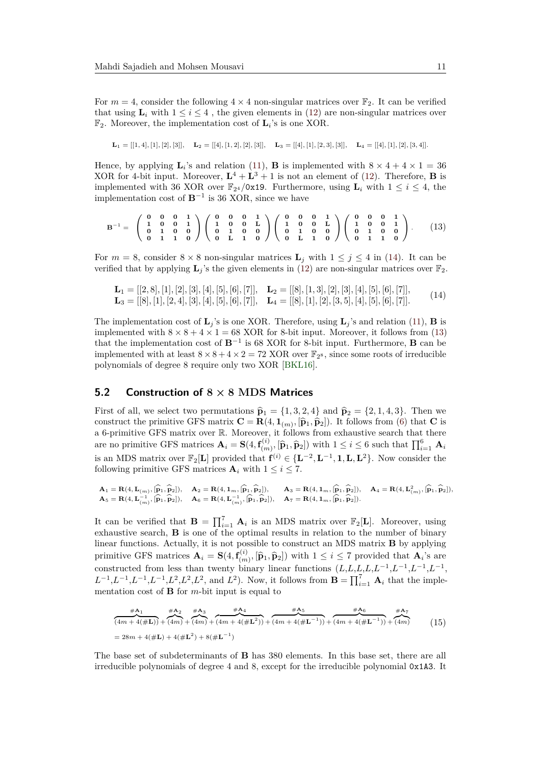For $m = 4$, consider the following $4 \times 4$ non-singular matrices over $\mathbb{F}_2$. It can be verified that using $\mathbf{L}_i$ with $1 \le i \le 4$ , the given elements in (12) are non-singular matrices over $\mathbb{F}_2$. Moreover, the implementation cost of $\mathbf{L}_i$'s is one XOR.

$$\mathbf{L}_1 = [[1,4],[1],[2],[3]], \quad \mathbf{L}_2 = [[4],[1,2],[2],[3]], \quad \mathbf{L}_3 = [[4],[1],[2,3],[3]], \quad \mathbf{L}_4 = [[4],[1],[2],[3,4]].$$

Hence, by applying $\mathbf{L}_i$'s and relation (11), $\mathbf{B}$ is implemented with $8 \times 4 + 4 \times 1 = 36$ XOR for 4-bit input. Moreover, $\mathbf{L}^4 + \mathbf{L}^3 + 1$ is not an element of (12). Therefore, $\mathbf{B}$ is implemented with 36 XOR over $\mathbb{F}_{2^4}/$0x19. Furthermore, using $\mathbf{L}_i$ with $1 \le i \le 4$, the implementation cost of $\mathbf{B}^{-1}$ is 36 XOR, since we have

$$\mathbf{B}^{-1} = \begin{pmatrix} \mathbf{0} & \mathbf{0} & \mathbf{0} & \mathbf{1} \\ \mathbf{1} & \mathbf{0} & \mathbf{0} & \mathbf{1} \\ \mathbf{0} & \mathbf{1} & \mathbf{0} & \mathbf{0} \\ \mathbf{0} & \mathbf{1} & \mathbf{1} & \mathbf{0} \end{pmatrix} \begin{pmatrix} \mathbf{0} & \mathbf{0} & \mathbf{0} & \mathbf{1} \\ \mathbf{1} & \mathbf{0} & \mathbf{0} & \mathbf{L} \\ \mathbf{0} & \mathbf{1} & \mathbf{0} & \mathbf{0} \\ \mathbf{0} & \mathbf{L} & \mathbf{1} & \mathbf{0} \end{pmatrix} \begin{pmatrix} \mathbf{0} & \mathbf{0} & \mathbf{0} & \mathbf{1} \\ \mathbf{1} & \mathbf{0} & \mathbf{0} & \mathbf{L} \\ \mathbf{0} & \mathbf{1} & \mathbf{0} & \mathbf{0} \\ \mathbf{0} & \mathbf{L} & \mathbf{1} & \mathbf{0} \end{pmatrix} \begin{pmatrix} \mathbf{0} & \mathbf{0} & \mathbf{0} & \mathbf{1} \\ \mathbf{1} & \mathbf{0} & \mathbf{0} & \mathbf{1} \\ \mathbf{0} & \mathbf{1} & \mathbf{0} & \mathbf{0} \\ \mathbf{0} & \mathbf{1} & \mathbf{1} & \mathbf{0} \end{pmatrix}. \tag{13}$$

For $m = 8$, consider $8 \times 8$ non-singular matrices $\mathbf{L}_j$ with $1 \le j \le 4$ in (14). It can be verified that by applying $\mathbf{L}_j$'s the given elements in (12) are non-singular matrices over $\mathbb{F}_2$.

$$\begin{aligned} &\mathbf{L}_1 = [[2,8],[1],[2],[3],[4],[5],[6],[7]], \quad \mathbf{L}_2 = [[8],[1,3],[2],[3],[4],[5],[6],[7]], \\ &\mathbf{L}_3 = [[8],[1],[2,4],[3],[4],[5],[6],[7]], \quad \mathbf{L}_4 = [[8],[1],[2],[3,5],[4],[5],[6],[7]]. \end{aligned} \tag{14}$$

The implementation cost of $\mathbf{L}_j$'s is one XOR. Therefore, using $\mathbf{L}_j$'s and relation (11), $\mathbf{B}$ is implemented with $8 \times 8 + 4 \times 1 = 68$ XOR for 8-bit input. Moreover, it follows from (13) that the implementation cost of $\mathbf{B}^{-1}$ is 68 XOR for 8-bit input. Furthermore, $\mathbf{B}$ can be implemented with at least $8 \times 8 + 4 \times 2 = 72$ XOR over $\mathbb{F}_{2^8}$, since some roots of irreducible polynomials of degree 8 require only two XOR [BKL16].

## 5.2 Construction of $8 \times 8$ MDS Matrices

First of all, we select two permutations $\widehat{\mathbf{p}}_1 = \{1,3,2,4\}$ and $\widehat{\mathbf{p}}_2 = \{2,1,4,3\}$. Then we construct the primitive GFS matrix $\mathbf{C} = \mathbf{R}(4, \mathbf{1}_{(m)}, [\widehat{\mathbf{p}}_1, \widehat{\mathbf{p}}_2])$. It follows from (6) that $\mathbf{C}$ is a 6-primitive GFS matrix over $\mathbb{R}$. Moreover, it follows from exhaustive search that there are no primitive GFS matrices $\mathbf{A}_i = \mathbf{S}(4, \mathbf{f}^{(i)}_{(m)}, [\widehat{\mathbf{p}}_1, \widehat{\mathbf{p}}_2])$ with $1 \le i \le 6$ such that $\prod_{i=1}^{6} \mathbf{A}_i$ is an MDS matrix over $\mathbb{F}_2[\mathbf{L}]$ provided that $\mathbf{f}^{(i)} \in \{\mathbf{L}^{-2}, \mathbf{L}^{-1}, \mathbf{1}, \mathbf{L}, \mathbf{L}^2\}$. Now consider the following primitive GFS matrices $\mathbf{A}_i$ with $1 \le i \le 7$.

$$\begin{aligned} &\mathbf{A}_1 = \mathbf{R}(4, \mathbf{L}_{(m)}, [\widehat{\mathbf{p}}_1, \widehat{\mathbf{p}}_2]), \quad \mathbf{A}_2 = \mathbf{R}(4, \mathbf{1}_m, [\widehat{\mathbf{p}}_1, \widehat{\mathbf{p}}_2]), \quad \mathbf{A}_3 = \mathbf{R}(4, \mathbf{1}_m, [\widehat{\mathbf{p}}_1, \widehat{\mathbf{p}}_2]), \quad \mathbf{A}_4 = \mathbf{R}(4, \mathbf{L}^2_{(m)}, [\widehat{\mathbf{p}}_1, \widehat{\mathbf{p}}_2]), \\ &\mathbf{A}_5 = \mathbf{R}(4, \mathbf{L}^{-1}_{(m)}, [\widehat{\mathbf{p}}_1, \widehat{\mathbf{p}}_2]), \quad \mathbf{A}_6 = \mathbf{R}(4, \mathbf{L}^{-1}_{(m)}, [\widehat{\mathbf{p}}_1, \widehat{\mathbf{p}}_2]), \quad \mathbf{A}_7 = \mathbf{R}(4, \mathbf{1}_m, [\widehat{\mathbf{p}}_1, \widehat{\mathbf{p}}_2]). \end{aligned}$$

It can be verified that $\mathbf{B} = \prod_{i=1}^{7} \mathbf{A}_i$ is an MDS matrix over $\mathbb{F}_2[\mathbf{L}]$. Moreover, using exhaustive search, $\mathbf{B}$ is one of the optimal results in relation to the number of binary linear functions. Actually, it is not possible to construct an MDS matrix $\mathbf{B}$ by applying primitive GFS matrices $\mathbf{A}_i = \mathbf{S}(4, \mathbf{f}^{(i)}_{(m)}, [\widehat{\mathbf{p}}_1, \widehat{\mathbf{p}}_2])$ with $1 \le i \le 7$ provided that $\mathbf{A}_i$'s are constructed from less than twenty binary linear functions ($L$,$L$,$L$,$L$,$L^{-1}$,$L^{-1}$,$L^{-1}$,$L^{-1}$, $L^{-1}$,$L^{-1}$,$L^{-1}$,$L^{-1}$,$L^2$,$L^2$,$L^2$, and $L^2$). Now, it follows from $\mathbf{B} = \prod_{i=1}^{7} \mathbf{A}_i$ that the implementation cost of $\mathbf{B}$ for $m$-bit input is equal to

$$\begin{aligned} &\overbrace{(4m + 4(\#\mathbf{L}))}^{\#\mathbf{A}_1} + \overbrace{(4m)}^{\#\mathbf{A}_2} + \overbrace{(4m)}^{\#\mathbf{A}_3} + \overbrace{(4m + 4(\#\mathbf{L}^2))}^{\#\mathbf{A}_4} + \overbrace{(4m + 4(\#\mathbf{L}^{-1}))}^{\#\mathbf{A}_5} + \overbrace{(4m + 4(\#\mathbf{L}^{-1}))}^{\#\mathbf{A}_6} + \overbrace{(4m)}^{\#\mathbf{A}_7} \\ &= 28m + 4(\#\mathbf{L}) + 4(\#\mathbf{L}^2) + 8(\#\mathbf{L}^{-1}) \end{aligned} \tag{15}$$

The base set of subdeterminants of $\mathbf{B}$ has 380 elements. In this base set, there are all irreducible polynomials of degree 4 and 8, except for the irreducible polynomial 0x1A3. It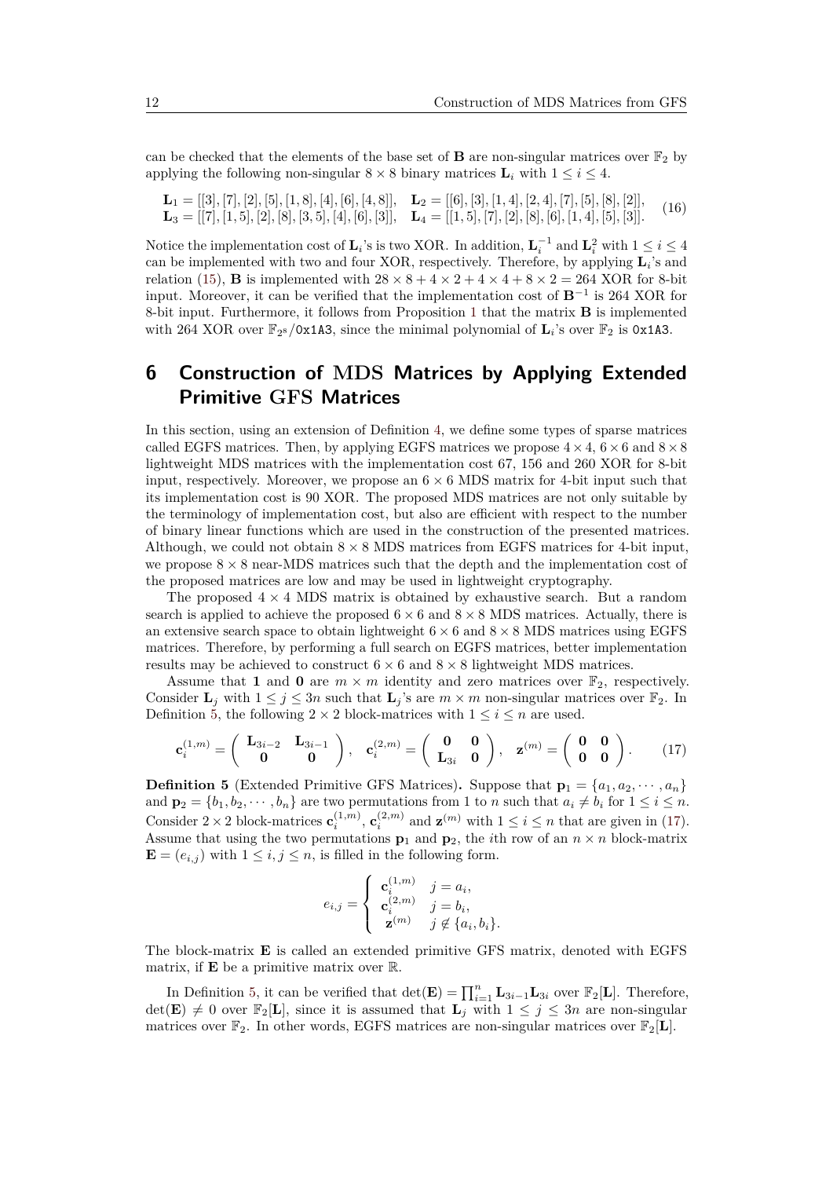can be checked that the elements of the base set of $\mathbf{B}$ are non-singular matrices over $\mathbb{F}_2$ by applying the following non-singular $8 \times 8$ binary matrices $\mathbf{L}_i$ with $1 \leq i \leq 4$.

$$
\begin{array}{ll}
\mathbf{L}_1 = [[3],[7],[2],[5],[1,8],[4],[6],[4,8]], & \mathbf{L}_2 = [[6],[3],[1,4],[2,4],[7],[5],[8],[2]], \\
\mathbf{L}_3 = [[7],[1,5],[2],[8],[3,5],[4],[6],[3]], & \mathbf{L}_4 = [[1,5],[7],[2],[8],[6],[1,4],[5],[3]].
\end{array} \tag{16}
$$

Notice the implementation cost of $\mathbf{L}_i$'s is two XOR. In addition, $\mathbf{L}_i^{-1}$ and $\mathbf{L}_i^2$ with $1 \leq i \leq 4$ can be implemented with two and four XOR, respectively. Therefore, by applying $\mathbf{L}_i$'s and relation (15), $\mathbf{B}$ is implemented with $28 \times 8 + 4 \times 2 + 4 \times 4 + 8 \times 2 = 264$ XOR for 8-bit input. Moreover, it can be verified that the implementation cost of $\mathbf{B}^{-1}$ is 264 XOR for 8-bit input. Furthermore, it follows from Proposition 1 that the matrix $\mathbf{B}$ is implemented with 264 XOR over $\mathbb{F}_{2^8}/$0x1A3, since the minimal polynomial of $\mathbf{L}_i$'s over $\mathbb{F}_2$ is 0x1A3.

# 6 Construction of MDS Matrices by Applying Extended Primitive GFS Matrices

In this section, using an extension of Definition 4, we define some types of sparse matrices called EGFS matrices. Then, by applying EGFS matrices we propose $4 \times 4$, $6 \times 6$ and $8 \times 8$ lightweight MDS matrices with the implementation cost 67, 156 and 260 XOR for 8-bit input, respectively. Moreover, we propose an $6 \times 6$ MDS matrix for 4-bit input such that its implementation cost is 90 XOR. The proposed MDS matrices are not only suitable by the terminology of implementation cost, but also are efficient with respect to the number of binary linear functions which are used in the construction of the presented matrices. Although, we could not obtain $8 \times 8$ MDS matrices from EGFS matrices for 4-bit input, we propose $8 \times 8$ near-MDS matrices such that the depth and the implementation cost of the proposed matrices are low and may be used in lightweight cryptography.

The proposed $4 \times 4$ MDS matrix is obtained by exhaustive search. But a random search is applied to achieve the proposed $6 \times 6$ and $8 \times 8$ MDS matrices. Actually, there is an extensive search space to obtain lightweight $6 \times 6$ and $8 \times 8$ MDS matrices using EGFS matrices. Therefore, by performing a full search on EGFS matrices, better implementation results may be achieved to construct $6 \times 6$ and $8 \times 8$ lightweight MDS matrices.

Assume that $\mathbf{1}$ and $\mathbf{0}$ are $m \times m$ identity and zero matrices over $\mathbb{F}_2$, respectively. Consider $\mathbf{L}_j$ with $1 \leq j \leq 3n$ such that $\mathbf{L}_j$'s are $m \times m$ non-singular matrices over $\mathbb{F}_2$. In Definition 5, the following $2 \times 2$ block-matrices with $1 \leq i \leq n$ are used.

$$
\mathbf{c}_i^{(1,m)} = \begin{pmatrix} \mathbf{L}_{3i-2} & \mathbf{L}_{3i-1} \\ \mathbf{0} & \mathbf{0} \end{pmatrix}, \quad \mathbf{c}_i^{(2,m)} = \begin{pmatrix} \mathbf{0} & \mathbf{0} \\ \mathbf{L}_{3i} & \mathbf{0} \end{pmatrix}, \quad \mathbf{z}^{(m)} = \begin{pmatrix} \mathbf{0} & \mathbf{0} \\ \mathbf{0} & \mathbf{0} \end{pmatrix}. \tag{17}
$$

**Definition 5** (Extended Primitive GFS Matrices)**.** Suppose that $\mathbf{p}_1 = \{a_1, a_2, \cdots, a_n\}$ and $\mathbf{p}_2 = \{b_1, b_2, \cdots, b_n\}$ are two permutations from 1 to $n$ such that $a_i \neq b_i$ for $1 \leq i \leq n$. Consider $2 \times 2$ block-matrices $\mathbf{c}_i^{(1,m)}$, $\mathbf{c}_i^{(2,m)}$ and $\mathbf{z}^{(m)}$ with $1 \leq i \leq n$ that are given in (17). Assume that using the two permutations $\mathbf{p}_1$ and $\mathbf{p}_2$, the $i$th row of an $n \times n$ block-matrix $\mathbf{E} = (e_{i,j})$ with $1 \leq i, j \leq n$, is filled in the following form.

$$
e_{i,j} = \begin{cases} \mathbf{c}_i^{(1,m)} & j = a_i, \\ \mathbf{c}_i^{(2,m)} & j = b_i, \\ \mathbf{z}^{(m)} & j \notin \{a_i, b_i\}. \end{cases}
$$

The block-matrix $\mathbf{E}$ is called an extended primitive GFS matrix, denoted with EGFS matrix, if $\mathbf{E}$ be a primitive matrix over $\mathbb{R}$.

In Definition 5, it can be verified that $\det(\mathbf{E}) = \prod_{i=1}^{n} \mathbf{L}_{3i-1}\mathbf{L}_{3i}$ over $\mathbb{F}_2[\mathbf{L}]$. Therefore, $\det(\mathbf{E}) \neq 0$ over $\mathbb{F}_2[\mathbf{L}]$, since it is assumed that $\mathbf{L}_j$ with $1 \leq j \leq 3n$ are non-singular matrices over $\mathbb{F}_2$. In other words, EGFS matrices are non-singular matrices over $\mathbb{F}_2[\mathbf{L}]$.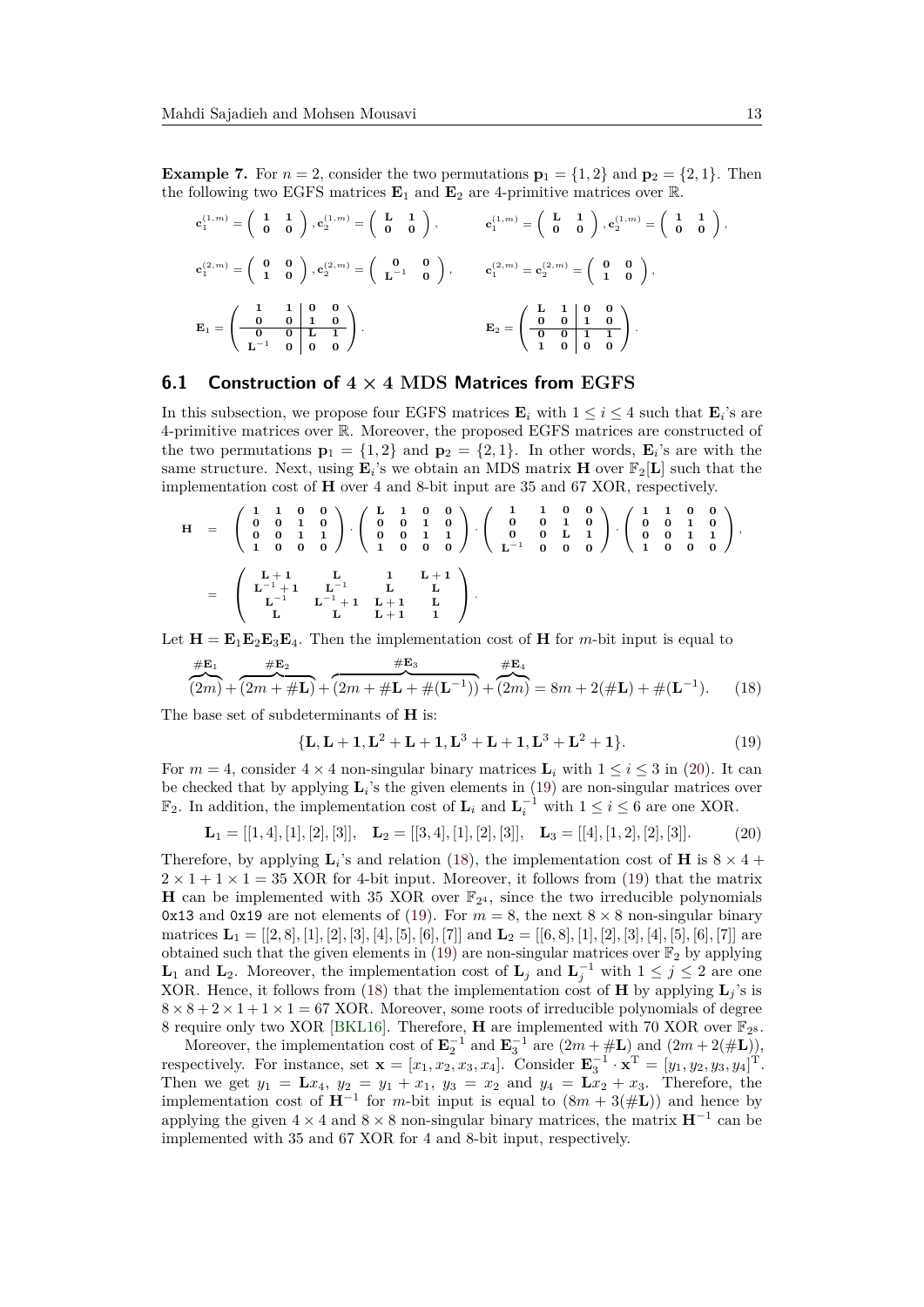**Example 7.** For $n = 2$, consider the two permutations $\mathbf{p}_1 = \{1, 2\}$ and $\mathbf{p}_2 = \{2, 1\}$. Then the following two EGFS matrices $\mathbf{E}_1$ and $\mathbf{E}_2$ are 4-primitive matrices over $\mathbb{R}$.

$$\mathbf{c}_1^{(1,m)} = \begin{pmatrix} \mathbf{1} & \mathbf{1} \\ \mathbf{0} & \mathbf{0} \end{pmatrix}, \mathbf{c}_2^{(1,m)} = \begin{pmatrix} \mathbf{L} & \mathbf{1} \\ \mathbf{0} & \mathbf{0} \end{pmatrix}, \qquad \mathbf{c}_1^{(1,m)} = \begin{pmatrix} \mathbf{L} & \mathbf{1} \\ \mathbf{0} & \mathbf{0} \end{pmatrix}, \mathbf{c}_2^{(1,m)} = \begin{pmatrix} \mathbf{1} & \mathbf{1} \\ \mathbf{0} & \mathbf{0} \end{pmatrix},$$

$$\mathbf{c}_1^{(2,m)} = \begin{pmatrix} \mathbf{0} & \mathbf{0} \\ \mathbf{1} & \mathbf{0} \end{pmatrix}, \mathbf{c}_2^{(2,m)} = \begin{pmatrix} \mathbf{0} & \mathbf{0} \\ \mathbf{L}^{-1} & \mathbf{0} \end{pmatrix}, \qquad \mathbf{c}_1^{(2,m)} = \mathbf{c}_2^{(2,m)} = \begin{pmatrix} \mathbf{0} & \mathbf{0} \\ \mathbf{1} & \mathbf{0} \end{pmatrix},$$

$$\mathbf{E}_1 = \left(\begin{array}{cc|cc} \mathbf{1} & \mathbf{1} & \mathbf{0} & \mathbf{0} \\ \mathbf{0} & \mathbf{0} & \mathbf{1} & \mathbf{0} \\ \hline \mathbf{0} & \mathbf{0} & \mathbf{L} & \mathbf{1} \\ \mathbf{L}^{-1} & \mathbf{0} & \mathbf{0} & \mathbf{0} \end{array}\right). \qquad \mathbf{E}_2 = \left(\begin{array}{cc|cc} \mathbf{L} & \mathbf{1} & \mathbf{0} & \mathbf{0} \\ \mathbf{0} & \mathbf{0} & \mathbf{1} & \mathbf{0} \\ \hline \mathbf{0} & \mathbf{0} & \mathbf{1} & \mathbf{1} \\ \mathbf{1} & \mathbf{0} & \mathbf{0} & \mathbf{0} \end{array}\right).$$

## 6.1 Construction of $4 \times 4$ MDS Matrices from EGFS

In this subsection, we propose four EGFS matrices $\mathbf{E}_i$ with $1 \le i \le 4$ such that $\mathbf{E}_i$'s are 4-primitive matrices over $\mathbb{R}$. Moreover, the proposed EGFS matrices are constructed of the two permutations $\mathbf{p}_1 = \{1, 2\}$ and $\mathbf{p}_2 = \{2, 1\}$. In other words, $\mathbf{E}_i$'s are with the same structure. Next, using $\mathbf{E}_i$'s we obtain an MDS matrix $\mathbf{H}$ over $\mathbb{F}_2[\mathbf{L}]$ such that the implementation cost of $\mathbf{H}$ over 4 and 8-bit input are 35 and 67 XOR, respectively.

$$\begin{aligned} \mathbf{H} &= \begin{pmatrix} \mathbf{1} & \mathbf{1} & \mathbf{0} & \mathbf{0} \\ \mathbf{0} & \mathbf{0} & \mathbf{1} & \mathbf{0} \\ \mathbf{0} & \mathbf{0} & \mathbf{1} & \mathbf{1} \\ \mathbf{1} & \mathbf{0} & \mathbf{0} & \mathbf{0} \end{pmatrix} \cdot \begin{pmatrix} \mathbf{L} & \mathbf{1} & \mathbf{0} & \mathbf{0} \\ \mathbf{0} & \mathbf{0} & \mathbf{1} & \mathbf{0} \\ \mathbf{0} & \mathbf{0} & \mathbf{1} & \mathbf{1} \\ \mathbf{1} & \mathbf{0} & \mathbf{0} & \mathbf{0} \end{pmatrix} \cdot \begin{pmatrix} \mathbf{1} & \mathbf{1} & \mathbf{0} & \mathbf{0} \\ \mathbf{0} & \mathbf{0} & \mathbf{1} & \mathbf{0} \\ \mathbf{0} & \mathbf{0} & \mathbf{L} & \mathbf{1} \\ \mathbf{L}^{-1} & \mathbf{0} & \mathbf{0} & \mathbf{0} \end{pmatrix} \cdot \begin{pmatrix} \mathbf{1} & \mathbf{1} & \mathbf{0} & \mathbf{0} \\ \mathbf{0} & \mathbf{0} & \mathbf{1} & \mathbf{0} \\ \mathbf{0} & \mathbf{0} & \mathbf{1} & \mathbf{1} \\ \mathbf{1} & \mathbf{0} & \mathbf{0} & \mathbf{0} \end{pmatrix}, \\ &= \begin{pmatrix} \mathbf{L}+\mathbf{1} & \mathbf{L} & \mathbf{1} & \mathbf{L}+\mathbf{1} \\ \mathbf{L}^{-1}+\mathbf{1} & \mathbf{L}^{-1} & \mathbf{L} & \mathbf{L} \\ \mathbf{L}^{-1} & \mathbf{L}^{-1}+\mathbf{1} & \mathbf{L}+\mathbf{1} & \mathbf{L} \\ \mathbf{L} & \mathbf{L} & \mathbf{L}+\mathbf{1} & \mathbf{1} \end{pmatrix}. \end{aligned}$$

Let $\mathbf{H} = \mathbf{E}_1\mathbf{E}_2\mathbf{E}_3\mathbf{E}_4$. Then the implementation cost of $\mathbf{H}$ for $m$-bit input is equal to

$$\overbrace{(2m)}^{\#\mathbf{E}_1} + \overbrace{(2m + \#\mathbf{L})}^{\#\mathbf{E}_2} + \overbrace{(2m + \#\mathbf{L} + \#(\mathbf{L}^{-1}))}^{\#\mathbf{E}_3} + \overbrace{(2m)}^{\#\mathbf{E}_4} = 8m + 2(\#\mathbf{L}) + \#(\mathbf{L}^{-1}). \tag{18}$$

The base set of subdeterminants of $\mathbf{H}$ is:

$$\{\mathbf{L}, \mathbf{L}+\mathbf{1}, \mathbf{L}^2+\mathbf{L}+\mathbf{1}, \mathbf{L}^3+\mathbf{L}+\mathbf{1}, \mathbf{L}^3+\mathbf{L}^2+\mathbf{1}\}. \tag{19}$$

For $m = 4$, consider $4 \times 4$ non-singular binary matrices $\mathbf{L}_i$ with $1 \le i \le 3$ in (20). It can be checked that by applying $\mathbf{L}_i$'s the given elements in (19) are non-singular matrices over $\mathbb{F}_2$. In addition, the implementation cost of $\mathbf{L}_i$ and $\mathbf{L}_i^{-1}$ with $1 \le i \le 6$ are one XOR.

$$\mathbf{L}_1 = [[1, 4], [1], [2], [3]], \quad \mathbf{L}_2 = [[3, 4], [1], [2], [3]], \quad \mathbf{L}_3 = [[4], [1, 2], [2], [3]]. \tag{20}$$

Therefore, by applying $\mathbf{L}_i$'s and relation (18), the implementation cost of $\mathbf{H}$ is $8 \times 4 + 2 \times 1 + 1 \times 1 = 35$ XOR for 4-bit input. Moreover, it follows from (19) that the matrix $\mathbf{H}$ can be implemented with 35 XOR over $\mathbb{F}_{2^4}$, since the two irreducible polynomials `0x13` and `0x19` are not elements of (19). For $m = 8$, the next $8 \times 8$ non-singular binary matrices $\mathbf{L}_1 = [[2, 8], [1], [2], [3], [4], [5], [6], [7]]$ and $\mathbf{L}_2 = [[6, 8], [1], [2], [3], [4], [5], [6], [7]]$ are obtained such that the given elements in (19) are non-singular matrices over $\mathbb{F}_2$ by applying $\mathbf{L}_1$ and $\mathbf{L}_2$. Moreover, the implementation cost of $\mathbf{L}_j$ and $\mathbf{L}_j^{-1}$ with $1 \le j \le 2$ are one XOR. Hence, it follows from (18) that the implementation cost of $\mathbf{H}$ by applying $\mathbf{L}_j$'s is $8 \times 8 + 2 \times 1 + 1 \times 1 = 67$ XOR. Moreover, some roots of irreducible polynomials of degree 8 require only two XOR [BKL16]. Therefore, $\mathbf{H}$ are implemented with 70 XOR over $\mathbb{F}_{2^8}$.

Moreover, the implementation cost of $\mathbf{E}_2^{-1}$ and $\mathbf{E}_3^{-1}$ are $(2m + \#\mathbf{L})$ and $(2m + 2(\#\mathbf{L}))$, respectively. For instance, set $\mathbf{x} = [x_1, x_2, x_3, x_4]$. Consider $\mathbf{E}_3^{-1} \cdot \mathbf{x}^{\mathrm{T}} = [y_1, y_2, y_3, y_4]^{\mathrm{T}}$. Then we get $y_1 = \mathbf{L}x_4$, $y_2 = y_1 + x_1$, $y_3 = x_2$ and $y_4 = \mathbf{L}x_2 + x_3$. Therefore, the implementation cost of $\mathbf{H}^{-1}$ for $m$-bit input is equal to $(8m + 3(\#\mathbf{L}))$ and hence by applying the given $4 \times 4$ and $8 \times 8$ non-singular binary matrices, the matrix $\mathbf{H}^{-1}$ can be implemented with 35 and 67 XOR for 4 and 8-bit input, respectively.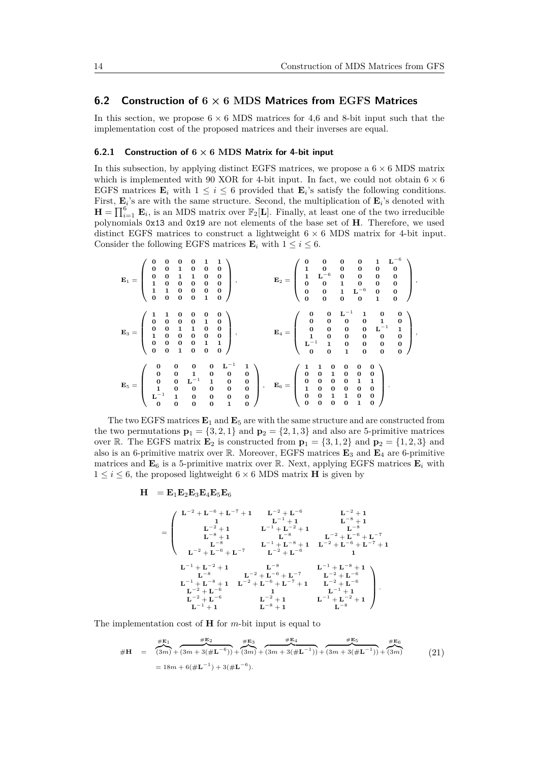## 6.2 Construction of $6 \times 6$ MDS Matrices from EGFS Matrices

In this section, we propose $6 \times 6$ MDS matrices for 4,6 and 8-bit input such that the implementation cost of the proposed matrices and their inverses are equal.

### 6.2.1 Construction of $6 \times 6$ MDS Matrix for 4-bit input

In this subsection, by applying distinct EGFS matrices, we propose a $6 \times 6$ MDS matrix which is implemented with 90 XOR for 4-bit input. In fact, we could not obtain $6 \times 6$ EGFS matrices $\mathbf{E}_i$ with $1 \leq i \leq 6$ provided that $\mathbf{E}_i$'s satisfy the following conditions. First, $\mathbf{E}_i$'s are with the same structure. Second, the multiplication of $\mathbf{E}_i$'s denoted with $\mathbf{H} = \prod_{i=1}^{6} \mathbf{E}_i$, is an MDS matrix over $\mathbb{F}_2[\mathbf{L}]$. Finally, at least one of the two irreducible polynomials 0x13 and 0x19 are not elements of the base set of $\mathbf{H}$. Therefore, we used distinct EGFS matrices to construct a lightweight $6 \times 6$ MDS matrix for 4-bit input. Consider the following EGFS matrices $\mathbf{E}_i$ with $1 \leq i \leq 6$.

$$
\mathbf{E}_1 = \begin{pmatrix} 0 & 0 & 0 & 0 & 1 & 1 \\ 0 & 0 & 1 & 0 & 0 & 0 \\ 0 & 0 & 1 & 1 & 0 & 0 \\ 1 & 0 & 0 & 0 & 0 & 0 \\ 1 & 1 & 0 & 0 & 0 & 0 \\ 0 & 0 & 0 & 0 & 1 & 0 \end{pmatrix}, \qquad
\mathbf{E}_2 = \begin{pmatrix} 0 & 0 & 0 & 0 & 1 & \mathbf{L}^{-6} \\ 1 & 0 & 0 & 0 & 0 & 0 \\ 1 & \mathbf{L}^{-6} & 0 & 0 & 0 & 0 \\ 0 & 0 & 1 & 0 & 0 & 0 \\ 0 & 0 & 1 & \mathbf{L}^{-6} & 0 & 0 \\ 0 & 0 & 0 & 0 & 1 & 0 \end{pmatrix},
$$

$$
\mathbf{E}_3 = \begin{pmatrix} 1 & 1 & 0 & 0 & 0 & 0 \\ 0 & 0 & 0 & 0 & 1 & 0 \\ 0 & 0 & 1 & 1 & 0 & 0 \\ 1 & 0 & 0 & 0 & 0 & 0 \\ 0 & 0 & 0 & 0 & 1 & 1 \\ 0 & 0 & 1 & 0 & 0 & 0 \end{pmatrix}, \qquad
\mathbf{E}_4 = \begin{pmatrix} 0 & 0 & \mathbf{L}^{-1} & 1 & 0 & 0 \\ 0 & 0 & 0 & 0 & 1 & 0 \\ 0 & 0 & 0 & 0 & \mathbf{L}^{-1} & 1 \\ 1 & 0 & 0 & 0 & 0 & 0 \\ \mathbf{L}^{-1} & 1 & 0 & 0 & 0 & 0 \\ 0 & 0 & 1 & 0 & 0 & 0 \end{pmatrix},
$$

$$
\mathbf{E}_5 = \begin{pmatrix} 0 & 0 & 0 & 0 & \mathbf{L}^{-1} & 1 \\ 0 & 0 & 1 & 0 & 0 & 0 \\ 0 & 0 & \mathbf{L}^{-1} & 1 & 0 & 0 \\ 1 & 0 & 0 & 0 & 0 & 0 \\ \mathbf{L}^{-1} & 1 & 0 & 0 & 0 & 0 \\ 0 & 0 & 0 & 0 & 1 & 0 \end{pmatrix}, \quad
\mathbf{E}_6 = \begin{pmatrix} 1 & 1 & 0 & 0 & 0 & 0 \\ 0 & 0 & 1 & 0 & 0 & 0 \\ 0 & 0 & 0 & 0 & 1 & 1 \\ 1 & 0 & 0 & 0 & 0 & 0 \\ 0 & 0 & 1 & 1 & 0 & 0 \\ 0 & 0 & 0 & 0 & 1 & 0 \end{pmatrix}.
$$

The two EGFS matrices $\mathbf{E}_1$ and $\mathbf{E}_5$ are with the same structure and are constructed from the two permutations $\mathbf{p}_1 = \{3, 2, 1\}$ and $\mathbf{p}_2 = \{2, 1, 3\}$ and also are 5-primitive matrices over $\mathbb{R}$. The EGFS matrix $\mathbf{E}_2$ is constructed from $\mathbf{p}_1 = \{3, 1, 2\}$ and $\mathbf{p}_2 = \{1, 2, 3\}$ and also is an 6-primitive matrix over $\mathbb{R}$. Moreover, EGFS matrices $\mathbf{E}_3$ and $\mathbf{E}_4$ are 6-primitive matrices and $\mathbf{E}_6$ is a 5-primitive matrix over $\mathbb{R}$. Next, applying EGFS matrices $\mathbf{E}_i$ with $1 \leq i \leq 6$, the proposed lightweight $6 \times 6$ MDS matrix $\mathbf{H}$ is given by

$$
\begin{aligned}
\mathbf{H} &= \mathbf{E}_1\mathbf{E}_2\mathbf{E}_3\mathbf{E}_4\mathbf{E}_5\mathbf{E}_6 \\
&= \left(\begin{array}{cccccc}
\mathbf{L}^{-2}+\mathbf{L}^{-6}+\mathbf{L}^{-7}+1 & \mathbf{L}^{-2}+\mathbf{L}^{-6} & \mathbf{L}^{-2}+1 & \mathbf{L}^{-1}+\mathbf{L}^{-2}+1 & \mathbf{L}^{-8} & \mathbf{L}^{-1}+\mathbf{L}^{-8}+1 \\
1 & \mathbf{L}^{-1}+1 & \mathbf{L}^{-8}+1 & \mathbf{L}^{-8} & \mathbf{L}^{-2}+\mathbf{L}^{-6}+\mathbf{L}^{-7} & \mathbf{L}^{-2}+\mathbf{L}^{-6} \\
\mathbf{L}^{-2}+1 & \mathbf{L}^{-1}+\mathbf{L}^{-2}+1 & \mathbf{L}^{-8} & \mathbf{L}^{-1}+\mathbf{L}^{-8}+1 & \mathbf{L}^{-2}+\mathbf{L}^{-6}+\mathbf{L}^{-7}+1 & \mathbf{L}^{-2}+\mathbf{L}^{-6} \\
\mathbf{L}^{-8}+1 & \mathbf{L}^{-8} & \mathbf{L}^{-2}+\mathbf{L}^{-6}+\mathbf{L}^{-7} & \mathbf{L}^{-2}+\mathbf{L}^{-6} & 1 & \mathbf{L}^{-1}+1 \\
\mathbf{L}^{-8} & \mathbf{L}^{-1}+\mathbf{L}^{-8}+1 & \mathbf{L}^{-2}+\mathbf{L}^{-6}+\mathbf{L}^{-7}+1 & \mathbf{L}^{-2}+\mathbf{L}^{-6} & \mathbf{L}^{-2}+1 & \mathbf{L}^{-1}+\mathbf{L}^{-2}+1 \\
\mathbf{L}^{-2}+\mathbf{L}^{-6}+\mathbf{L}^{-7} & \mathbf{L}^{-2}+\mathbf{L}^{-6} & 1 & \mathbf{L}^{-1}+1 & \mathbf{L}^{-8}+1 & \mathbf{L}^{-8}
\end{array}\right).
\end{aligned}
$$

The implementation cost of $\mathbf{H}$ for $m$-bit input is equal to

$$
\begin{aligned}
\#\mathbf{H} &= \overbrace{(3m)}^{\#\mathbf{E}_1} + \overbrace{(3m + 3(\#\mathbf{L}^{-6}))}^{\#\mathbf{E}_2} + \overbrace{(3m)}^{\#\mathbf{E}_3} + \overbrace{(3m + 3(\#\mathbf{L}^{-1}))}^{\#\mathbf{E}_4} + \overbrace{(3m + 3(\#\mathbf{L}^{-1}))}^{\#\mathbf{E}_5} + \overbrace{(3m)}^{\#\mathbf{E}_6} \\
&= 18m + 6(\#\mathbf{L}^{-1}) + 3(\#\mathbf{L}^{-6}).
\end{aligned} \tag{21}
$$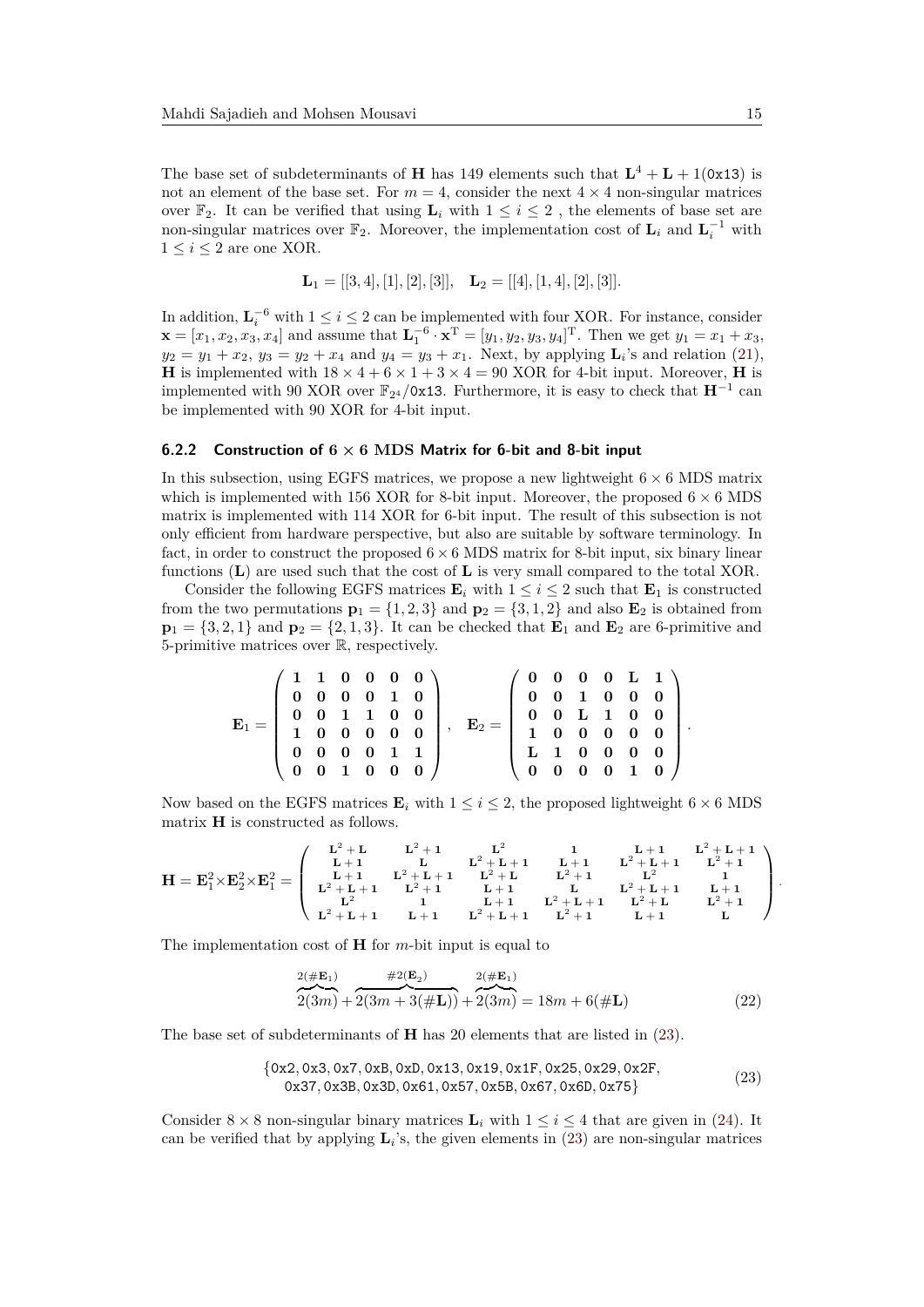The base set of subdeterminants of $\mathbf{H}$ has 149 elements such that $\mathbf{L}^4 + \mathbf{L} + 1$(0x13) is not an element of the base set. For $m = 4$, consider the next $4 \times 4$ non-singular matrices over $\mathbb{F}_2$. It can be verified that using $\mathbf{L}_i$ with $1 \leq i \leq 2$ , the elements of base set are non-singular matrices over $\mathbb{F}_2$. Moreover, the implementation cost of $\mathbf{L}_i$ and $\mathbf{L}_i^{-1}$ with $1 \leq i \leq 2$ are one XOR.

$$\mathbf{L}_1 = [[3,4],[1],[2],[3]], \quad \mathbf{L}_2 = [[4],[1,4],[2],[3]].$$

In addition, $\mathbf{L}_i^{-6}$ with $1 \leq i \leq 2$ can be implemented with four XOR. For instance, consider $\mathbf{x} = [x_1, x_2, x_3, x_4]$ and assume that $\mathbf{L}_1^{-6} \cdot \mathbf{x}^{\mathrm{T}} = [y_1, y_2, y_3, y_4]^{\mathrm{T}}$. Then we get $y_1 = x_1 + x_3$, $y_2 = y_1 + x_2$, $y_3 = y_2 + x_4$ and $y_4 = y_3 + x_1$. Next, by applying $\mathbf{L}_i$'s and relation (21), $\mathbf{H}$ is implemented with $18 \times 4 + 6 \times 1 + 3 \times 4 = 90$ XOR for 4-bit input. Moreover, $\mathbf{H}$ is implemented with 90 XOR over $\mathbb{F}_{2^4}$/0x13. Furthermore, it is easy to check that $\mathbf{H}^{-1}$ can be implemented with 90 XOR for 4-bit input.

### 6.2.2 Construction of $6 \times 6$ MDS Matrix for 6-bit and 8-bit input

In this subsection, using EGFS matrices, we propose a new lightweight $6 \times 6$ MDS matrix which is implemented with 156 XOR for 8-bit input. Moreover, the proposed $6 \times 6$ MDS matrix is implemented with 114 XOR for 6-bit input. The result of this subsection is not only efficient from hardware perspective, but also are suitable by software terminology. In fact, in order to construct the proposed $6 \times 6$ MDS matrix for 8-bit input, six binary linear functions ($\mathbf{L}$) are used such that the cost of $\mathbf{L}$ is very small compared to the total XOR.

Consider the following EGFS matrices $\mathbf{E}_i$ with $1 \leq i \leq 2$ such that $\mathbf{E}_1$ is constructed from the two permutations $\mathbf{p}_1 = \{1,2,3\}$ and $\mathbf{p}_2 = \{3,1,2\}$ and also $\mathbf{E}_2$ is obtained from $\mathbf{p}_1 = \{3,2,1\}$ and $\mathbf{p}_2 = \{2,1,3\}$. It can be checked that $\mathbf{E}_1$ and $\mathbf{E}_2$ are 6-primitive and 5-primitive matrices over $\mathbb{R}$, respectively.

$$\mathbf{E}_1 = \begin{pmatrix} \mathbf{1} & \mathbf{1} & \mathbf{0} & \mathbf{0} & \mathbf{0} & \mathbf{0} \\ \mathbf{0} & \mathbf{0} & \mathbf{0} & \mathbf{0} & \mathbf{1} & \mathbf{0} \\ \mathbf{0} & \mathbf{0} & \mathbf{1} & \mathbf{1} & \mathbf{0} & \mathbf{0} \\ \mathbf{1} & \mathbf{0} & \mathbf{0} & \mathbf{0} & \mathbf{0} & \mathbf{0} \\ \mathbf{0} & \mathbf{0} & \mathbf{0} & \mathbf{0} & \mathbf{1} & \mathbf{1} \\ \mathbf{0} & \mathbf{0} & \mathbf{1} & \mathbf{0} & \mathbf{0} & \mathbf{0} \end{pmatrix}, \quad \mathbf{E}_2 = \begin{pmatrix} \mathbf{0} & \mathbf{0} & \mathbf{0} & \mathbf{0} & \mathbf{L} & \mathbf{1} \\ \mathbf{0} & \mathbf{0} & \mathbf{1} & \mathbf{0} & \mathbf{0} & \mathbf{0} \\ \mathbf{0} & \mathbf{0} & \mathbf{L} & \mathbf{1} & \mathbf{0} & \mathbf{0} \\ \mathbf{1} & \mathbf{0} & \mathbf{0} & \mathbf{0} & \mathbf{0} & \mathbf{0} \\ \mathbf{L} & \mathbf{1} & \mathbf{0} & \mathbf{0} & \mathbf{0} & \mathbf{0} \\ \mathbf{0} & \mathbf{0} & \mathbf{0} & \mathbf{0} & \mathbf{1} & \mathbf{0} \end{pmatrix}.$$

Now based on the EGFS matrices $\mathbf{E}_i$ with $1 \leq i \leq 2$, the proposed lightweight $6 \times 6$ MDS matrix $\mathbf{H}$ is constructed as follows.

$$\mathbf{H} = \mathbf{E}_1^2 \times \mathbf{E}_2^2 \times \mathbf{E}_1^2 = \begin{pmatrix} \mathbf{L}^2+\mathbf{L} & \mathbf{L}^2+\mathbf{1} & \mathbf{L}^2 & \mathbf{1} & \mathbf{L}+\mathbf{1} & \mathbf{L}^2+\mathbf{L}+\mathbf{1} \\ \mathbf{L}+\mathbf{1} & \mathbf{L} & \mathbf{L}^2+\mathbf{L}+\mathbf{1} & \mathbf{L}+\mathbf{1} & \mathbf{L}^2+\mathbf{L}+\mathbf{1} & \mathbf{L}^2+\mathbf{1} \\ \mathbf{L}+\mathbf{1} & \mathbf{L}^2+\mathbf{L}+\mathbf{1} & \mathbf{L}^2+\mathbf{L} & \mathbf{L}^2+\mathbf{1} & \mathbf{L}^2 & \mathbf{1} \\ \mathbf{L}^2+\mathbf{L}+\mathbf{1} & \mathbf{L}^2+\mathbf{1} & \mathbf{L}+\mathbf{1} & \mathbf{L} & \mathbf{L}^2+\mathbf{L}+\mathbf{1} & \mathbf{L}+\mathbf{1} \\ \mathbf{L}^2 & \mathbf{1} & \mathbf{L}+\mathbf{1} & \mathbf{L}^2+\mathbf{L}+\mathbf{1} & \mathbf{L}^2+\mathbf{L} & \mathbf{L}^2+\mathbf{1} \\ \mathbf{L}^2+\mathbf{L}+\mathbf{1} & \mathbf{L}+\mathbf{1} & \mathbf{L}^2+\mathbf{L}+\mathbf{1} & \mathbf{L}^2+\mathbf{1} & \mathbf{L}+\mathbf{1} & \mathbf{L} \end{pmatrix}.$$

The implementation cost of $\mathbf{H}$ for $m$-bit input is equal to

$$\overbrace{2(3m)}^{2(\#\mathbf{E}_1)} + \overbrace{2(3m + 3(\#\mathbf{L}))}^{\#2(\mathbf{E}_2)} + \overbrace{2(3m)}^{2(\#\mathbf{E}_1)} = 18m + 6(\#\mathbf{L}) \tag{22}$$

The base set of subdeterminants of $\mathbf{H}$ has 20 elements that are listed in (23).

$$\begin{gathered}\{\texttt{0x2},\texttt{0x3},\texttt{0x7},\texttt{0xB},\texttt{0xD},\texttt{0x13},\texttt{0x19},\texttt{0x1F},\texttt{0x25},\texttt{0x29},\texttt{0x2F},\\ \texttt{0x37},\texttt{0x3B},\texttt{0x3D},\texttt{0x61},\texttt{0x57},\texttt{0x5B},\texttt{0x67},\texttt{0x6D},\texttt{0x75}\}\end{gathered} \tag{23}$$

Consider $8 \times 8$ non-singular binary matrices $\mathbf{L}_i$ with $1 \leq i \leq 4$ that are given in (24). It can be verified that by applying $\mathbf{L}_i$'s, the given elements in (23) are non-singular matrices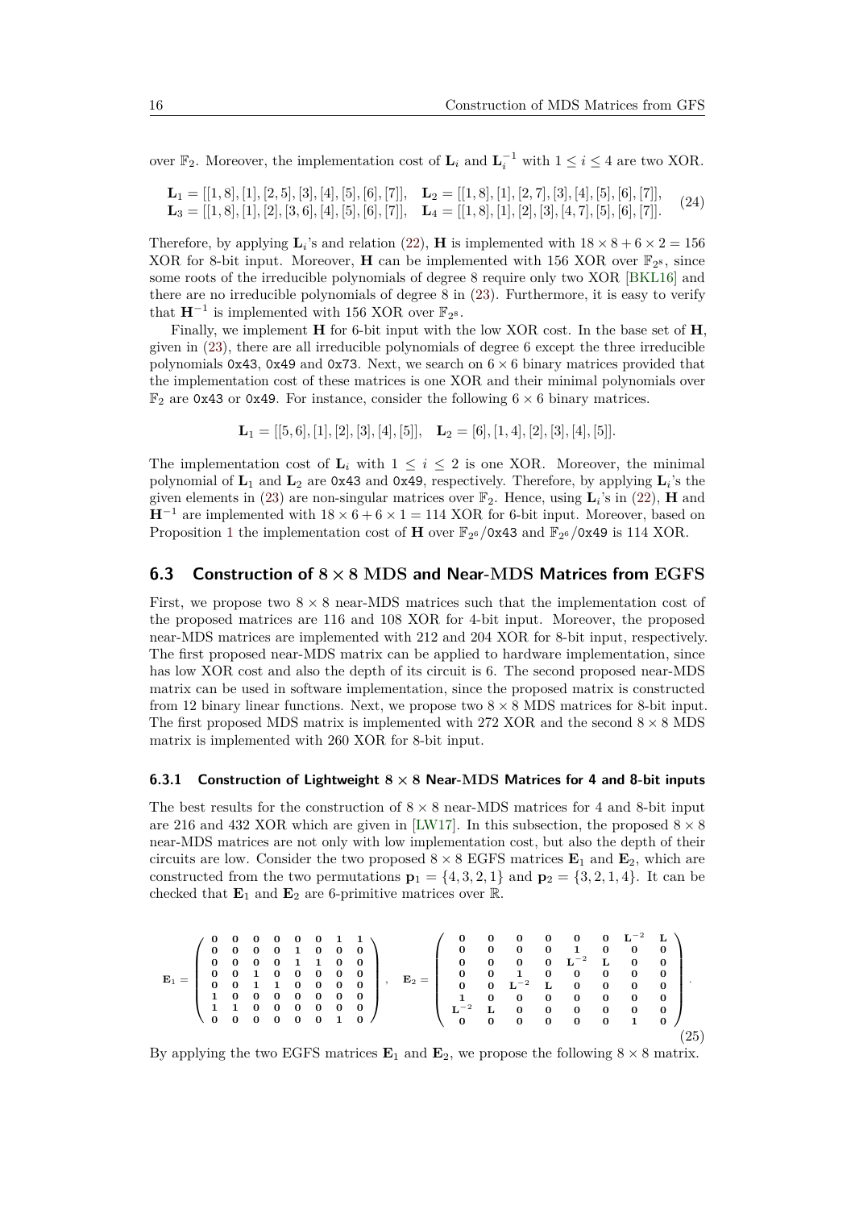over $\mathbb{F}_2$. Moreover, the implementation cost of $\mathbf{L}_i$ and $\mathbf{L}_i^{-1}$ with $1 \leq i \leq 4$ are two XOR.

$$\begin{array}{ll} \mathbf{L}_1 = [[1,8],[1],[2,5],[3],[4],[5],[6],[7]], & \mathbf{L}_2 = [[1,8],[1],[2,7],[3],[4],[5],[6],[7]], \\ \mathbf{L}_3 = [[1,8],[1],[2],[3,6],[4],[5],[6],[7]], & \mathbf{L}_4 = [[1,8],[1],[2],[3],[4,7],[5],[6],[7]]. \end{array} \tag{24}$$

Therefore, by applying $\mathbf{L}_i$'s and relation (22), $\mathbf{H}$ is implemented with $18 \times 8 + 6 \times 2 = 156$ XOR for 8-bit input. Moreover, $\mathbf{H}$ can be implemented with 156 XOR over $\mathbb{F}_{2^8}$, since some roots of the irreducible polynomials of degree 8 require only two XOR [BKL16] and there are no irreducible polynomials of degree 8 in (23). Furthermore, it is easy to verify that $\mathbf{H}^{-1}$ is implemented with 156 XOR over $\mathbb{F}_{2^8}$.

Finally, we implement $\mathbf{H}$ for 6-bit input with the low XOR cost. In the base set of $\mathbf{H}$, given in (23), there are all irreducible polynomials of degree 6 except the three irreducible polynomials 0x43, 0x49 and 0x73. Next, we search on $6 \times 6$ binary matrices provided that the implementation cost of these matrices is one XOR and their minimal polynomials over $\mathbb{F}_2$ are 0x43 or 0x49. For instance, consider the following $6 \times 6$ binary matrices.

$$\mathbf{L}_1 = [[5,6],[1],[2],[3],[4],[5]], \quad \mathbf{L}_2 = [6],[1,4],[2],[3],[4],[5]].$$

The implementation cost of $\mathbf{L}_i$ with $1 \leq i \leq 2$ is one XOR. Moreover, the minimal polynomial of $\mathbf{L}_1$ and $\mathbf{L}_2$ are 0x43 and 0x49, respectively. Therefore, by applying $\mathbf{L}_i$'s the given elements in (23) are non-singular matrices over $\mathbb{F}_2$. Hence, using $\mathbf{L}_i$'s in (22), $\mathbf{H}$ and $\mathbf{H}^{-1}$ are implemented with $18 \times 6 + 6 \times 1 = 114$ XOR for 6-bit input. Moreover, based on Proposition 1 the implementation cost of $\mathbf{H}$ over $\mathbb{F}_{2^6}/$0x43 and $\mathbb{F}_{2^6}/$0x49 is 114 XOR.

## 6.3 Construction of $8 \times 8$ MDS and Near-MDS Matrices from EGFS

First, we propose two $8 \times 8$ near-MDS matrices such that the implementation cost of the proposed matrices are 116 and 108 XOR for 4-bit input. Moreover, the proposed near-MDS matrices are implemented with 212 and 204 XOR for 8-bit input, respectively. The first proposed near-MDS matrix can be applied to hardware implementation, since has low XOR cost and also the depth of its circuit is 6. The second proposed near-MDS matrix can be used in software implementation, since the proposed matrix is constructed from 12 binary linear functions. Next, we propose two $8 \times 8$ MDS matrices for 8-bit input. The first proposed MDS matrix is implemented with 272 XOR and the second $8 \times 8$ MDS matrix is implemented with 260 XOR for 8-bit input.

### 6.3.1 Construction of Lightweight $8 \times 8$ Near-MDS Matrices for 4 and 8-bit inputs

The best results for the construction of $8 \times 8$ near-MDS matrices for 4 and 8-bit input are 216 and 432 XOR which are given in [LW17]. In this subsection, the proposed $8 \times 8$ near-MDS matrices are not only with low implementation cost, but also the depth of their circuits are low. Consider the two proposed $8 \times 8$ EGFS matrices $\mathbf{E}_1$ and $\mathbf{E}_2$, which are constructed from the two permutations $\mathbf{p}_1 = \{4,3,2,1\}$ and $\mathbf{p}_2 = \{3,2,1,4\}$. It can be checked that $\mathbf{E}_1$ and $\mathbf{E}_2$ are 6-primitive matrices over $\mathbb{R}$.

$$\mathbf{E}_1 = \begin{pmatrix} 0&0&0&0&0&0&1&1 \\ 0&0&0&0&1&0&0&0 \\ 0&0&0&0&1&1&0&0 \\ 0&0&1&0&0&0&0&0 \\ 0&0&1&1&0&0&0&0 \\ 1&0&0&0&0&0&0&0 \\ 1&1&0&0&0&0&0&0 \\ 0&0&0&0&0&0&1&0 \end{pmatrix}, \quad \mathbf{E}_2 = \begin{pmatrix} 0&0&0&0&0&0&\mathbf{L}^{-2}&\mathbf{L} \\ 0&0&0&0&1&0&0&0 \\ 0&0&0&0&\mathbf{L}^{-2}&\mathbf{L}&0&0 \\ 0&0&1&0&0&0&0&0 \\ 0&0&\mathbf{L}^{-2}&\mathbf{L}&0&0&0&0 \\ 1&0&0&0&0&0&0&0 \\ \mathbf{L}^{-2}&\mathbf{L}&0&0&0&0&0&0 \\ 0&0&0&0&0&0&1&0 \end{pmatrix}. \tag{25}$$

By applying the two EGFS matrices $\mathbf{E}_1$ and $\mathbf{E}_2$, we propose the following $8 \times 8$ matrix.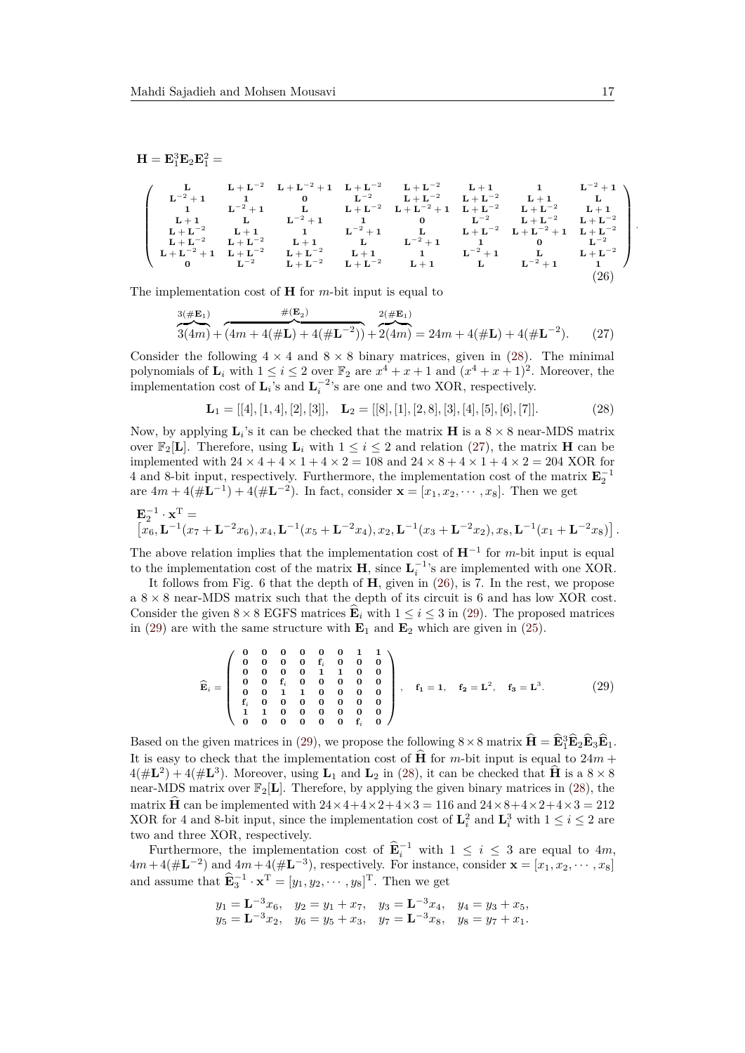$$\mathbf{H} = \mathbf{E}_1^3 \mathbf{E}_2 \mathbf{E}_1^2 =$$

$$\left( \begin{array}{cccccccc}
\mathbf{L} & \mathbf{L}+\mathbf{L}^{-2} & \mathbf{L}+\mathbf{L}^{-2}+\mathbf{1} & \mathbf{L}+\mathbf{L}^{-2} & \mathbf{L}+\mathbf{L}^{-2} & \mathbf{L}+\mathbf{1} & \mathbf{1} & \mathbf{L}^{-2}+\mathbf{1} \\
\mathbf{L}^{-2}+\mathbf{1} & \mathbf{1} & \mathbf{0} & \mathbf{L}^{-2} & \mathbf{L}+\mathbf{L}^{-2} & \mathbf{L}+\mathbf{L}^{-2} & \mathbf{L}+\mathbf{1} & \mathbf{L} \\
\mathbf{1} & \mathbf{L}^{-2}+\mathbf{1} & \mathbf{L} & \mathbf{L}+\mathbf{L}^{-2} & \mathbf{L}+\mathbf{L}^{-2}+\mathbf{1} & \mathbf{L}+\mathbf{L}^{-2} & \mathbf{L}+\mathbf{L}^{-2} & \mathbf{L}+\mathbf{1} \\
\mathbf{L}+\mathbf{1} & \mathbf{L} & \mathbf{L}^{-2}+\mathbf{1} & \mathbf{1} & \mathbf{0} & \mathbf{L}^{-2} & \mathbf{L}+\mathbf{L}^{-2} & \mathbf{L}+\mathbf{L}^{-2} \\
\mathbf{L}+\mathbf{L}^{-2} & \mathbf{L}+\mathbf{1} & \mathbf{1} & \mathbf{L}^{-2}+\mathbf{1} & \mathbf{L} & \mathbf{L}+\mathbf{L}^{-2} & \mathbf{L}+\mathbf{L}^{-2}+\mathbf{1} & \mathbf{L}+\mathbf{L}^{-2} \\
\mathbf{L}+\mathbf{L}^{-2} & \mathbf{L}+\mathbf{L}^{-2} & \mathbf{L}+\mathbf{1} & \mathbf{L} & \mathbf{L}^{-2}+\mathbf{1} & \mathbf{1} & \mathbf{0} & \mathbf{L}^{-2} \\
\mathbf{L}+\mathbf{L}^{-2}+\mathbf{1} & \mathbf{L}+\mathbf{L}^{-2} & \mathbf{L}+\mathbf{L}^{-2} & \mathbf{L}+\mathbf{1} & \mathbf{1} & \mathbf{L}^{-2}+\mathbf{1} & \mathbf{L} & \mathbf{L}+\mathbf{L}^{-2} \\
\mathbf{0} & \mathbf{L}^{-2} & \mathbf{L}+\mathbf{L}^{-2} & \mathbf{L}+\mathbf{L}^{-2} & \mathbf{L}+\mathbf{1} & \mathbf{L} & \mathbf{L}^{-2}+\mathbf{1} & \mathbf{1}
\end{array} \right). \tag{26}$$

The implementation cost of $\mathbf{H}$ for $m$-bit input is equal to

$$\overbrace{3(4m)}^{3(\#\mathbf{E}_1)} + \overbrace{(4m + 4(\#\mathbf{L}) + 4(\#\mathbf{L}^{-2}))}^{\#(\mathbf{E}_2)} + \overbrace{2(4m)}^{2(\#\mathbf{E}_1)} = 24m + 4(\#\mathbf{L}) + 4(\#\mathbf{L}^{-2}). \tag{27}$$

Consider the following $4 \times 4$ and $8 \times 8$ binary matrices, given in (28). The minimal polynomials of $\mathbf{L}_i$ with $1 \le i \le 2$ over $\mathbb{F}_2$ are $x^4 + x + 1$ and $(x^4 + x + 1)^2$. Moreover, the implementation cost of $\mathbf{L}_i$'s and $\mathbf{L}_i^{-2}$'s are one and two XOR, respectively.

$$\mathbf{L}_1 = [[4], [1, 4], [2], [3]], \quad \mathbf{L}_2 = [[8], [1], [2, 8], [3], [4], [5], [6], [7]]. \tag{28}$$

Now, by applying $\mathbf{L}_i$'s it can be checked that the matrix $\mathbf{H}$ is a $8 \times 8$ near-MDS matrix over $\mathbb{F}_2[\mathbf{L}]$. Therefore, using $\mathbf{L}_i$ with $1 \le i \le 2$ and relation (27), the matrix $\mathbf{H}$ can be implemented with $24 \times 4 + 4 \times 1 + 4 \times 2 = 108$ and $24 \times 8 + 4 \times 1 + 4 \times 2 = 204$ XOR for 4 and 8-bit input, respectively. Furthermore, the implementation cost of the matrix $\mathbf{E}_2^{-1}$ are $4m + 4(\#\mathbf{L}^{-1}) + 4(\#\mathbf{L}^{-2})$. In fact, consider $\mathbf{x} = [x_1, x_2, \cdots, x_8]$. Then we get

$$\mathbf{E}_2^{-1} \cdot \mathbf{x}^{\mathrm{T}} = \left[x_6, \mathbf{L}^{-1}(x_7 + \mathbf{L}^{-2}x_6), x_4, \mathbf{L}^{-1}(x_5 + \mathbf{L}^{-2}x_4), x_2, \mathbf{L}^{-1}(x_3 + \mathbf{L}^{-2}x_2), x_8, \mathbf{L}^{-1}(x_1 + \mathbf{L}^{-2}x_8)\right].$$

The above relation implies that the implementation cost of $\mathbf{H}^{-1}$ for $m$-bit input is equal to the implementation cost of the matrix $\mathbf{H}$, since $\mathbf{L}_i^{-1}$'s are implemented with one XOR.

It follows from Fig. 6 that the depth of $\mathbf{H}$, given in (26), is 7. In the rest, we propose a $8 \times 8$ near-MDS matrix such that the depth of its circuit is 6 and has low XOR cost. Consider the given $8 \times 8$ EGFS matrices $\widehat{\mathbf{E}}_i$ with $1 \le i \le 3$ in (29). The proposed matrices in (29) are with the same structure with $\mathbf{E}_1$ and $\mathbf{E}_2$ which are given in (25).

$$\widehat{\mathbf{E}}_i = \left( \begin{array}{cccccccc}
\mathbf{0} & \mathbf{0} & \mathbf{0} & \mathbf{0} & \mathbf{0} & \mathbf{0} & \mathbf{1} & \mathbf{1} \\
\mathbf{0} & \mathbf{0} & \mathbf{0} & \mathbf{0} & \mathbf{f}_i & \mathbf{0} & \mathbf{0} & \mathbf{0} \\
\mathbf{0} & \mathbf{0} & \mathbf{0} & \mathbf{0} & \mathbf{1} & \mathbf{1} & \mathbf{0} & \mathbf{0} \\
\mathbf{0} & \mathbf{0} & \mathbf{f}_i & \mathbf{0} & \mathbf{0} & \mathbf{0} & \mathbf{0} & \mathbf{0} \\
\mathbf{0} & \mathbf{0} & \mathbf{1} & \mathbf{1} & \mathbf{0} & \mathbf{0} & \mathbf{0} & \mathbf{0} \\
\mathbf{f}_i & \mathbf{0} & \mathbf{0} & \mathbf{0} & \mathbf{0} & \mathbf{0} & \mathbf{0} & \mathbf{0} \\
\mathbf{1} & \mathbf{1} & \mathbf{0} & \mathbf{0} & \mathbf{0} & \mathbf{0} & \mathbf{0} & \mathbf{0} \\
\mathbf{0} & \mathbf{0} & \mathbf{0} & \mathbf{0} & \mathbf{0} & \mathbf{0} & \mathbf{f}_i & \mathbf{0}
\end{array} \right), \quad \mathbf{f_1} = \mathbf{1}, \quad \mathbf{f_2} = \mathbf{L}^2, \quad \mathbf{f_3} = \mathbf{L}^3. \tag{29}$$

Based on the given matrices in (29), we propose the following $8 \times 8$ matrix $\widehat{\mathbf{H}} = \widehat{\mathbf{E}}_1^3 \widehat{\mathbf{E}}_2 \widehat{\mathbf{E}}_3 \widehat{\mathbf{E}}_1$. It is easy to check that the implementation cost of $\widehat{\mathbf{H}}$ for $m$-bit input is equal to $24m + 4(\#\mathbf{L}^2) + 4(\#\mathbf{L}^3)$. Moreover, using $\mathbf{L}_1$ and $\mathbf{L}_2$ in (28), it can be checked that $\widehat{\mathbf{H}}$ is a $8 \times 8$ near-MDS matrix over $\mathbb{F}_2[\mathbf{L}]$. Therefore, by applying the given binary matrices in (28), the matrix $\widehat{\mathbf{H}}$ can be implemented with $24 \times 4 + 4 \times 2 + 4 \times 3 = 116$ and $24 \times 8 + 4 \times 2 + 4 \times 3 = 212$ XOR for 4 and 8-bit input, since the implementation cost of $\mathbf{L}_i^2$ and $\mathbf{L}_i^3$ with $1 \le i \le 2$ are two and three XOR, respectively.

Furthermore, the implementation cost of $\widehat{\mathbf{E}}_i^{-1}$ with $1 \le i \le 3$ are equal to $4m$, $4m + 4(\#\mathbf{L}^{-2})$ and $4m + 4(\#\mathbf{L}^{-3})$, respectively. For instance, consider $\mathbf{x} = [x_1, x_2, \cdots, x_8]$ and assume that $\widehat{\mathbf{E}}_3^{-1} \cdot \mathbf{x}^{\mathrm{T}} = [y_1, y_2, \cdots, y_8]^{\mathrm{T}}$. Then we get

$$\begin{array}{llll}
y_1 = \mathbf{L}^{-3}x_6, & y_2 = y_1 + x_7, & y_3 = \mathbf{L}^{-3}x_4, & y_4 = y_3 + x_5, \\
y_5 = \mathbf{L}^{-3}x_2, & y_6 = y_5 + x_3, & y_7 = \mathbf{L}^{-3}x_8, & y_8 = y_7 + x_1.
\end{array}$$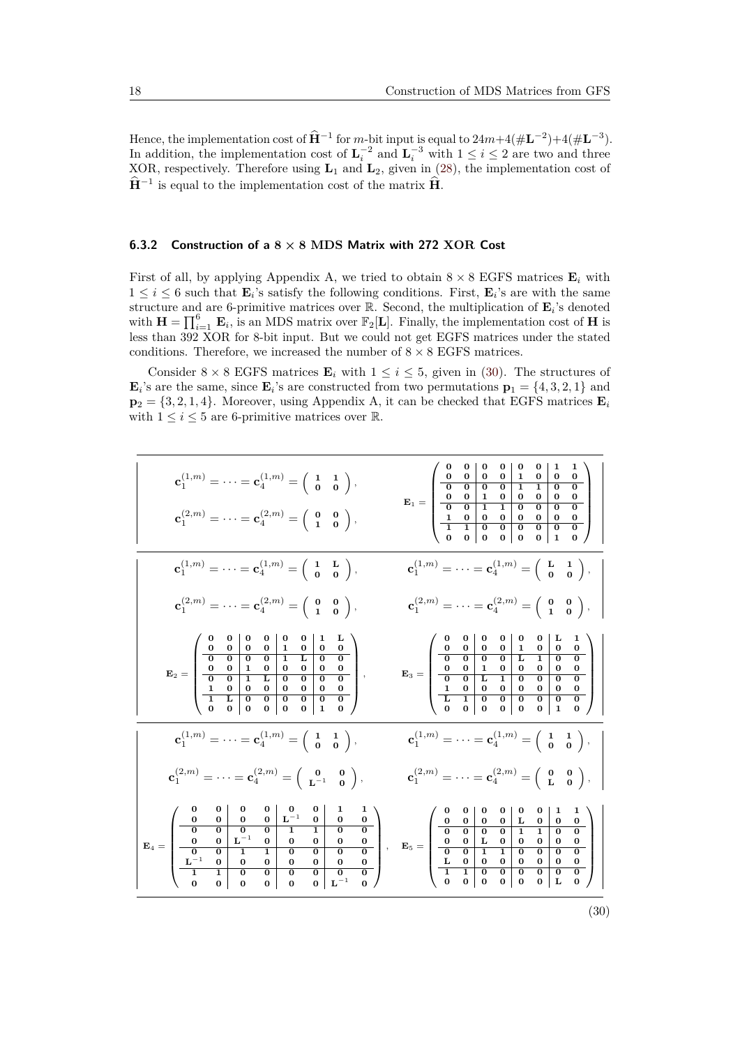Hence, the implementation cost of $\widehat{\mathbf{H}}^{-1}$ for $m$-bit input is equal to $24m+4(\#\mathbf{L}^{-2})+4(\#\mathbf{L}^{-3})$. In addition, the implementation cost of $\mathbf{L}_i^{-2}$ and $\mathbf{L}_i^{-3}$ with $1 \le i \le 2$ are two and three XOR, respectively. Therefore using $\mathbf{L}_1$ and $\mathbf{L}_2$, given in (28), the implementation cost of $\widehat{\mathbf{H}}^{-1}$ is equal to the implementation cost of the matrix $\widehat{\mathbf{H}}$.

### 6.3.2 Construction of a $8 \times 8$ MDS Matrix with 272 XOR Cost

First of all, by applying Appendix A, we tried to obtain $8 \times 8$ EGFS matrices $\mathbf{E}_i$ with $1 \le i \le 6$ such that $\mathbf{E}_i$'s satisfy the following conditions. First, $\mathbf{E}_i$'s are with the same structure and are 6-primitive matrices over $\mathbb{R}$. Second, the multiplication of $\mathbf{E}_i$'s denoted with $\mathbf{H} = \prod_{i=1}^{6} \mathbf{E}_i$, is an MDS matrix over $\mathbb{F}_2[\mathbf{L}]$. Finally, the implementation cost of $\mathbf{H}$ is less than 392 XOR for 8-bit input. But we could not get EGFS matrices under the stated conditions. Therefore, we increased the number of $8 \times 8$ EGFS matrices.

Consider $8 \times 8$ EGFS matrices $\mathbf{E}_i$ with $1 \le i \le 5$, given in (30). The structures of $\mathbf{E}_i$'s are the same, since $\mathbf{E}_i$'s are constructed from two permutations $\mathbf{p}_1 = \{4,3,2,1\}$ and $\mathbf{p}_2 = \{3,2,1,4\}$. Moreover, using Appendix A, it can be checked that EGFS matrices $\mathbf{E}_i$ with $1 \le i \le 5$ are 6-primitive matrices over $\mathbb{R}$.

$$
\mathbf{c}_1^{(1,m)} = \cdots = \mathbf{c}_4^{(1,m)} = \begin{pmatrix} \mathbf{1} & \mathbf{1} \\ \mathbf{0} & \mathbf{0} \end{pmatrix}, \quad
\mathbf{c}_1^{(2,m)} = \cdots = \mathbf{c}_4^{(2,m)} = \begin{pmatrix} \mathbf{0} & \mathbf{0} \\ \mathbf{1} & \mathbf{0} \end{pmatrix}, \quad
\mathbf{E}_1 = \left(\begin{array}{cc|cc|cc|cc}
0&0&0&0&0&0&1&1\\
0&0&0&0&1&0&0&0\\ \hline
0&0&0&0&1&1&0&0\\
0&0&1&0&0&0&0&0\\ \hline
0&0&1&1&0&0&0&0\\
1&0&0&0&0&0&0&0\\ \hline
1&1&0&0&0&0&0&0\\
0&0&0&0&0&0&1&0
\end{array}\right)
$$

$$
\mathbf{c}_1^{(1,m)} = \cdots = \mathbf{c}_4^{(1,m)} = \begin{pmatrix} \mathbf{1} & \mathbf{L} \\ \mathbf{0} & \mathbf{0} \end{pmatrix}, \quad
\mathbf{c}_1^{(2,m)} = \cdots = \mathbf{c}_4^{(2,m)} = \begin{pmatrix} \mathbf{0} & \mathbf{0} \\ \mathbf{1} & \mathbf{0} \end{pmatrix}, \quad
\mathbf{E}_2 = \left(\begin{array}{cc|cc|cc|cc}
0&0&0&0&0&0&1&L\\
0&0&0&0&1&0&0&0\\ \hline
0&0&0&0&1&L&0&0\\
0&0&1&0&0&0&0&0\\ \hline
0&0&1&L&0&0&0&0\\
1&0&0&0&0&0&0&0\\ \hline
1&L&0&0&0&0&0&0\\
0&0&0&0&0&0&1&0
\end{array}\right),
$$

$$
\mathbf{c}_1^{(1,m)} = \cdots = \mathbf{c}_4^{(1,m)} = \begin{pmatrix} \mathbf{L} & \mathbf{1} \\ \mathbf{0} & \mathbf{0} \end{pmatrix}, \quad
\mathbf{c}_1^{(2,m)} = \cdots = \mathbf{c}_4^{(2,m)} = \begin{pmatrix} \mathbf{0} & \mathbf{0} \\ \mathbf{1} & \mathbf{0} \end{pmatrix}, \quad
\mathbf{E}_3 = \left(\begin{array}{cc|cc|cc|cc}
0&0&0&0&0&0&L&1\\
0&0&0&0&1&0&0&0\\ \hline
0&0&0&0&L&1&0&0\\
0&0&1&0&0&0&0&0\\ \hline
0&0&L&1&0&0&0&0\\
1&0&0&0&0&0&0&0\\ \hline
L&1&0&0&0&0&0&0\\
0&0&0&0&0&0&1&0
\end{array}\right)
$$

$$
\mathbf{c}_1^{(1,m)} = \cdots = \mathbf{c}_4^{(1,m)} = \begin{pmatrix} \mathbf{1} & \mathbf{1} \\ \mathbf{0} & \mathbf{0} \end{pmatrix}, \quad
\mathbf{c}_1^{(2,m)} = \cdots = \mathbf{c}_4^{(2,m)} = \begin{pmatrix} \mathbf{0} & \mathbf{0} \\ \mathbf{L}^{-1} & \mathbf{0} \end{pmatrix}, \quad
\mathbf{E}_4 = \left(\begin{array}{cc|cc|cc|cc}
0&0&0&0&0&0&1&1\\
0&0&0&0&L^{-1}&0&0&0\\ \hline
0&0&0&0&1&1&0&0\\
0&0&L^{-1}&0&0&0&0&0\\ \hline
0&0&1&1&0&0&0&0\\
L^{-1}&0&0&0&0&0&0&0\\ \hline
1&1&0&0&0&0&0&0\\
0&0&0&0&0&0&L^{-1}&0
\end{array}\right),
$$

$$
\mathbf{c}_1^{(1,m)} = \cdots = \mathbf{c}_4^{(1,m)} = \begin{pmatrix} \mathbf{1} & \mathbf{1} \\ \mathbf{0} & \mathbf{0} \end{pmatrix}, \quad
\mathbf{c}_1^{(2,m)} = \cdots = \mathbf{c}_4^{(2,m)} = \begin{pmatrix} \mathbf{0} & \mathbf{0} \\ \mathbf{L} & \mathbf{0} \end{pmatrix}, \quad
\mathbf{E}_5 = \left(\begin{array}{cc|cc|cc|cc}
0&0&0&0&0&0&1&1\\
0&0&0&0&L&0&0&0\\ \hline
0&0&0&0&1&1&0&0\\
0&0&L&0&0&0&0&0\\ \hline
0&0&1&1&0&0&0&0\\
L&0&0&0&0&0&0&0\\ \hline
1&1&0&0&0&0&0&0\\
0&0&0&0&0&0&L&0
\end{array}\right)
\tag{30}
$$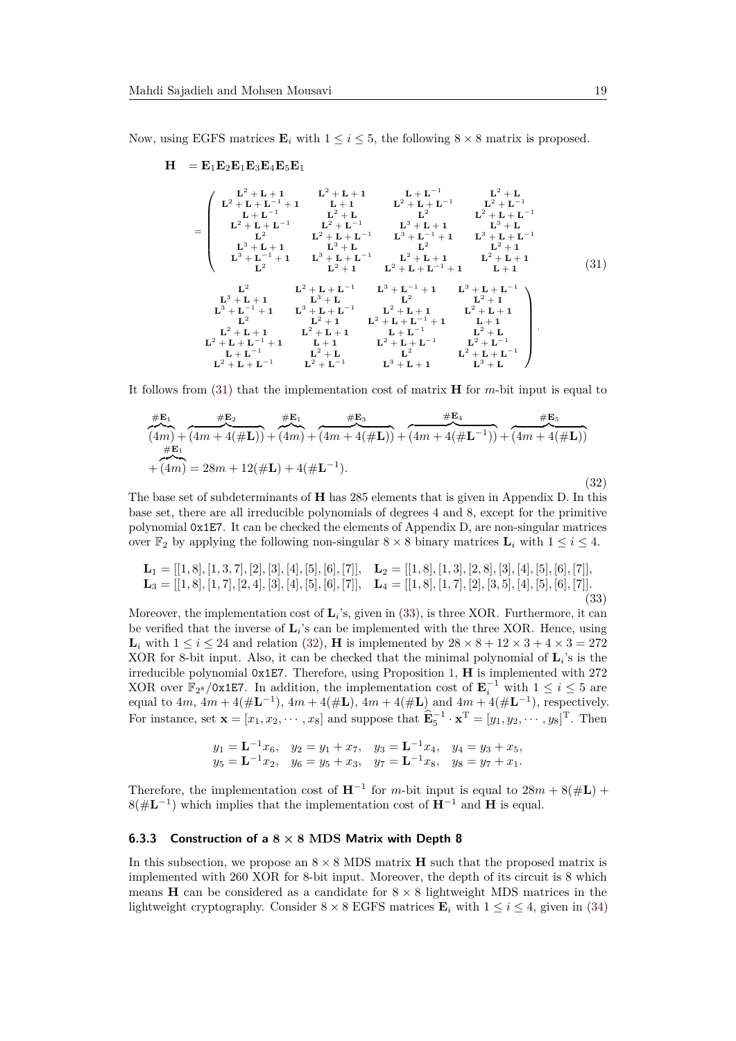Now, using EGFS matrices $\mathbf{E}_i$ with $1 \leq i \leq 5$, the following $8 \times 8$ matrix is proposed.

$$
\begin{aligned}
\mathbf{H} &= \mathbf{E}_1\mathbf{E}_2\mathbf{E}_1\mathbf{E}_3\mathbf{E}_4\mathbf{E}_5\mathbf{E}_1 \\
&= \left(\begin{matrix}
\mathbf{L}^2+\mathbf{L}+1 & \mathbf{L}^2+\mathbf{L}+1 & \mathbf{L}+\mathbf{L}^{-1} & \mathbf{L}^2+\mathbf{L} \\
\mathbf{L}^2+\mathbf{L}+\mathbf{L}^{-1}+1 & \mathbf{L}+1 & \mathbf{L}^2+\mathbf{L}+\mathbf{L}^{-1} & \mathbf{L}^2+\mathbf{L}^{-1} \\
\mathbf{L}+\mathbf{L}^{-1} & \mathbf{L}^2+\mathbf{L} & \mathbf{L}^2 & \mathbf{L}^2+\mathbf{L}+\mathbf{L}^{-1} \\
\mathbf{L}^2+\mathbf{L}+\mathbf{L}^{-1} & \mathbf{L}^2+\mathbf{L}^{-1} & \mathbf{L}^3+\mathbf{L}+1 & \mathbf{L}^3+\mathbf{L} \\
\mathbf{L}^2 & \mathbf{L}^2+\mathbf{L}+\mathbf{L}^{-1} & \mathbf{L}^3+\mathbf{L}^{-1}+1 & \mathbf{L}^3+\mathbf{L}+\mathbf{L}^{-1} \\
\mathbf{L}^3+\mathbf{L}+1 & \mathbf{L}^3+\mathbf{L} & \mathbf{L}^2 & \mathbf{L}^2+1 \\
\mathbf{L}^3+\mathbf{L}^{-1}+1 & \mathbf{L}^3+\mathbf{L}+\mathbf{L}^{-1} & \mathbf{L}^2+\mathbf{L}+1 & \mathbf{L}^2+\mathbf{L}+1 \\
\mathbf{L}^2 & \mathbf{L}^2+1 & \mathbf{L}^2+\mathbf{L}+\mathbf{L}^{-1}+1 & \mathbf{L}+1
\end{matrix}\right. \\
&\qquad \left.\begin{matrix}
\mathbf{L}^2 & \mathbf{L}^2+\mathbf{L}+\mathbf{L}^{-1} & \mathbf{L}^3+\mathbf{L}^{-1}+1 & \mathbf{L}^3+\mathbf{L}+\mathbf{L}^{-1} \\
\mathbf{L}^3+\mathbf{L}+1 & \mathbf{L}^3+\mathbf{L} & \mathbf{L}^2 & \mathbf{L}^2+1 \\
\mathbf{L}^3+\mathbf{L}^{-1}+1 & \mathbf{L}^3+\mathbf{L}+\mathbf{L}^{-1} & \mathbf{L}^2+\mathbf{L}+1 & \mathbf{L}^2+\mathbf{L}+1 \\
\mathbf{L}^2 & \mathbf{L}^2+1 & \mathbf{L}^2+\mathbf{L}+\mathbf{L}^{-1}+1 & \mathbf{L}+1 \\
\mathbf{L}^2+\mathbf{L}+1 & \mathbf{L}^2+\mathbf{L}+1 & \mathbf{L}+\mathbf{L}^{-1} & \mathbf{L}^2+\mathbf{L} \\
\mathbf{L}^2+\mathbf{L}+\mathbf{L}^{-1}+1 & \mathbf{L}+1 & \mathbf{L}^2+\mathbf{L}+\mathbf{L}^{-1} & \mathbf{L}^2+\mathbf{L}^{-1} \\
\mathbf{L}+\mathbf{L}^{-1} & \mathbf{L}^2+\mathbf{L} & \mathbf{L}^2 & \mathbf{L}^2+\mathbf{L}+\mathbf{L}^{-1} \\
\mathbf{L}^2+\mathbf{L}+\mathbf{L}^{-1} & \mathbf{L}^2+\mathbf{L}^{-1} & \mathbf{L}^3+\mathbf{L}+1 & \mathbf{L}^3+\mathbf{L}
\end{matrix}\right).
\end{aligned}
\tag{31}
$$

It follows from (31) that the implementation cost of matrix $\mathbf{H}$ for $m$-bit input is equal to

$$
\overbrace{(4m)}^{\#\mathbf{E}_1} + \overbrace{(4m+4(\#\mathbf{L}))}^{\#\mathbf{E}_2} + \overbrace{(4m)}^{\#\mathbf{E}_1} + \overbrace{(4m+4(\#\mathbf{L}))}^{\#\mathbf{E}_3} + \overbrace{(4m+4(\#\mathbf{L}^{-1}))}^{\#\mathbf{E}_4} + \overbrace{(4m+4(\#\mathbf{L}))}^{\#\mathbf{E}_5} + \overbrace{(4m)}^{\#\mathbf{E}_1} = 28m + 12(\#\mathbf{L}) + 4(\#\mathbf{L}^{-1}).
\tag{32}
$$

The base set of subdeterminants of $\mathbf{H}$ has 285 elements that is given in Appendix D. In this base set, there are all irreducible polynomials of degrees 4 and 8, except for the primitive polynomial `0x1E7`. It can be checked the elements of Appendix D, are non-singular matrices over $\mathbb{F}_2$ by applying the following non-singular $8 \times 8$ binary matrices $\mathbf{L}_i$ with $1 \leq i \leq 4$.

$$
\begin{aligned}
\mathbf{L}_1 &= [[1,8],[1,3,7],[2],[3],[4],[5],[6],[7]], \quad \mathbf{L}_2 = [[1,8],[1,3],[2,8],[3],[4],[5],[6],[7]], \\
\mathbf{L}_3 &= [[1,8],[1,7],[2,4],[3],[4],[5],[6],[7]], \quad \mathbf{L}_4 = [[1,8],[1,7],[2],[3,5],[4],[5],[6],[7]].
\end{aligned}
\tag{33}
$$

Moreover, the implementation cost of $\mathbf{L}_i$'s, given in (33), is three XOR. Furthermore, it can be verified that the inverse of $\mathbf{L}_i$'s can be implemented with the three XOR. Hence, using $\mathbf{L}_i$ with $1 \leq i \leq 24$ and relation (32), $\mathbf{H}$ is implemented by $28 \times 8 + 12 \times 3 + 4 \times 3 = 272$ XOR for 8-bit input. Also, it can be checked that the minimal polynomial of $\mathbf{L}_i$'s is the irreducible polynomial `0x1E7`. Therefore, using Proposition 1, $\mathbf{H}$ is implemented with 272 XOR over $\mathbb{F}_{2^8}/$`0x1E7`. In addition, the implementation cost of $\mathbf{E}_i^{-1}$ with $1 \leq i \leq 5$ are equal to $4m$, $4m + 4(\#\mathbf{L}^{-1})$, $4m + 4(\#\mathbf{L})$, $4m + 4(\#\mathbf{L})$ and $4m + 4(\#\mathbf{L}^{-1})$, respectively. For instance, set $\mathbf{x} = [x_1, x_2, \cdots, x_8]$ and suppose that $\widehat{\mathbf{E}}_5^{-1} \cdot \mathbf{x}^{\mathrm{T}} = [y_1, y_2, \cdots, y_8]^{\mathrm{T}}$. Then

$$
\begin{aligned}
&y_1 = \mathbf{L}^{-1}x_6, \quad y_2 = y_1 + x_7, \quad y_3 = \mathbf{L}^{-1}x_4, \quad y_4 = y_3 + x_5, \\
&y_5 = \mathbf{L}^{-1}x_2, \quad y_6 = y_5 + x_3, \quad y_7 = \mathbf{L}^{-1}x_8, \quad y_8 = y_7 + x_1.
\end{aligned}
$$

Therefore, the implementation cost of $\mathbf{H}^{-1}$ for $m$-bit input is equal to $28m + 8(\#\mathbf{L}) + 8(\#\mathbf{L}^{-1})$ which implies that the implementation cost of $\mathbf{H}^{-1}$ and $\mathbf{H}$ is equal.

### 6.3.3 Construction of a 8 × 8 MDS Matrix with Depth 8

In this subsection, we propose an $8 \times 8$ MDS matrix $\mathbf{H}$ such that the proposed matrix is implemented with 260 XOR for 8-bit input. Moreover, the depth of its circuit is 8 which means $\mathbf{H}$ can be considered as a candidate for $8 \times 8$ lightweight MDS matrices in the lightweight cryptography. Consider $8 \times 8$ EGFS matrices $\mathbf{E}_i$ with $1 \leq i \leq 4$, given in (34)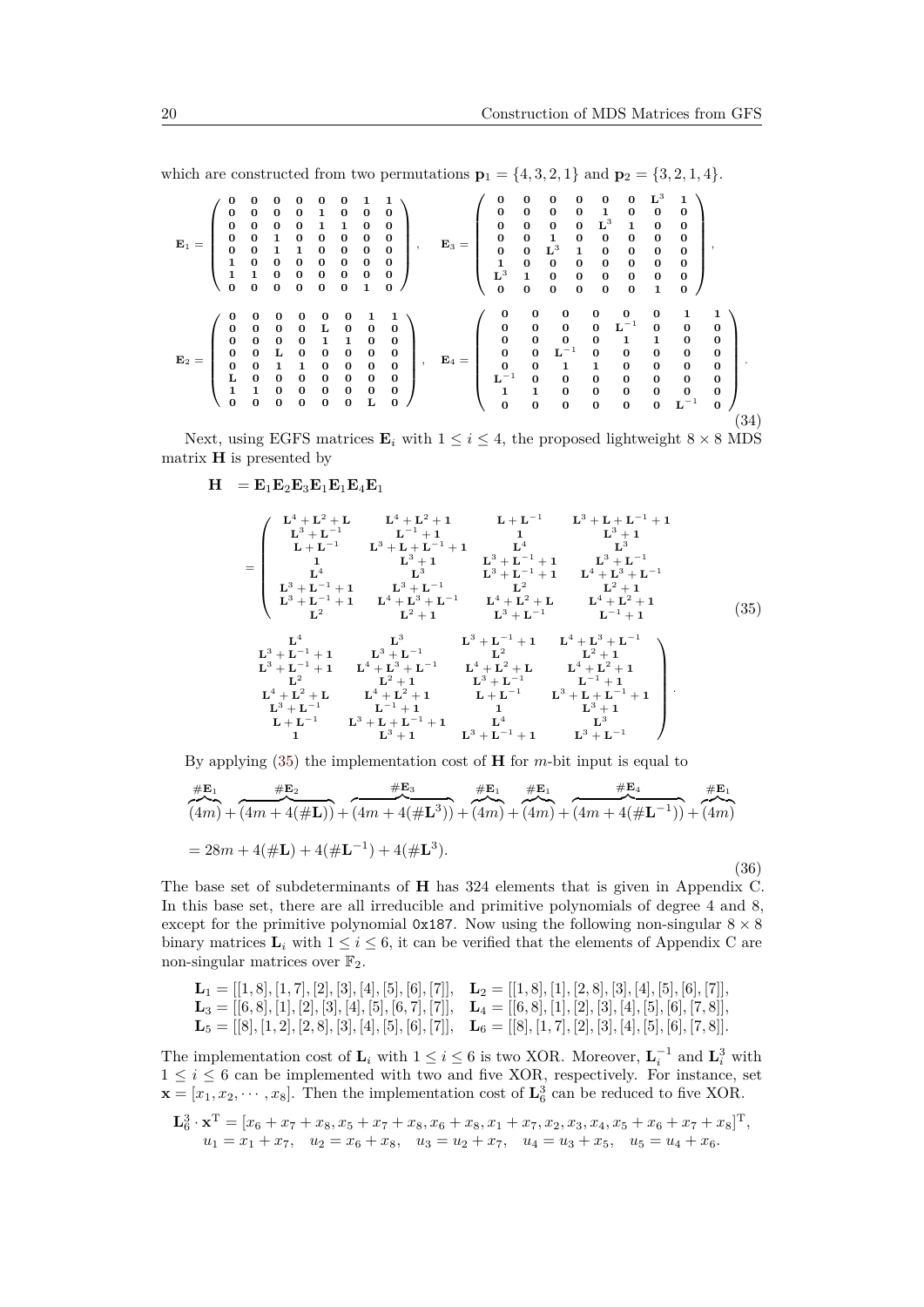which are constructed from two permutations $\mathbf{p}_1 = \{4, 3, 2, 1\}$ and $\mathbf{p}_2 = \{3, 2, 1, 4\}$.

$$
\mathbf{E}_1 = \begin{pmatrix} \mathbf{0} & \mathbf{0} & \mathbf{0} & \mathbf{0} & \mathbf{0} & \mathbf{0} & \mathbf{1} & \mathbf{1} \\ \mathbf{0} & \mathbf{0} & \mathbf{0} & \mathbf{0} & \mathbf{1} & \mathbf{0} & \mathbf{0} & \mathbf{0} \\ \mathbf{0} & \mathbf{0} & \mathbf{0} & \mathbf{0} & \mathbf{1} & \mathbf{1} & \mathbf{0} & \mathbf{0} \\ \mathbf{0} & \mathbf{0} & \mathbf{1} & \mathbf{0} & \mathbf{0} & \mathbf{0} & \mathbf{0} & \mathbf{0} \\ \mathbf{0} & \mathbf{0} & \mathbf{1} & \mathbf{1} & \mathbf{0} & \mathbf{0} & \mathbf{0} & \mathbf{0} \\ \mathbf{1} & \mathbf{0} & \mathbf{0} & \mathbf{0} & \mathbf{0} & \mathbf{0} & \mathbf{0} & \mathbf{0} \\ \mathbf{1} & \mathbf{1} & \mathbf{0} & \mathbf{0} & \mathbf{0} & \mathbf{0} & \mathbf{0} & \mathbf{0} \\ \mathbf{0} & \mathbf{0} & \mathbf{0} & \mathbf{0} & \mathbf{0} & \mathbf{0} & \mathbf{1} & \mathbf{0} \end{pmatrix}, \quad
\mathbf{E}_3 = \begin{pmatrix} \mathbf{0} & \mathbf{0} & \mathbf{0} & \mathbf{0} & \mathbf{0} & \mathbf{0} & \mathbf{L}^3 & \mathbf{1} \\ \mathbf{0} & \mathbf{0} & \mathbf{0} & \mathbf{0} & \mathbf{1} & \mathbf{0} & \mathbf{0} & \mathbf{0} \\ \mathbf{0} & \mathbf{0} & \mathbf{0} & \mathbf{0} & \mathbf{L}^3 & \mathbf{1} & \mathbf{0} & \mathbf{0} \\ \mathbf{0} & \mathbf{0} & \mathbf{1} & \mathbf{0} & \mathbf{0} & \mathbf{0} & \mathbf{0} & \mathbf{0} \\ \mathbf{0} & \mathbf{0} & \mathbf{L}^3 & \mathbf{1} & \mathbf{0} & \mathbf{0} & \mathbf{0} & \mathbf{0} \\ \mathbf{1} & \mathbf{0} & \mathbf{0} & \mathbf{0} & \mathbf{0} & \mathbf{0} & \mathbf{0} & \mathbf{0} \\ \mathbf{L}^3 & \mathbf{1} & \mathbf{0} & \mathbf{0} & \mathbf{0} & \mathbf{0} & \mathbf{0} & \mathbf{0} \\ \mathbf{0} & \mathbf{0} & \mathbf{0} & \mathbf{0} & \mathbf{0} & \mathbf{0} & \mathbf{1} & \mathbf{0} \end{pmatrix},
$$

$$
\mathbf{E}_2 = \begin{pmatrix} \mathbf{0} & \mathbf{0} & \mathbf{0} & \mathbf{0} & \mathbf{0} & \mathbf{0} & \mathbf{1} & \mathbf{1} \\ \mathbf{0} & \mathbf{0} & \mathbf{0} & \mathbf{0} & \mathbf{L} & \mathbf{0} & \mathbf{0} & \mathbf{0} \\ \mathbf{0} & \mathbf{0} & \mathbf{0} & \mathbf{0} & \mathbf{1} & \mathbf{1} & \mathbf{0} & \mathbf{0} \\ \mathbf{0} & \mathbf{0} & \mathbf{L} & \mathbf{0} & \mathbf{0} & \mathbf{0} & \mathbf{0} & \mathbf{0} \\ \mathbf{0} & \mathbf{0} & \mathbf{1} & \mathbf{1} & \mathbf{0} & \mathbf{0} & \mathbf{0} & \mathbf{0} \\ \mathbf{L} & \mathbf{0} & \mathbf{0} & \mathbf{0} & \mathbf{0} & \mathbf{0} & \mathbf{0} & \mathbf{0} \\ \mathbf{1} & \mathbf{1} & \mathbf{0} & \mathbf{0} & \mathbf{0} & \mathbf{0} & \mathbf{0} & \mathbf{0} \\ \mathbf{0} & \mathbf{0} & \mathbf{0} & \mathbf{0} & \mathbf{0} & \mathbf{0} & \mathbf{L} & \mathbf{0} \end{pmatrix}, \quad
\mathbf{E}_4 = \begin{pmatrix} \mathbf{0} & \mathbf{0} & \mathbf{0} & \mathbf{0} & \mathbf{0} & \mathbf{0} & \mathbf{1} & \mathbf{1} \\ \mathbf{0} & \mathbf{0} & \mathbf{0} & \mathbf{0} & \mathbf{L}^{-1} & \mathbf{0} & \mathbf{0} & \mathbf{0} \\ \mathbf{0} & \mathbf{0} & \mathbf{0} & \mathbf{0} & \mathbf{1} & \mathbf{1} & \mathbf{0} & \mathbf{0} \\ \mathbf{0} & \mathbf{0} & \mathbf{L}^{-1} & \mathbf{0} & \mathbf{0} & \mathbf{0} & \mathbf{0} & \mathbf{0} \\ \mathbf{0} & \mathbf{0} & \mathbf{1} & \mathbf{1} & \mathbf{0} & \mathbf{0} & \mathbf{0} & \mathbf{0} \\ \mathbf{L}^{-1} & \mathbf{0} & \mathbf{0} & \mathbf{0} & \mathbf{0} & \mathbf{0} & \mathbf{0} & \mathbf{0} \\ \mathbf{1} & \mathbf{1} & \mathbf{0} & \mathbf{0} & \mathbf{0} & \mathbf{0} & \mathbf{0} & \mathbf{0} \\ \mathbf{0} & \mathbf{0} & \mathbf{0} & \mathbf{0} & \mathbf{0} & \mathbf{0} & \mathbf{L}^{-1} & \mathbf{0} \end{pmatrix}. \tag{34}
$$

Next, using EGFS matrices $\mathbf{E}_i$ with $1 \le i \le 4$, the proposed lightweight $8 \times 8$ MDS matrix $\mathbf{H}$ is presented by

$$
\mathbf{H} = \mathbf{E}_1\mathbf{E}_2\mathbf{E}_3\mathbf{E}_1\mathbf{E}_1\mathbf{E}_4\mathbf{E}_1
$$

$$
= \left(\begin{matrix}
\mathbf{L}^4+\mathbf{L}^2+\mathbf{L} & \mathbf{L}^4+\mathbf{L}^2+\mathbf{1} & \mathbf{L}+\mathbf{L}^{-1} & \mathbf{L}^3+\mathbf{L}+\mathbf{L}^{-1}+\mathbf{1} \\
\mathbf{L}^3+\mathbf{L}^{-1} & \mathbf{L}^{-1}+\mathbf{1} & \mathbf{1} & \mathbf{L}^3+\mathbf{1} \\
\mathbf{L}+\mathbf{L}^{-1} & \mathbf{L}^3+\mathbf{L}+\mathbf{L}^{-1}+\mathbf{1} & \mathbf{L}^4 & \mathbf{L}^3 \\
\mathbf{1} & \mathbf{L}^3+\mathbf{1} & \mathbf{L}^3+\mathbf{L}^{-1}+\mathbf{1} & \mathbf{L}^3+\mathbf{L}^{-1} \\
\mathbf{L}^4 & \mathbf{L}^3 & \mathbf{L}^3+\mathbf{L}^{-1}+\mathbf{1} & \mathbf{L}^4+\mathbf{L}^3+\mathbf{L}^{-1} \\
\mathbf{L}^3+\mathbf{L}^{-1}+\mathbf{1} & \mathbf{L}^3+\mathbf{L}^{-1} & \mathbf{L}^2 & \mathbf{L}^2+\mathbf{1} \\
\mathbf{L}^3+\mathbf{L}^{-1}+\mathbf{1} & \mathbf{L}^4+\mathbf{L}^3+\mathbf{L}^{-1} & \mathbf{L}^4+\mathbf{L}^2+\mathbf{L} & \mathbf{L}^4+\mathbf{L}^2+\mathbf{1} \\
\mathbf{L}^2 & \mathbf{L}^2+\mathbf{1} & \mathbf{L}^3+\mathbf{L}^{-1} & \mathbf{L}^{-1}+\mathbf{1}
\end{matrix}\right. \tag{35}
$$

$$
\left.\begin{matrix}
\mathbf{L}^4 & \mathbf{L}^3 & \mathbf{L}^3+\mathbf{L}^{-1}+\mathbf{1} & \mathbf{L}^4+\mathbf{L}^3+\mathbf{L}^{-1} \\
\mathbf{L}^3+\mathbf{L}^{-1}+\mathbf{1} & \mathbf{L}^3+\mathbf{L}^{-1} & \mathbf{L}^2 & \mathbf{L}^2+\mathbf{1} \\
\mathbf{L}^3+\mathbf{L}^{-1}+\mathbf{1} & \mathbf{L}^4+\mathbf{L}^3+\mathbf{L}^{-1} & \mathbf{L}^4+\mathbf{L}^2+\mathbf{L} & \mathbf{L}^4+\mathbf{L}^2+\mathbf{1} \\
\mathbf{L}^2 & \mathbf{L}^2+\mathbf{1} & \mathbf{L}^3+\mathbf{L}^{-1} & \mathbf{L}^{-1}+\mathbf{1} \\
\mathbf{L}^4+\mathbf{L}^2+\mathbf{L} & \mathbf{L}^4+\mathbf{L}^2+\mathbf{1} & \mathbf{L}+\mathbf{L}^{-1} & \mathbf{L}^3+\mathbf{L}+\mathbf{L}^{-1}+\mathbf{1} \\
\mathbf{L}^3+\mathbf{L}^{-1} & \mathbf{L}^{-1}+\mathbf{1} & \mathbf{1} & \mathbf{L}^3+\mathbf{1} \\
\mathbf{L}+\mathbf{L}^{-1} & \mathbf{L}^3+\mathbf{L}+\mathbf{L}^{-1}+\mathbf{1} & \mathbf{L}^4 & \mathbf{L}^3 \\
\mathbf{1} & \mathbf{L}^3+\mathbf{1} & \mathbf{L}^3+\mathbf{L}^{-1}+\mathbf{1} & \mathbf{L}^3+\mathbf{L}^{-1}
\end{matrix}\right).
$$

By applying (35) the implementation cost of $\mathbf{H}$ for $m$-bit input is equal to

$$
\overbrace{(4m)}^{\#\mathbf{E}_1} + \overbrace{(4m+4(\#\mathbf{L}))}^{\#\mathbf{E}_2} + \overbrace{(4m+4(\#\mathbf{L}^3))}^{\#\mathbf{E}_3} + \overbrace{(4m)}^{\#\mathbf{E}_1} + \overbrace{(4m)}^{\#\mathbf{E}_1} + \overbrace{(4m+4(\#\mathbf{L}^{-1}))}^{\#\mathbf{E}_4} + \overbrace{(4m)}^{\#\mathbf{E}_1}
$$

$$
= 28m + 4(\#\mathbf{L}) + 4(\#\mathbf{L}^{-1}) + 4(\#\mathbf{L}^3). \tag{36}
$$

The base set of subdeterminants of $\mathbf{H}$ has 324 elements that is given in Appendix C. In this base set, there are all irreducible and primitive polynomials of degree 4 and 8, except for the primitive polynomial `0x187`. Now using the following non-singular $8 \times 8$ binary matrices $\mathbf{L}_i$ with $1 \le i \le 6$, it can be verified that the elements of Appendix C are non-singular matrices over $\mathbb{F}_2$.

$$
\begin{aligned}
&\mathbf{L}_1 = [[1,8],[1,7],[2],[3],[4],[5],[6],[7]], \quad \mathbf{L}_2 = [[1,8],[1],[2,8],[3],[4],[5],[6],[7]], \\
&\mathbf{L}_3 = [[6,8],[1],[2],[3],[4],[5],[6,7],[7]], \quad \mathbf{L}_4 = [[6,8],[1],[2],[3],[4],[5],[6],[7,8]], \\
&\mathbf{L}_5 = [[8],[1,2],[2,8],[3],[4],[5],[6],[7]], \quad \mathbf{L}_6 = [[8],[1,7],[2],[3],[4],[5],[6],[7,8]].
\end{aligned}
$$

The implementation cost of $\mathbf{L}_i$ with $1 \le i \le 6$ is two XOR. Moreover, $\mathbf{L}_i^{-1}$ and $\mathbf{L}_i^3$ with $1 \le i \le 6$ can be implemented with two and five XOR, respectively. For instance, set $\mathbf{x} = [x_1, x_2, \cdots, x_8]$. Then the implementation cost of $\mathbf{L}_6^3$ can be reduced to five XOR.

$$
\begin{aligned}
&\mathbf{L}_6^3 \cdot \mathbf{x}^{\mathrm{T}} = [x_6+x_7+x_8, x_5+x_7+x_8, x_6+x_8, x_1+x_7, x_2, x_3, x_4, x_5+x_6+x_7+x_8]^{\mathrm{T}}, \\
&\quad u_1 = x_1 + x_7, \quad u_2 = x_6 + x_8, \quad u_3 = u_2 + x_7, \quad u_4 = u_3 + x_5, \quad u_5 = u_4 + x_6.
\end{aligned}
$$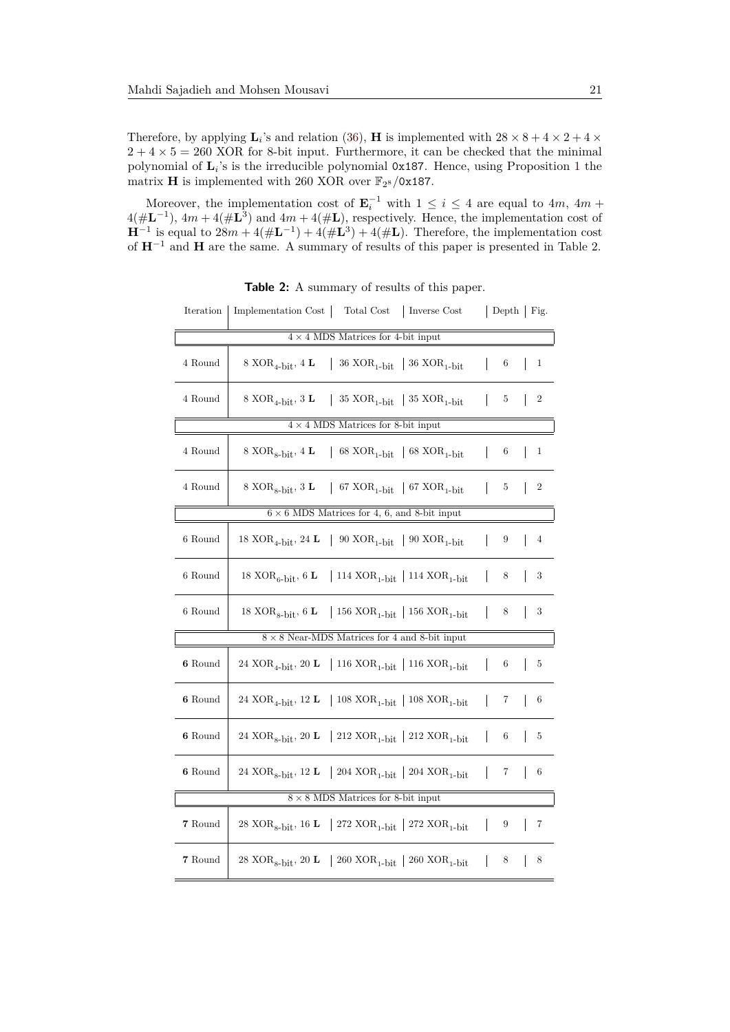Therefore, by applying $\mathbf{L}_i$'s and relation (36), $\mathbf{H}$ is implemented with $28 \times 8 + 4 \times 2 + 4 \times 2 + 4 \times 5 = 260$ XOR for 8-bit input. Furthermore, it can be checked that the minimal polynomial of $\mathbf{L}_i$'s is the irreducible polynomial `0x187`. Hence, using Proposition 1 the matrix $\mathbf{H}$ is implemented with 260 XOR over $\mathbb{F}_{2^8}/$`0x187`.

Moreover, the implementation cost of $\mathbf{E}_i^{-1}$ with $1 \leq i \leq 4$ are equal to $4m$, $4m + 4(\#\mathbf{L}^{-1})$, $4m + 4(\#\mathbf{L}^3)$ and $4m + 4(\#\mathbf{L})$, respectively. Hence, the implementation cost of $\mathbf{H}^{-1}$ is equal to $28m + 4(\#\mathbf{L}^{-1}) + 4(\#\mathbf{L}^3) + 4(\#\mathbf{L})$. Therefore, the implementation cost of $\mathbf{H}^{-1}$ and $\mathbf{H}$ are the same. A summary of results of this paper is presented in Table 2.

**Table 2:** A summary of results of this paper.

| Iteration | Implementation Cost | Total Cost | Inverse Cost | Depth | Fig. |
|---|---|---|---|---|---|
| $4 \times 4$ MDS Matrices for 4-bit input | | | | | |
| 4 Round | 8 $\text{XOR}_{4\text{-bit}}$, 4 $\mathbf{L}$ | 36 $\text{XOR}_{1\text{-bit}}$ | 36 $\text{XOR}_{1\text{-bit}}$ | 6 | 1 |
| 4 Round | 8 $\text{XOR}_{4\text{-bit}}$, 3 $\mathbf{L}$ | 35 $\text{XOR}_{1\text{-bit}}$ | 35 $\text{XOR}_{1\text{-bit}}$ | 5 | 2 |
| $4 \times 4$ MDS Matrices for 8-bit input | | | | | |
| 4 Round | 8 $\text{XOR}_{8\text{-bit}}$, 4 $\mathbf{L}$ | 68 $\text{XOR}_{1\text{-bit}}$ | 68 $\text{XOR}_{1\text{-bit}}$ | 6 | 1 |
| 4 Round | 8 $\text{XOR}_{8\text{-bit}}$, 3 $\mathbf{L}$ | 67 $\text{XOR}_{1\text{-bit}}$ | 67 $\text{XOR}_{1\text{-bit}}$ | 5 | 2 |
| $6 \times 6$ MDS Matrices for 4, 6, and 8-bit input | | | | | |
| 6 Round | 18 $\text{XOR}_{4\text{-bit}}$, 24 $\mathbf{L}$ | 90 $\text{XOR}_{1\text{-bit}}$ | 90 $\text{XOR}_{1\text{-bit}}$ | 9 | 4 |
| 6 Round | 18 $\text{XOR}_{6\text{-bit}}$, 6 $\mathbf{L}$ | 114 $\text{XOR}_{1\text{-bit}}$ | 114 $\text{XOR}_{1\text{-bit}}$ | 8 | 3 |
| 6 Round | 18 $\text{XOR}_{8\text{-bit}}$, 6 $\mathbf{L}$ | 156 $\text{XOR}_{1\text{-bit}}$ | 156 $\text{XOR}_{1\text{-bit}}$ | 8 | 3 |
| $8 \times 8$ Near-MDS Matrices for 4 and 8-bit input | | | | | |
| **6** Round | 24 $\text{XOR}_{4\text{-bit}}$, 20 $\mathbf{L}$ | 116 $\text{XOR}_{1\text{-bit}}$ | 116 $\text{XOR}_{1\text{-bit}}$ | 6 | 5 |
| **6** Round | 24 $\text{XOR}_{4\text{-bit}}$, 12 $\mathbf{L}$ | 108 $\text{XOR}_{1\text{-bit}}$ | 108 $\text{XOR}_{1\text{-bit}}$ | 7 | 6 |
| **6** Round | 24 $\text{XOR}_{8\text{-bit}}$, 20 $\mathbf{L}$ | 212 $\text{XOR}_{1\text{-bit}}$ | 212 $\text{XOR}_{1\text{-bit}}$ | 6 | 5 |
| **6** Round | 24 $\text{XOR}_{8\text{-bit}}$, 12 $\mathbf{L}$ | 204 $\text{XOR}_{1\text{-bit}}$ | 204 $\text{XOR}_{1\text{-bit}}$ | 7 | 6 |
| $8 \times 8$ MDS Matrices for 8-bit input | | | | | |
| **7** Round | 28 $\text{XOR}_{8\text{-bit}}$, 16 $\mathbf{L}$ | 272 $\text{XOR}_{1\text{-bit}}$ | 272 $\text{XOR}_{1\text{-bit}}$ | 9 | 7 |
| **7** Round | 28 $\text{XOR}_{8\text{-bit}}$, 20 $\mathbf{L}$ | 260 $\text{XOR}_{1\text{-bit}}$ | 260 $\text{XOR}_{1\text{-bit}}$ | 8 | 8 |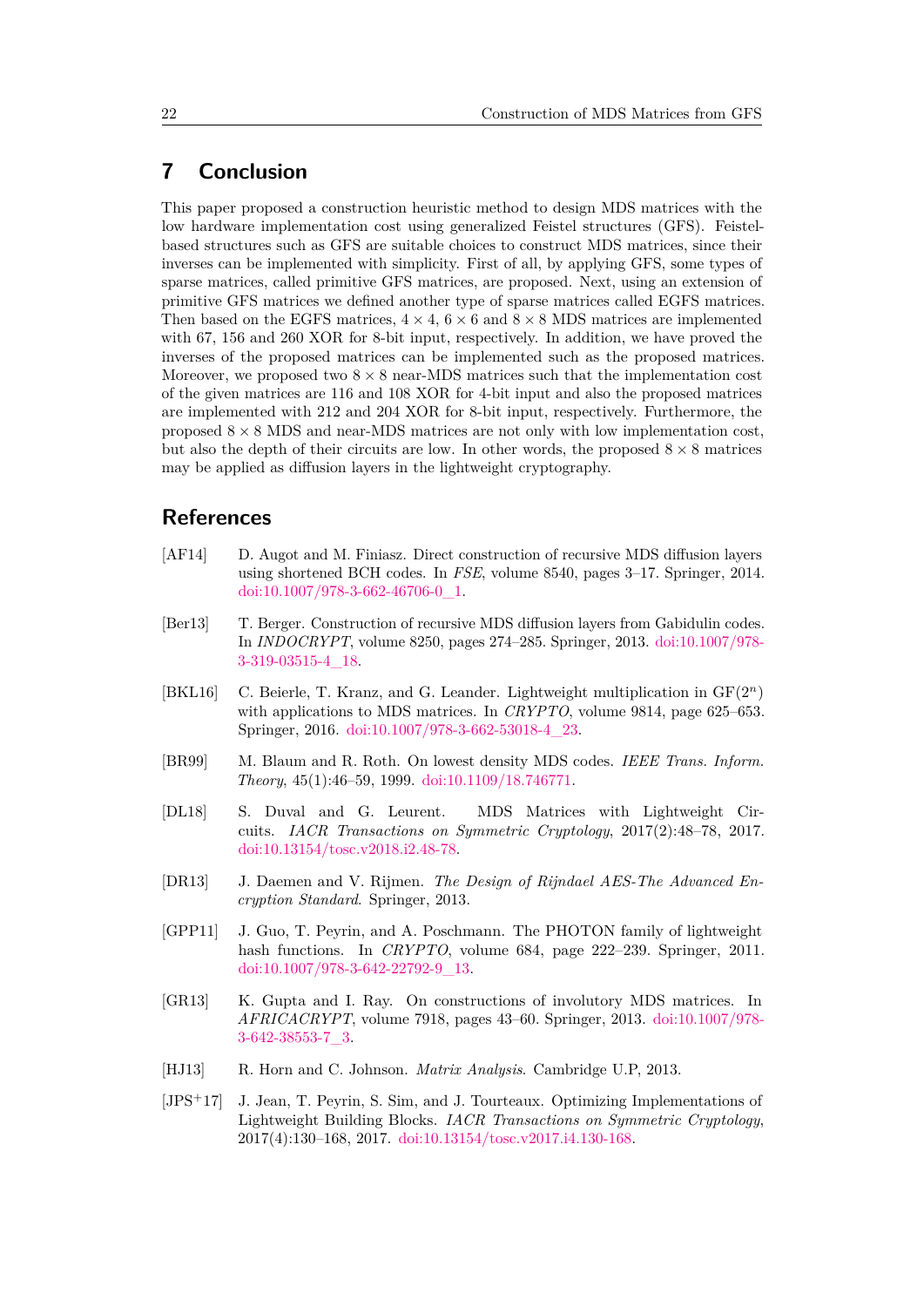## 7 Conclusion

This paper proposed a construction heuristic method to design MDS matrices with the low hardware implementation cost using generalized Feistel structures (GFS). Feistel-based structures such as GFS are suitable choices to construct MDS matrices, since their inverses can be implemented with simplicity. First of all, by applying GFS, some types of sparse matrices, called primitive GFS matrices, are proposed. Next, using an extension of primitive GFS matrices we defined another type of sparse matrices called EGFS matrices. Then based on the EGFS matrices, $4 \times 4$, $6 \times 6$ and $8 \times 8$ MDS matrices are implemented with 67, 156 and 260 XOR for 8-bit input, respectively. In addition, we have proved the inverses of the proposed matrices can be implemented such as the proposed matrices. Moreover, we proposed two $8 \times 8$ near-MDS matrices such that the implementation cost of the given matrices are 116 and 108 XOR for 4-bit input and also the proposed matrices are implemented with 212 and 204 XOR for 8-bit input, respectively. Furthermore, the proposed $8 \times 8$ MDS and near-MDS matrices are not only with low implementation cost, but also the depth of their circuits are low. In other words, the proposed $8 \times 8$ matrices may be applied as diffusion layers in the lightweight cryptography.

## References

[AF14] D. Augot and M. Finiasz. Direct construction of recursive MDS diffusion layers using shortened BCH codes. In *FSE*, volume 8540, pages 3–17. Springer, 2014. doi:10.1007/978-3-662-46706-0_1.

[Ber13] T. Berger. Construction of recursive MDS diffusion layers from Gabidulin codes. In *INDOCRYPT*, volume 8250, pages 274–285. Springer, 2013. doi:10.1007/978-3-319-03515-4_18.

[BKL16] C. Beierle, T. Kranz, and G. Leander. Lightweight multiplication in $GF(2^n)$ with applications to MDS matrices. In *CRYPTO*, volume 9814, page 625–653. Springer, 2016. doi:10.1007/978-3-662-53018-4_23.

[BR99] M. Blaum and R. Roth. On lowest density MDS codes. *IEEE Trans. Inform. Theory*, 45(1):46–59, 1999. doi:10.1109/18.746771.

[DL18] S. Duval and G. Leurent. MDS Matrices with Lightweight Circuits. *IACR Transactions on Symmetric Cryptology*, 2017(2):48–78, 2017. doi:10.13154/tosc.v2018.i2.48-78.

[DR13] J. Daemen and V. Rijmen. *The Design of Rijndael AES-The Advanced Encryption Standard*. Springer, 2013.

[GPP11] J. Guo, T. Peyrin, and A. Poschmann. The PHOTON family of lightweight hash functions. In *CRYPTO*, volume 684, page 222–239. Springer, 2011. doi:10.1007/978-3-642-22792-9_13.

[GR13] K. Gupta and I. Ray. On constructions of involutory MDS matrices. In *AFRICACRYPT*, volume 7918, pages 43–60. Springer, 2013. doi:10.1007/978-3-642-38553-7_3.

[HJ13] R. Horn and C. Johnson. *Matrix Analysis*. Cambridge U.P, 2013.

[JPS+17] J. Jean, T. Peyrin, S. Sim, and J. Tourteaux. Optimizing Implementations of Lightweight Building Blocks. *IACR Transactions on Symmetric Cryptology*, 2017(4):130–168, 2017. doi:10.13154/tosc.v2017.i4.130-168.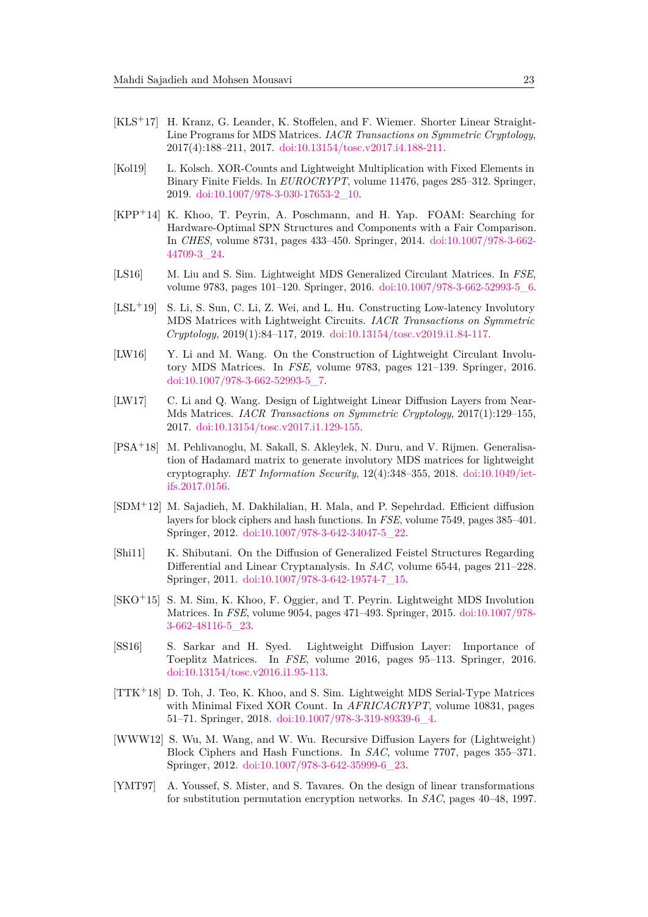[KLS+17] H. Kranz, G. Leander, K. Stoffelen, and F. Wiemer. Shorter Linear Straight-Line Programs for MDS Matrices. *IACR Transactions on Symmetric Cryptology*, 2017(4):188–211, 2017. doi:10.13154/tosc.v2017.i4.188-211.

[Kol19] L. Kolsch. XOR-Counts and Lightweight Multiplication with Fixed Elements in Binary Finite Fields. In *EUROCRYPT*, volume 11476, pages 285–312. Springer, 2019. doi:10.1007/978-3-030-17653-2_10.

[KPP+14] K. Khoo, T. Peyrin, A. Poschmann, and H. Yap. FOAM: Searching for Hardware-Optimal SPN Structures and Components with a Fair Comparison. In *CHES*, volume 8731, pages 433–450. Springer, 2014. doi:10.1007/978-3-662-44709-3_24.

[LS16] M. Liu and S. Sim. Lightweight MDS Generalized Circulant Matrices. In *FSE*, volume 9783, pages 101–120. Springer, 2016. doi:10.1007/978-3-662-52993-5_6.

[LSL+19] S. Li, S. Sun, C. Li, Z. Wei, and L. Hu. Constructing Low-latency Involutory MDS Matrices with Lightweight Circuits. *IACR Transactions on Symmetric Cryptology*, 2019(1):84–117, 2019. doi:10.13154/tosc.v2019.i1.84-117.

[LW16] Y. Li and M. Wang. On the Construction of Lightweight Circulant Involutory MDS Matrices. In *FSE*, volume 9783, pages 121–139. Springer, 2016. doi:10.1007/978-3-662-52993-5_7.

[LW17] C. Li and Q. Wang. Design of Lightweight Linear Diffusion Layers from Near-Mds Matrices. *IACR Transactions on Symmetric Cryptology*, 2017(1):129–155, 2017. doi:10.13154/tosc.v2017.i1.129-155.

[PSA+18] M. Pehlivanoglu, M. Sakall, S. Akleylek, N. Duru, and V. Rijmen. Generalisation of Hadamard matrix to generate involutory MDS matrices for lightweight cryptography. *IET Information Security*, 12(4):348–355, 2018. doi:10.1049/iet-ifs.2017.0156.

[SDM+12] M. Sajadieh, M. Dakhilalian, H. Mala, and P. Sepehrdad. Efficient diffusion layers for block ciphers and hash functions. In *FSE*, volume 7549, pages 385–401. Springer, 2012. doi:10.1007/978-3-642-34047-5_22.

[Shi11] K. Shibutani. On the Diffusion of Generalized Feistel Structures Regarding Differential and Linear Cryptanalysis. In *SAC*, volume 6544, pages 211–228. Springer, 2011. doi:10.1007/978-3-642-19574-7_15.

[SKO+15] S. M. Sim, K. Khoo, F. Oggier, and T. Peyrin. Lightweight MDS Involution Matrices. In *FSE*, volume 9054, pages 471–493. Springer, 2015. doi:10.1007/978-3-662-48116-5_23.

[SS16] S. Sarkar and H. Syed. Lightweight Diffusion Layer: Importance of Toeplitz Matrices. In *FSE*, volume 2016, pages 95–113. Springer, 2016. doi:10.13154/tosc.v2016.i1.95-113.

[TTK+18] D. Toh, J. Teo, K. Khoo, and S. Sim. Lightweight MDS Serial-Type Matrices with Minimal Fixed XOR Count. In *AFRICACRYPT*, volume 10831, pages 51–71. Springer, 2018. doi:10.1007/978-3-319-89339-6_4.

[WWW12] S. Wu, M. Wang, and W. Wu. Recursive Diffusion Layers for (Lightweight) Block Ciphers and Hash Functions. In *SAC*, volume 7707, pages 355–371. Springer, 2012. doi:10.1007/978-3-642-35999-6_23.

[YMT97] A. Youssef, S. Mister, and S. Tavares. On the design of linear transformations for substitution permutation encryption networks. In *SAC*, pages 40–48, 1997.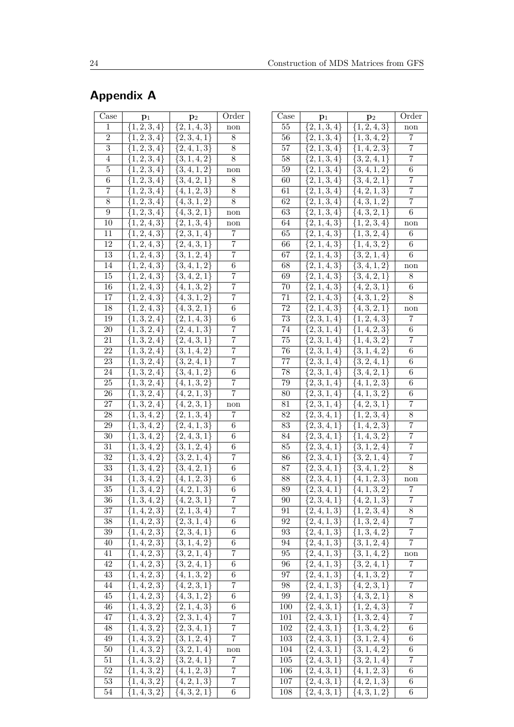## Appendix A

| Case | $\mathbf{p}_1$ | $\mathbf{p}_2$ | Order |
|---|---|---|---|
| 1 | $\{1,2,3,4\}$ | $\{2,1,4,3\}$ | non |
| 2 | $\{1,2,3,4\}$ | $\{2,3,4,1\}$ | 8 |
| 3 | $\{1,2,3,4\}$ | $\{2,4,1,3\}$ | 8 |
| 4 | $\{1,2,3,4\}$ | $\{3,1,4,2\}$ | 8 |
| 5 | $\{1,2,3,4\}$ | $\{3,4,1,2\}$ | non |
| 6 | $\{1,2,3,4\}$ | $\{3,4,2,1\}$ | 8 |
| 7 | $\{1,2,3,4\}$ | $\{4,1,2,3\}$ | 8 |
| 8 | $\{1,2,3,4\}$ | $\{4,3,1,2\}$ | 8 |
| 9 | $\{1,2,3,4\}$ | $\{4,3,2,1\}$ | non |
| 10 | $\{1,2,4,3\}$ | $\{2,1,3,4\}$ | non |
| 11 | $\{1,2,4,3\}$ | $\{2,3,1,4\}$ | 7 |
| 12 | $\{1,2,4,3\}$ | $\{2,4,3,1\}$ | 7 |
| 13 | $\{1,2,4,3\}$ | $\{3,1,2,4\}$ | 7 |
| 14 | $\{1,2,4,3\}$ | $\{3,4,1,2\}$ | 6 |
| 15 | $\{1,2,4,3\}$ | $\{3,4,2,1\}$ | 7 |
| 16 | $\{1,2,4,3\}$ | $\{4,1,3,2\}$ | 7 |
| 17 | $\{1,2,4,3\}$ | $\{4,3,1,2\}$ | 7 |
| 18 | $\{1,2,4,3\}$ | $\{4,3,2,1\}$ | 6 |
| 19 | $\{1,3,2,4\}$ | $\{2,1,4,3\}$ | 6 |
| 20 | $\{1,3,2,4\}$ | $\{2,4,1,3\}$ | 7 |
| 21 | $\{1,3,2,4\}$ | $\{2,4,3,1\}$ | 7 |
| 22 | $\{1,3,2,4\}$ | $\{3,1,4,2\}$ | 7 |
| 23 | $\{1,3,2,4\}$ | $\{3,2,4,1\}$ | 7 |
| 24 | $\{1,3,2,4\}$ | $\{3,4,1,2\}$ | 6 |
| 25 | $\{1,3,2,4\}$ | $\{4,1,3,2\}$ | 7 |
| 26 | $\{1,3,2,4\}$ | $\{4,2,1,3\}$ | 7 |
| 27 | $\{1,3,2,4\}$ | $\{4,2,3,1\}$ | non |
| 28 | $\{1,3,4,2\}$ | $\{2,1,3,4\}$ | 7 |
| 29 | $\{1,3,4,2\}$ | $\{2,4,1,3\}$ | 6 |
| 30 | $\{1,3,4,2\}$ | $\{2,4,3,1\}$ | 6 |
| 31 | $\{1,3,4,2\}$ | $\{3,1,2,4\}$ | 6 |
| 32 | $\{1,3,4,2\}$ | $\{3,2,1,4\}$ | 7 |
| 33 | $\{1,3,4,2\}$ | $\{3,4,2,1\}$ | 6 |
| 34 | $\{1,3,4,2\}$ | $\{4,1,2,3\}$ | 6 |
| 35 | $\{1,3,4,2\}$ | $\{4,2,1,3\}$ | 6 |
| 36 | $\{1,3,4,2\}$ | $\{4,2,3,1\}$ | 7 |
| 37 | $\{1,4,2,3\}$ | $\{2,1,3,4\}$ | 7 |
| 38 | $\{1,4,2,3\}$ | $\{2,3,1,4\}$ | 6 |
| 39 | $\{1,4,2,3\}$ | $\{2,3,4,1\}$ | 6 |
| 40 | $\{1,4,2,3\}$ | $\{3,1,4,2\}$ | 6 |
| 41 | $\{1,4,2,3\}$ | $\{3,2,1,4\}$ | 7 |
| 42 | $\{1,4,2,3\}$ | $\{3,2,4,1\}$ | 6 |
| 43 | $\{1,4,2,3\}$ | $\{4,1,3,2\}$ | 6 |
| 44 | $\{1,4,2,3\}$ | $\{4,2,3,1\}$ | 7 |
| 45 | $\{1,4,2,3\}$ | $\{4,3,1,2\}$ | 6 |
| 46 | $\{1,4,3,2\}$ | $\{2,1,4,3\}$ | 6 |
| 47 | $\{1,4,3,2\}$ | $\{2,3,1,4\}$ | 7 |
| 48 | $\{1,4,3,2\}$ | $\{2,3,4,1\}$ | 7 |
| 49 | $\{1,4,3,2\}$ | $\{3,1,2,4\}$ | 7 |
| 50 | $\{1,4,3,2\}$ | $\{3,2,1,4\}$ | non |
| 51 | $\{1,4,3,2\}$ | $\{3,2,4,1\}$ | 7 |
| 52 | $\{1,4,3,2\}$ | $\{4,1,2,3\}$ | 7 |
| 53 | $\{1,4,3,2\}$ | $\{4,2,1,3\}$ | 7 |
| 54 | $\{1,4,3,2\}$ | $\{4,3,2,1\}$ | 6 |
| 55 | $\{2,1,3,4\}$ | $\{1,2,4,3\}$ | non |
| 56 | $\{2,1,3,4\}$ | $\{1,3,4,2\}$ | 7 |
| 57 | $\{2,1,3,4\}$ | $\{1,4,2,3\}$ | 7 |
| 58 | $\{2,1,3,4\}$ | $\{3,2,4,1\}$ | 7 |
| 59 | $\{2,1,3,4\}$ | $\{3,4,1,2\}$ | 6 |
| 60 | $\{2,1,3,4\}$ | $\{3,4,2,1\}$ | 7 |
| 61 | $\{2,1,3,4\}$ | $\{4,2,1,3\}$ | 7 |
| 62 | $\{2,1,3,4\}$ | $\{4,3,1,2\}$ | 7 |
| 63 | $\{2,1,3,4\}$ | $\{4,3,2,1\}$ | 6 |
| 64 | $\{2,1,4,3\}$ | $\{1,2,3,4\}$ | non |
| 65 | $\{2,1,4,3\}$ | $\{1,3,2,4\}$ | 6 |
| 66 | $\{2,1,4,3\}$ | $\{1,4,3,2\}$ | 6 |
| 67 | $\{2,1,4,3\}$ | $\{3,2,1,4\}$ | 6 |
| 68 | $\{2,1,4,3\}$ | $\{3,4,1,2\}$ | non |
| 69 | $\{2,1,4,3\}$ | $\{3,4,2,1\}$ | 8 |
| 70 | $\{2,1,4,3\}$ | $\{4,2,3,1\}$ | 6 |
| 71 | $\{2,1,4,3\}$ | $\{4,3,1,2\}$ | 8 |
| 72 | $\{2,1,4,3\}$ | $\{4,3,2,1\}$ | non |
| 73 | $\{2,3,1,4\}$ | $\{1,2,4,3\}$ | 7 |
| 74 | $\{2,3,1,4\}$ | $\{1,4,2,3\}$ | 6 |
| 75 | $\{2,3,1,4\}$ | $\{1,4,3,2\}$ | 7 |
| 76 | $\{2,3,1,4\}$ | $\{3,1,4,2\}$ | 6 |
| 77 | $\{2,3,1,4\}$ | $\{3,2,4,1\}$ | 6 |
| 78 | $\{2,3,1,4\}$ | $\{3,4,2,1\}$ | 6 |
| 79 | $\{2,3,1,4\}$ | $\{4,1,2,3\}$ | 6 |
| 80 | $\{2,3,1,4\}$ | $\{4,1,3,2\}$ | 6 |
| 81 | $\{2,3,1,4\}$ | $\{4,2,3,1\}$ | 7 |
| 82 | $\{2,3,4,1\}$ | $\{1,2,3,4\}$ | 8 |
| 83 | $\{2,3,4,1\}$ | $\{1,4,2,3\}$ | 7 |
| 84 | $\{2,3,4,1\}$ | $\{1,4,3,2\}$ | 7 |
| 85 | $\{2,3,4,1\}$ | $\{3,1,2,4\}$ | 7 |
| 86 | $\{2,3,4,1\}$ | $\{3,2,1,4\}$ | 7 |
| 87 | $\{2,3,4,1\}$ | $\{3,4,1,2\}$ | 8 |
| 88 | $\{2,3,4,1\}$ | $\{4,1,2,3\}$ | non |
| 89 | $\{2,3,4,1\}$ | $\{4,1,3,2\}$ | 7 |
| 90 | $\{2,3,4,1\}$ | $\{4,2,1,3\}$ | 7 |
| 91 | $\{2,4,1,3\}$ | $\{1,2,3,4\}$ | 8 |
| 92 | $\{2,4,1,3\}$ | $\{1,3,2,4\}$ | 7 |
| 93 | $\{2,4,1,3\}$ | $\{1,3,4,2\}$ | 7 |
| 94 | $\{2,4,1,3\}$ | $\{3,1,2,4\}$ | 7 |
| 95 | $\{2,4,1,3\}$ | $\{3,1,4,2\}$ | non |
| 96 | $\{2,4,1,3\}$ | $\{3,2,4,1\}$ | 7 |
| 97 | $\{2,4,1,3\}$ | $\{4,1,3,2\}$ | 7 |
| 98 | $\{2,4,1,3\}$ | $\{4,2,3,1\}$ | 7 |
| 99 | $\{2,4,1,3\}$ | $\{4,3,2,1\}$ | 8 |
| 100 | $\{2,4,3,1\}$ | $\{1,2,4,3\}$ | 7 |
| 101 | $\{2,4,3,1\}$ | $\{1,3,2,4\}$ | 7 |
| 102 | $\{2,4,3,1\}$ | $\{1,3,4,2\}$ | 6 |
| 103 | $\{2,4,3,1\}$ | $\{3,1,2,4\}$ | 6 |
| 104 | $\{2,4,3,1\}$ | $\{3,1,4,2\}$ | 6 |
| 105 | $\{2,4,3,1\}$ | $\{3,2,1,4\}$ | 7 |
| 106 | $\{2,4,3,1\}$ | $\{4,1,2,3\}$ | 6 |
| 107 | $\{2,4,3,1\}$ | $\{4,2,1,3\}$ | 6 |
| 108 | $\{2,4,3,1\}$ | $\{4,3,1,2\}$ | 6 |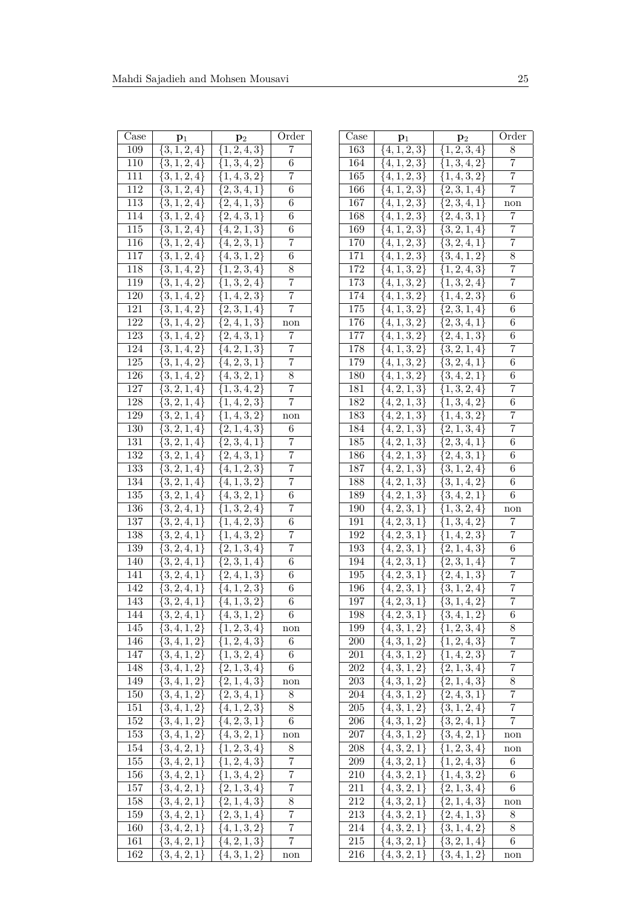| Case | $\mathbf{p}_1$ | $\mathbf{p}_2$ | Order |
|---|---|---|---|
| 109 | $\{3,1,2,4\}$ | $\{1,2,4,3\}$ | 7 |
| 110 | $\{3,1,2,4\}$ | $\{1,3,4,2\}$ | 6 |
| 111 | $\{3,1,2,4\}$ | $\{1,4,3,2\}$ | 7 |
| 112 | $\{3,1,2,4\}$ | $\{2,3,4,1\}$ | 6 |
| 113 | $\{3,1,2,4\}$ | $\{2,4,1,3\}$ | 6 |
| 114 | $\{3,1,2,4\}$ | $\{2,4,3,1\}$ | 6 |
| 115 | $\{3,1,2,4\}$ | $\{4,2,1,3\}$ | 6 |
| 116 | $\{3,1,2,4\}$ | $\{4,2,3,1\}$ | 7 |
| 117 | $\{3,1,2,4\}$ | $\{4,3,1,2\}$ | 6 |
| 118 | $\{3,1,4,2\}$ | $\{1,2,3,4\}$ | 8 |
| 119 | $\{3,1,4,2\}$ | $\{1,3,2,4\}$ | 7 |
| 120 | $\{3,1,4,2\}$ | $\{1,4,2,3\}$ | 7 |
| 121 | $\{3,1,4,2\}$ | $\{2,3,1,4\}$ | 7 |
| 122 | $\{3,1,4,2\}$ | $\{2,4,1,3\}$ | non |
| 123 | $\{3,1,4,2\}$ | $\{2,4,3,1\}$ | 7 |
| 124 | $\{3,1,4,2\}$ | $\{4,2,1,3\}$ | 7 |
| 125 | $\{3,1,4,2\}$ | $\{4,2,3,1\}$ | 7 |
| 126 | $\{3,1,4,2\}$ | $\{4,3,2,1\}$ | 8 |
| 127 | $\{3,2,1,4\}$ | $\{1,3,4,2\}$ | 7 |
| 128 | $\{3,2,1,4\}$ | $\{1,4,2,3\}$ | 7 |
| 129 | $\{3,2,1,4\}$ | $\{1,4,3,2\}$ | non |
| 130 | $\{3,2,1,4\}$ | $\{2,1,4,3\}$ | 6 |
| 131 | $\{3,2,1,4\}$ | $\{2,3,4,1\}$ | 7 |
| 132 | $\{3,2,1,4\}$ | $\{2,4,3,1\}$ | 7 |
| 133 | $\{3,2,1,4\}$ | $\{4,1,2,3\}$ | 7 |
| 134 | $\{3,2,1,4\}$ | $\{4,1,3,2\}$ | 7 |
| 135 | $\{3,2,1,4\}$ | $\{4,3,2,1\}$ | 6 |
| 136 | $\{3,2,4,1\}$ | $\{1,3,2,4\}$ | 7 |
| 137 | $\{3,2,4,1\}$ | $\{1,4,2,3\}$ | 6 |
| 138 | $\{3,2,4,1\}$ | $\{1,4,3,2\}$ | 7 |
| 139 | $\{3,2,4,1\}$ | $\{2,1,3,4\}$ | 7 |
| 140 | $\{3,2,4,1\}$ | $\{2,3,1,4\}$ | 6 |
| 141 | $\{3,2,4,1\}$ | $\{2,4,1,3\}$ | 6 |
| 142 | $\{3,2,4,1\}$ | $\{4,1,2,3\}$ | 6 |
| 143 | $\{3,2,4,1\}$ | $\{4,1,3,2\}$ | 6 |
| 144 | $\{3,2,4,1\}$ | $\{4,3,1,2\}$ | 6 |
| 145 | $\{3,4,1,2\}$ | $\{1,2,3,4\}$ | non |
| 146 | $\{3,4,1,2\}$ | $\{1,2,4,3\}$ | 6 |
| 147 | $\{3,4,1,2\}$ | $\{1,3,2,4\}$ | 6 |
| 148 | $\{3,4,1,2\}$ | $\{2,1,3,4\}$ | 6 |
| 149 | $\{3,4,1,2\}$ | $\{2,1,4,3\}$ | non |
| 150 | $\{3,4,1,2\}$ | $\{2,3,4,1\}$ | 8 |
| 151 | $\{3,4,1,2\}$ | $\{4,1,2,3\}$ | 8 |
| 152 | $\{3,4,1,2\}$ | $\{4,2,3,1\}$ | 6 |
| 153 | $\{3,4,1,2\}$ | $\{4,3,2,1\}$ | non |
| 154 | $\{3,4,2,1\}$ | $\{1,2,3,4\}$ | 8 |
| 155 | $\{3,4,2,1\}$ | $\{1,2,4,3\}$ | 7 |
| 156 | $\{3,4,2,1\}$ | $\{1,3,4,2\}$ | 7 |
| 157 | $\{3,4,2,1\}$ | $\{2,1,3,4\}$ | 7 |
| 158 | $\{3,4,2,1\}$ | $\{2,1,4,3\}$ | 8 |
| 159 | $\{3,4,2,1\}$ | $\{2,3,1,4\}$ | 7 |
| 160 | $\{3,4,2,1\}$ | $\{4,1,3,2\}$ | 7 |
| 161 | $\{3,4,2,1\}$ | $\{4,2,1,3\}$ | 7 |
| 162 | $\{3,4,2,1\}$ | $\{4,3,1,2\}$ | non |

| Case | $\mathbf{p}_1$ | $\mathbf{p}_2$ | Order |
|---|---|---|---|
| 163 | $\{4,1,2,3\}$ | $\{1,2,3,4\}$ | 8 |
| 164 | $\{4,1,2,3\}$ | $\{1,3,4,2\}$ | 7 |
| 165 | $\{4,1,2,3\}$ | $\{1,4,3,2\}$ | 7 |
| 166 | $\{4,1,2,3\}$ | $\{2,3,1,4\}$ | 7 |
| 167 | $\{4,1,2,3\}$ | $\{2,3,4,1\}$ | non |
| 168 | $\{4,1,2,3\}$ | $\{2,4,3,1\}$ | 7 |
| 169 | $\{4,1,2,3\}$ | $\{3,2,1,4\}$ | 7 |
| 170 | $\{4,1,2,3\}$ | $\{3,2,4,1\}$ | 7 |
| 171 | $\{4,1,2,3\}$ | $\{3,4,1,2\}$ | 8 |
| 172 | $\{4,1,3,2\}$ | $\{1,2,4,3\}$ | 7 |
| 173 | $\{4,1,3,2\}$ | $\{1,3,2,4\}$ | 7 |
| 174 | $\{4,1,3,2\}$ | $\{1,4,2,3\}$ | 6 |
| 175 | $\{4,1,3,2\}$ | $\{2,3,1,4\}$ | 6 |
| 176 | $\{4,1,3,2\}$ | $\{2,3,4,1\}$ | 6 |
| 177 | $\{4,1,3,2\}$ | $\{2,4,1,3\}$ | 6 |
| 178 | $\{4,1,3,2\}$ | $\{3,2,1,4\}$ | 7 |
| 179 | $\{4,1,3,2\}$ | $\{3,2,4,1\}$ | 6 |
| 180 | $\{4,1,3,2\}$ | $\{3,4,2,1\}$ | 6 |
| 181 | $\{4,2,1,3\}$ | $\{1,3,2,4\}$ | 7 |
| 182 | $\{4,2,1,3\}$ | $\{1,3,4,2\}$ | 6 |
| 183 | $\{4,2,1,3\}$ | $\{1,4,3,2\}$ | 7 |
| 184 | $\{4,2,1,3\}$ | $\{2,1,3,4\}$ | 7 |
| 185 | $\{4,2,1,3\}$ | $\{2,3,4,1\}$ | 6 |
| 186 | $\{4,2,1,3\}$ | $\{2,4,3,1\}$ | 6 |
| 187 | $\{4,2,1,3\}$ | $\{3,1,2,4\}$ | 6 |
| 188 | $\{4,2,1,3\}$ | $\{3,1,4,2\}$ | 6 |
| 189 | $\{4,2,1,3\}$ | $\{3,4,2,1\}$ | 6 |
| 190 | $\{4,2,3,1\}$ | $\{1,3,2,4\}$ | non |
| 191 | $\{4,2,3,1\}$ | $\{1,3,4,2\}$ | 7 |
| 192 | $\{4,2,3,1\}$ | $\{1,4,2,3\}$ | 7 |
| 193 | $\{4,2,3,1\}$ | $\{2,1,4,3\}$ | 6 |
| 194 | $\{4,2,3,1\}$ | $\{2,3,1,4\}$ | 7 |
| 195 | $\{4,2,3,1\}$ | $\{2,4,1,3\}$ | 7 |
| 196 | $\{4,2,3,1\}$ | $\{3,1,2,4\}$ | 7 |
| 197 | $\{4,2,3,1\}$ | $\{3,1,4,2\}$ | 7 |
| 198 | $\{4,2,3,1\}$ | $\{3,4,1,2\}$ | 6 |
| 199 | $\{4,3,1,2\}$ | $\{1,2,3,4\}$ | 8 |
| 200 | $\{4,3,1,2\}$ | $\{1,2,4,3\}$ | 7 |
| 201 | $\{4,3,1,2\}$ | $\{1,4,2,3\}$ | 7 |
| 202 | $\{4,3,1,2\}$ | $\{2,1,3,4\}$ | 7 |
| 203 | $\{4,3,1,2\}$ | $\{2,1,4,3\}$ | 8 |
| 204 | $\{4,3,1,2\}$ | $\{2,4,3,1\}$ | 7 |
| 205 | $\{4,3,1,2\}$ | $\{3,1,2,4\}$ | 7 |
| 206 | $\{4,3,1,2\}$ | $\{3,2,4,1\}$ | 7 |
| 207 | $\{4,3,1,2\}$ | $\{3,4,2,1\}$ | non |
| 208 | $\{4,3,2,1\}$ | $\{1,2,3,4\}$ | non |
| 209 | $\{4,3,2,1\}$ | $\{1,2,4,3\}$ | 6 |
| 210 | $\{4,3,2,1\}$ | $\{1,4,3,2\}$ | 6 |
| 211 | $\{4,3,2,1\}$ | $\{2,1,3,4\}$ | 6 |
| 212 | $\{4,3,2,1\}$ | $\{2,1,4,3\}$ | non |
| 213 | $\{4,3,2,1\}$ | $\{2,4,1,3\}$ | 8 |
| 214 | $\{4,3,2,1\}$ | $\{3,1,4,2\}$ | 8 |
| 215 | $\{4,3,2,1\}$ | $\{3,2,1,4\}$ | 6 |
| 216 | $\{4,3,2,1\}$ | $\{3,4,1,2\}$ | non |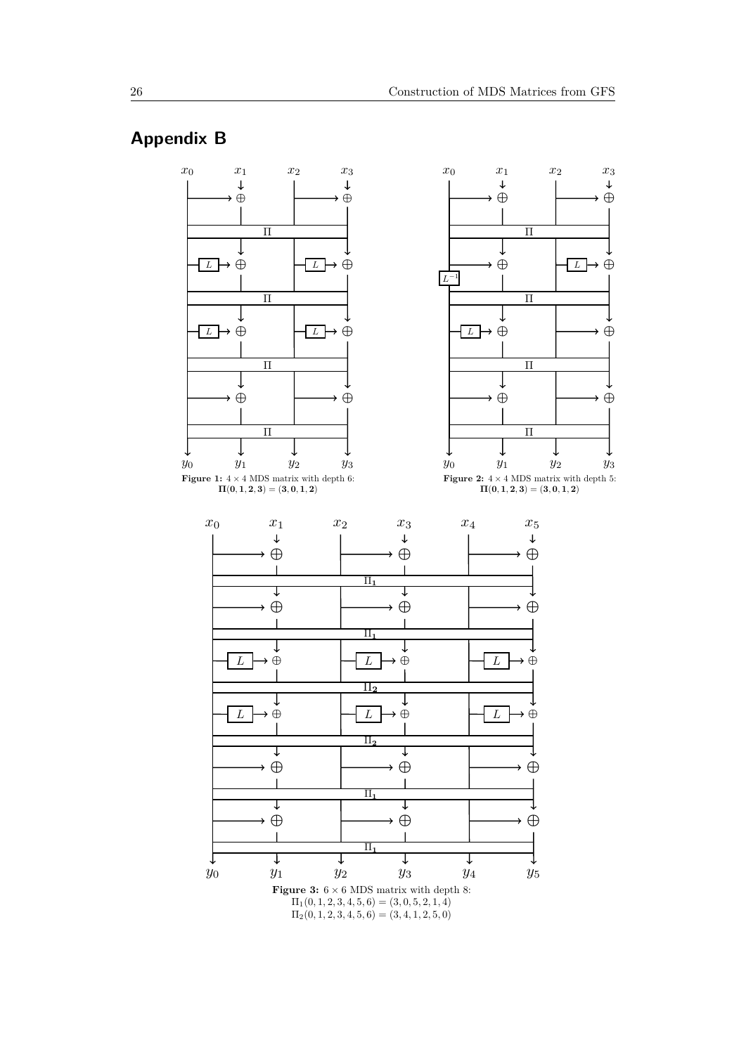# Appendix B

**Figure 1:** $4 \times 4$ MDS matrix with depth 6: $\mathbf{\Pi(0,1,2,3) = (3,0,1,2)}$

**Figure 2:** $4 \times 4$ MDS matrix with depth 5: $\mathbf{\Pi(0,1,2,3) = (3,0,1,2)}$

**Figure 3:** $6 \times 6$ MDS matrix with depth 8:
$\Pi_1(0,1,2,3,4,5,6) = (3,0,5,2,1,4)$
$\Pi_2(0,1,2,3,4,5,6) = (3,4,1,2,5,0)$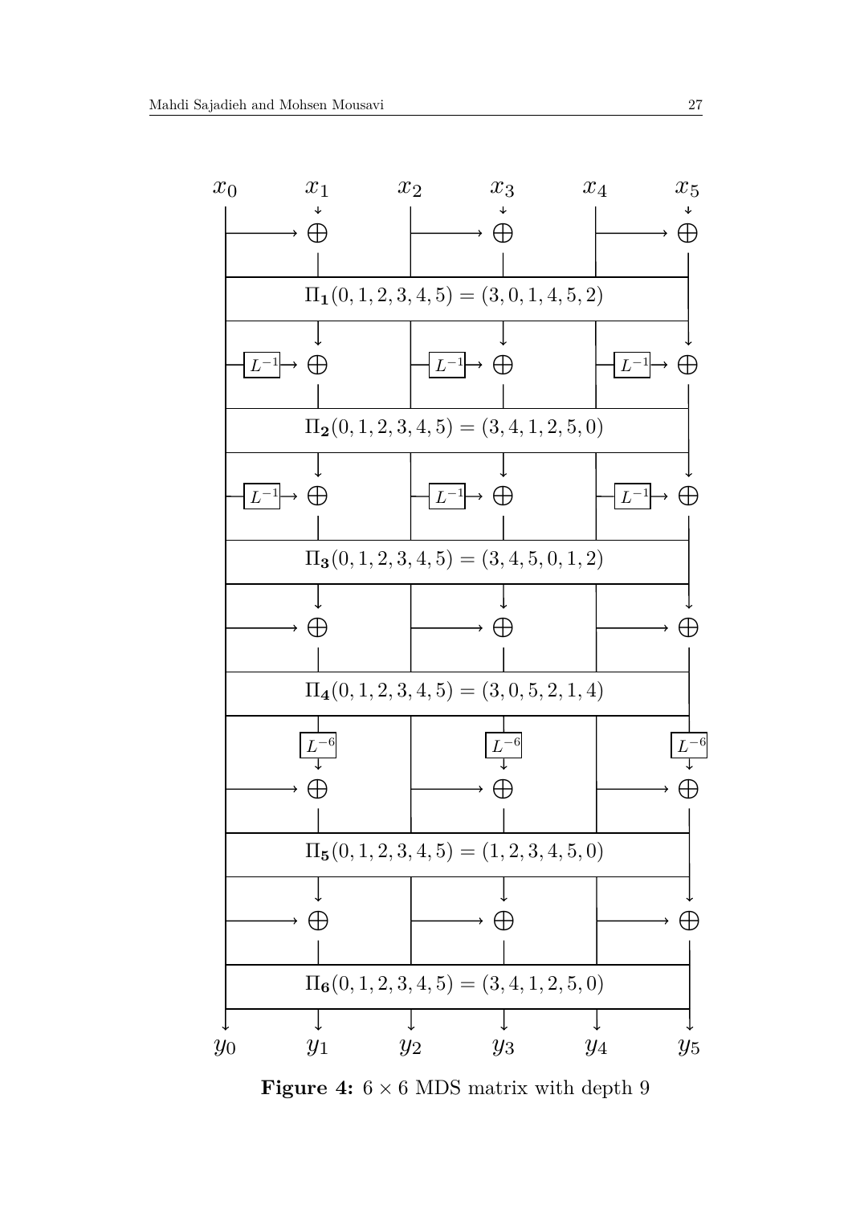Figure 4: $6 \times 6$ MDS matrix with depth 9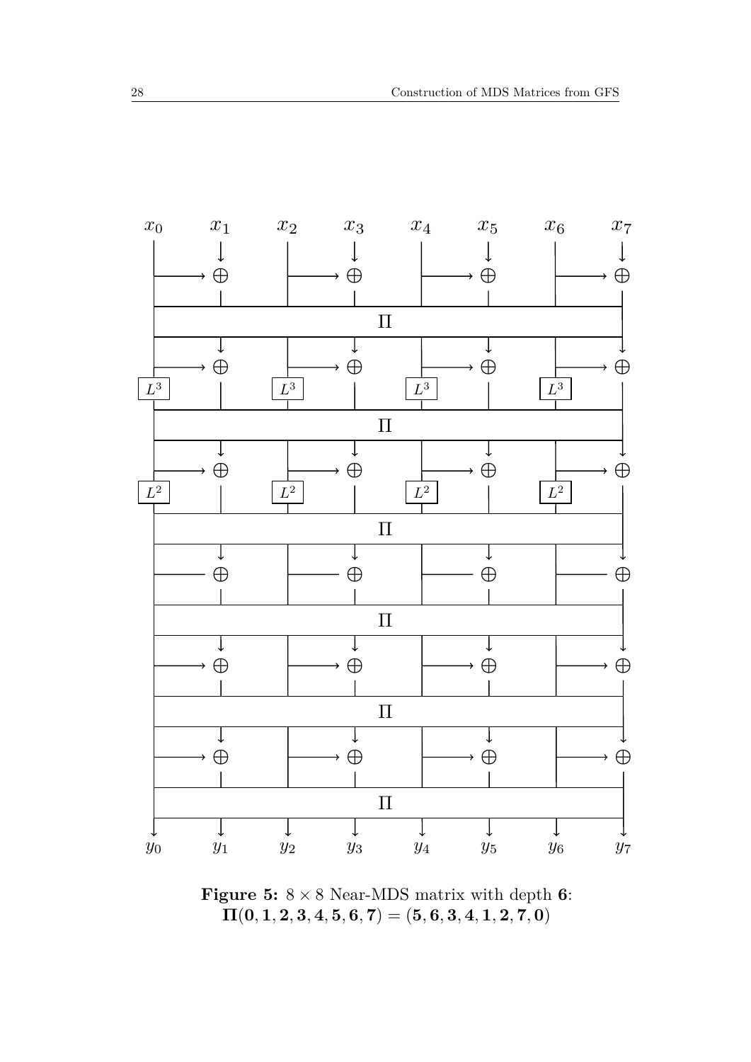**Figure 5:** $8 \times 8$ Near-MDS matrix with depth **6**: $\mathbf{\Pi(0, 1, 2, 3, 4, 5, 6, 7) = (5, 6, 3, 4, 1, 2, 7, 0)}$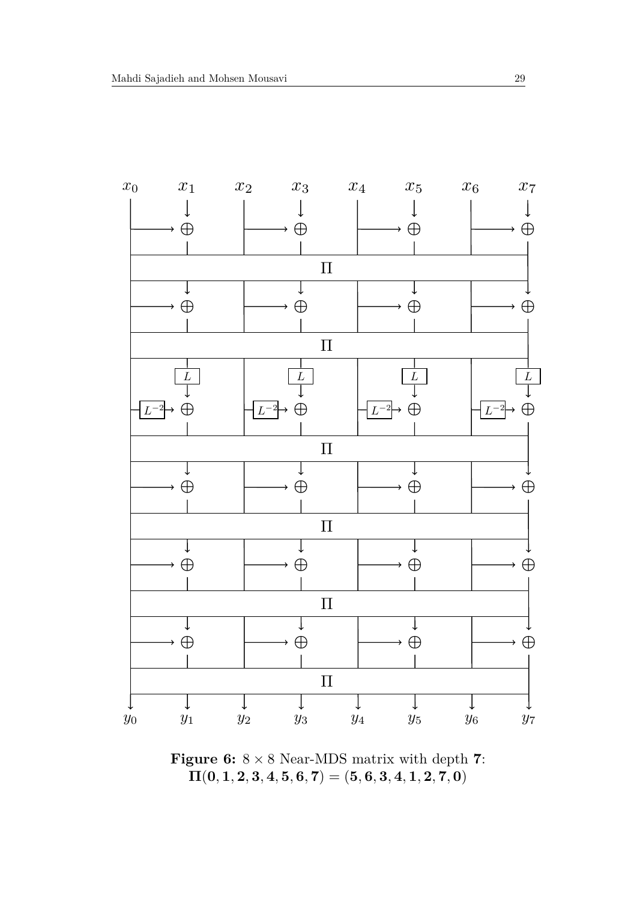**Figure 6:** $8 \times 8$ Near-MDS matrix with depth **7**: $\mathbf{\Pi(0, 1, 2, 3, 4, 5, 6, 7) = (5, 6, 3, 4, 1, 2, 7, 0)}$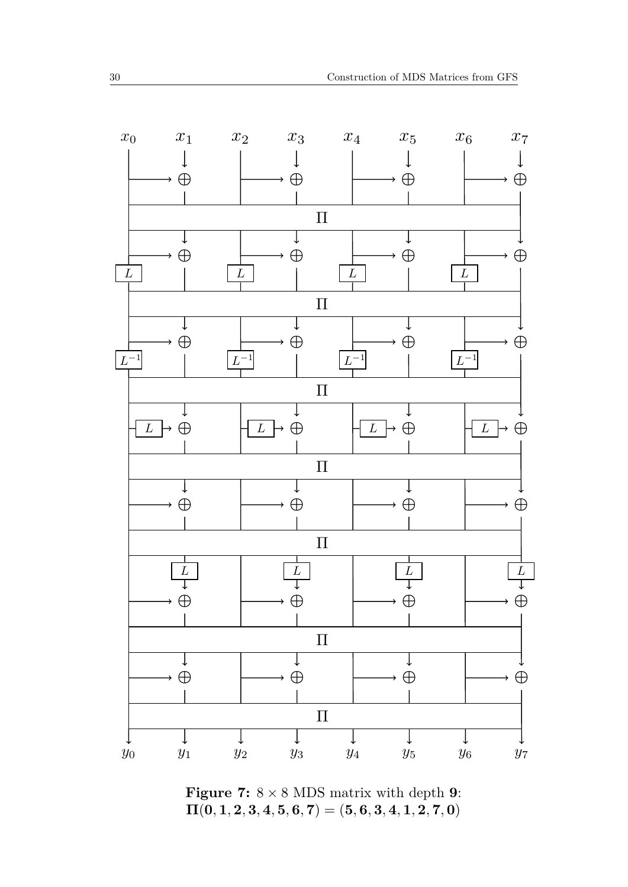**Figure 7:** $8 \times 8$ MDS matrix with depth **9**: $\boldsymbol{\Pi(0, 1, 2, 3, 4, 5, 6, 7) = (5, 6, 3, 4, 1, 2, 7, 0)}$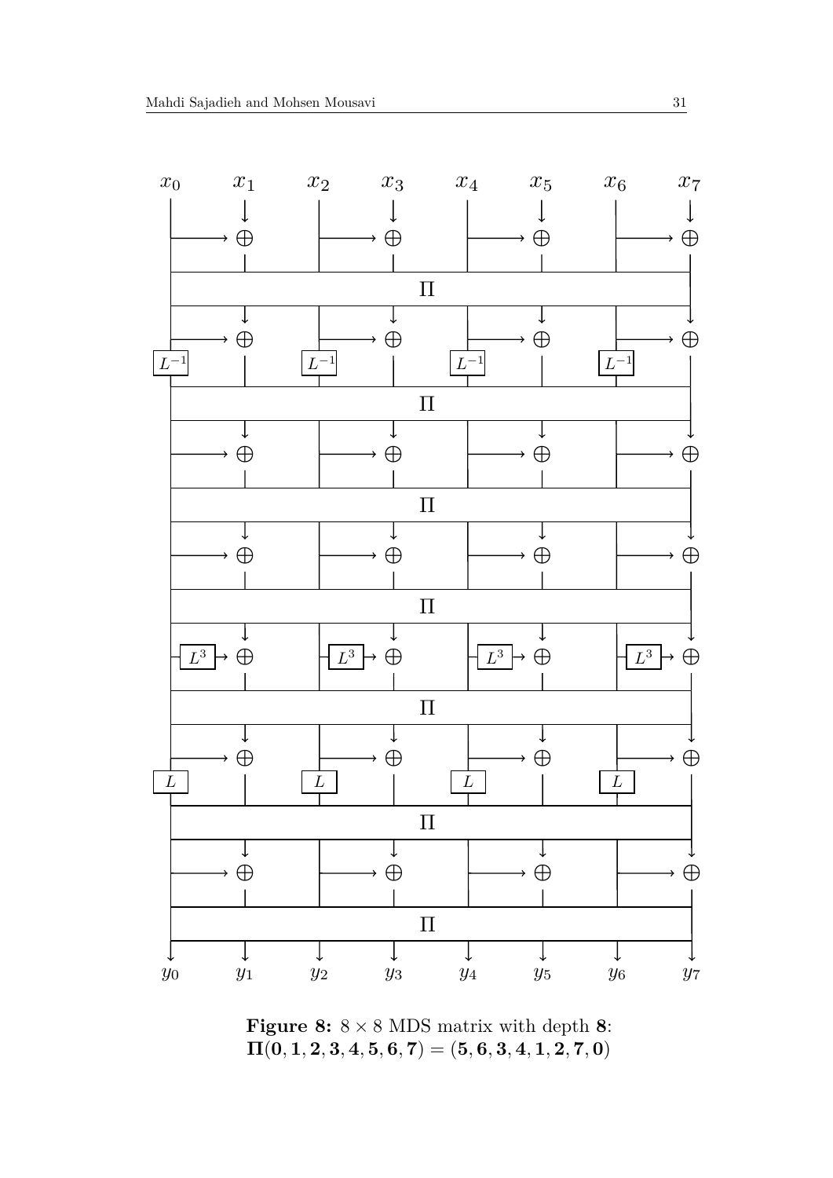**Figure 8:** $8 \times 8$ MDS matrix with depth **8**: $\mathbf{\Pi(0,1,2,3,4,5,6,7) = (5,6,3,4,1,2,7,0)}$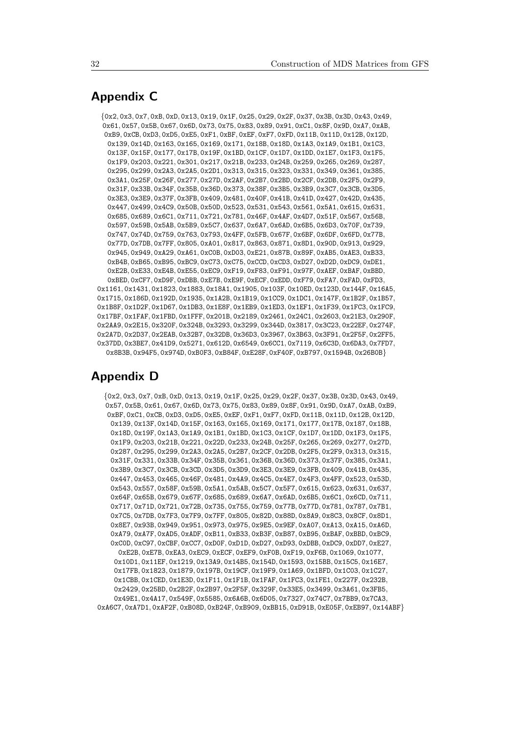## Appendix C

{0x2, 0x3, 0x7, 0xB, 0xD, 0x13, 0x19, 0x1F, 0x25, 0x29, 0x2F, 0x37, 0x3B, 0x3D, 0x43, 0x49, 0x61, 0x57, 0x5B, 0x67, 0x6D, 0x73, 0x75, 0x83, 0x89, 0x91, 0xC1, 0x8F, 0x9D, 0xA7, 0xAB, 0xB9, 0xCB, 0xD3, 0xD5, 0xE5, 0xF1, 0xBF, 0xEF, 0xF7, 0xFD, 0x11B, 0x11D, 0x12B, 0x12D, 0x139, 0x14D, 0x163, 0x165, 0x169, 0x171, 0x18B, 0x18D, 0x1A3, 0x1A9, 0x1B1, 0x1C3, 0x13F, 0x15F, 0x177, 0x17B, 0x19F, 0x1BD, 0x1CF, 0x1D7, 0x1DD, 0x1E7, 0x1F3, 0x1F5, 0x1F9, 0x203, 0x221, 0x301, 0x217, 0x21B, 0x233, 0x24B, 0x259, 0x265, 0x269, 0x287, 0x295, 0x299, 0x2A3, 0x2A5, 0x2D1, 0x313, 0x315, 0x323, 0x331, 0x349, 0x361, 0x385, 0x3A1, 0x25F, 0x26F, 0x277, 0x27D, 0x2AF, 0x2B7, 0x2BD, 0x2CF, 0x2DB, 0x2F5, 0x2F9, 0x31F, 0x33B, 0x34F, 0x35B, 0x36D, 0x373, 0x38F, 0x3B5, 0x3B9, 0x3C7, 0x3CB, 0x3D5, 0x3E3, 0x3E9, 0x37F, 0x3FB, 0x409, 0x481, 0x40F, 0x41B, 0x41D, 0x427, 0x42D, 0x435, 0x447, 0x499, 0x4C9, 0x50B, 0x50D, 0x523, 0x531, 0x543, 0x561, 0x5A1, 0x615, 0x631, 0x685, 0x689, 0x6C1, 0x711, 0x721, 0x781, 0x46F, 0x4AF, 0x4D7, 0x51F, 0x567, 0x56B, 0x597, 0x59B, 0x5AB, 0x5B9, 0x5C7, 0x637, 0x6A7, 0x6AD, 0x6B5, 0x6D3, 0x70F, 0x739, 0x747, 0x74D, 0x759, 0x763, 0x793, 0x4FF, 0x5FB, 0x67F, 0x6BF, 0x6DF, 0x6FD, 0x77B, 0x77D, 0x7DB, 0x7FF, 0x805, 0xA01, 0x817, 0x863, 0x871, 0x8D1, 0x90D, 0x913, 0x929, 0x945, 0x949, 0xA29, 0xA61, 0xC0B, 0xD03, 0xE21, 0x87B, 0x89F, 0xAB5, 0xAE3, 0xB33, 0xB4B, 0xB65, 0xB95, 0xBC9, 0xC73, 0xC75, 0xCCD, 0xCD3, 0xD27, 0xD2D, 0xDC9, 0xDE1, 0xE2B, 0xE33, 0xE4B, 0xE55, 0xEC9, 0xF19, 0xF83, 0xF91, 0x97F, 0xAEF, 0xBAF, 0xBBD, 0xBED, 0xCF7, 0xD9F, 0xDBB, 0xE7B, 0xE9F, 0xECF, 0xEDD, 0xF79, 0xFA7, 0xFAD, 0xFD3, 0x1161, 0x1431, 0x1823, 0x1883, 0x18A1, 0x1905, 0x103F, 0x10ED, 0x123D, 0x144F, 0x16A5, 0x1715, 0x186D, 0x192D, 0x1935, 0x1A2B, 0x1B19, 0x1CC9, 0x1DC1, 0x147F, 0x1B2F, 0x1B57, 0x1B8F, 0x1D2F, 0x1D67, 0x1DB3, 0x1E8F, 0x1EB9, 0x1ED3, 0x1EF1, 0x1F39, 0x1FC3, 0x1FC9, 0x17BF, 0x1FAF, 0x1FBD, 0x1FFF, 0x201B, 0x2189, 0x2461, 0x24C1, 0x2603, 0x21E3, 0x290F, 0x2AA9, 0x2E15, 0x320F, 0x324B, 0x3293, 0x3299, 0x344D, 0x3817, 0x3C23, 0x22EF, 0x274F, 0x2A7D, 0x2D37, 0x2EAB, 0x32B7, 0x32DB, 0x36D3, 0x3967, 0x3B63, 0x3F91, 0x2F5F, 0x2FF5, 0x37DD, 0x3BE7, 0x41D9, 0x5271, 0x612D, 0x6549, 0x6CC1, 0x7119, 0x6C3D, 0x6DA3, 0x7FD7, 0x8B3B, 0x94F5, 0x974D, 0xB0F3, 0xB84F, 0xE28F, 0xF40F, 0xB797, 0x1594B, 0x26B0B}

## Appendix D

{0x2, 0x3, 0x7, 0xB, 0xD, 0x13, 0x19, 0x1F, 0x25, 0x29, 0x2F, 0x37, 0x3B, 0x3D, 0x43, 0x49, 0x57, 0x5B, 0x61, 0x67, 0x6D, 0x73, 0x75, 0x83, 0x89, 0x8F, 0x91, 0x9D, 0xA7, 0xAB, 0xB9, 0xBF, 0xC1, 0xCB, 0xD3, 0xD5, 0xE5, 0xEF, 0xF1, 0xF7, 0xFD, 0x11B, 0x11D, 0x12B, 0x12D, 0x139, 0x13F, 0x14D, 0x15F, 0x163, 0x165, 0x169, 0x171, 0x177, 0x17B, 0x187, 0x18B, 0x18D, 0x19F, 0x1A3, 0x1A9, 0x1B1, 0x1BD, 0x1C3, 0x1CF, 0x1D7, 0x1DD, 0x1F3, 0x1F5, 0x1F9, 0x203, 0x21B, 0x221, 0x22D, 0x233, 0x24B, 0x25F, 0x265, 0x269, 0x277, 0x27D, 0x287, 0x295, 0x299, 0x2A3, 0x2A5, 0x2B7, 0x2CF, 0x2DB, 0x2F5, 0x2F9, 0x313, 0x315, 0x31F, 0x331, 0x33B, 0x34F, 0x35B, 0x361, 0x36B, 0x36D, 0x373, 0x37F, 0x385, 0x3A1, 0x3B9, 0x3C7, 0x3CB, 0x3CD, 0x3D5, 0x3D9, 0x3E3, 0x3E9, 0x3FB, 0x409, 0x41B, 0x435, 0x447, 0x453, 0x465, 0x46F, 0x481, 0x4A9, 0x4C5, 0x4E7, 0x4F3, 0x4FF, 0x523, 0x53D, 0x543, 0x557, 0x58F, 0x59B, 0x5A1, 0x5AB, 0x5C7, 0x5F7, 0x615, 0x623, 0x631, 0x637, 0x64F, 0x65B, 0x679, 0x67F, 0x685, 0x689, 0x6A7, 0x6AD, 0x6B5, 0x6C1, 0x6CD, 0x711, 0x717, 0x71D, 0x721, 0x72B, 0x735, 0x755, 0x759, 0x77B, 0x77D, 0x781, 0x787, 0x7B1, 0x7C5, 0x7DB, 0x7F3, 0x7F9, 0x7FF, 0x805, 0x82D, 0x88D, 0x8A9, 0x8C3, 0x8CF, 0x8D1, 0x8E7, 0x93B, 0x949, 0x951, 0x973, 0x975, 0x9E5, 0x9EF, 0xA07, 0xA13, 0xA15, 0xA6D, 0xA79, 0xA7F, 0xAD5, 0xADF, 0xB11, 0xB33, 0xB3F, 0xB87, 0xB95, 0xBAF, 0xBBD, 0xBC9, 0xC0D, 0xC97, 0xCBF, 0xCC7, 0xD0F, 0xD1D, 0xD27, 0xD93, 0xDBB, 0xDC9, 0xDD7, 0xE27, 0xE2B, 0xE7B, 0xEA3, 0xEC9, 0xECF, 0xEF9, 0xF0B, 0xF19, 0xF6B, 0x1069, 0x1077, 0x10D1, 0x11EF, 0x1219, 0x13A9, 0x14B5, 0x154D, 0x1593, 0x15BB, 0x15C5, 0x16E7, 0x17FB, 0x1823, 0x1879, 0x197B, 0x19CF, 0x19F9, 0x1A69, 0x1BFD, 0x1C03, 0x1C27, 0x1CBB, 0x1CED, 0x1E3D, 0x1F11, 0x1F1B, 0x1FAF, 0x1FC3, 0x1FE1, 0x227F, 0x232B, 0x2429, 0x25BD, 0x2B2F, 0x2B97, 0x2F5F, 0x329F, 0x33E5, 0x3499, 0x3A61, 0x3FB5, 0x49E1, 0x4A17, 0x549F, 0x5585, 0x6A6B, 0x6D05, 0x7327, 0x74C7, 0x7BB9, 0x7CA3, 0xA6C7, 0xA7D1, 0xAF2F, 0xB08D, 0xB24F, 0xB909, 0xBB15, 0xD91B, 0xE05F, 0xEB97, 0x14ABF}